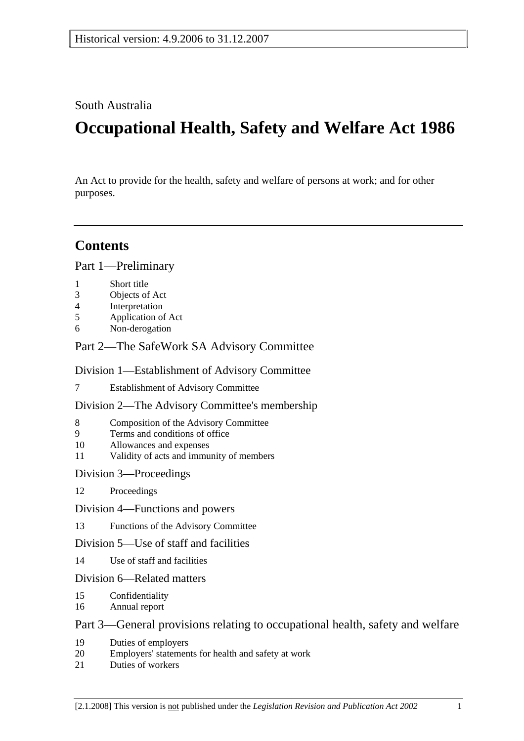Historical version: 4.9.2006 to 31.12.2007

South Australia

# Occupational Health, Safety and Welfare Act 1986

An Act to provide for the health, safety and welfare of persons at work; and for other purposes.

## Contents

### Part 1—Preliminary

1 Short title
3 Objects of Act
4 Interpretation
5 Application of Act
6 Non-derogation

### Part 2—The SafeWork SA Advisory Committee

#### Division 1—Establishment of Advisory Committee

7 Establishment of Advisory Committee

#### Division 2—The Advisory Committee's membership

8 Composition of the Advisory Committee
9 Terms and conditions of office
10 Allowances and expenses
11 Validity of acts and immunity of members

#### Division 3—Proceedings

12 Proceedings

#### Division 4—Functions and powers

13 Functions of the Advisory Committee

#### Division 5—Use of staff and facilities

14 Use of staff and facilities

#### Division 6—Related matters

15 Confidentiality
16 Annual report

### Part 3—General provisions relating to occupational health, safety and welfare

19 Duties of employers
20 Employers' statements for health and safety at work
21 Duties of workers

[2.1.2008] This version is not published under the *Legislation Revision and Publication Act 2002*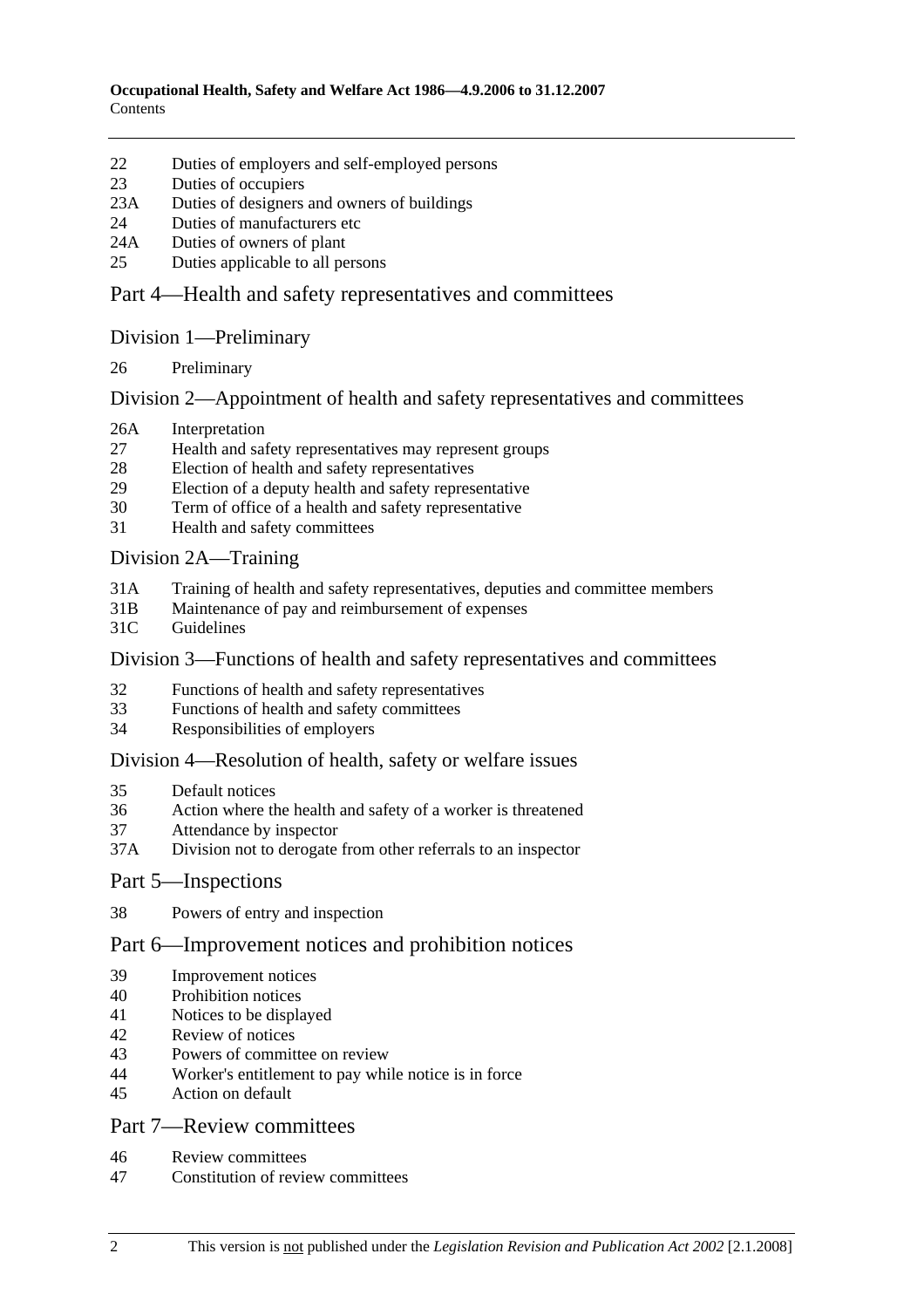22 Duties of employers and self-employed persons
23 Duties of occupiers
23A Duties of designers and owners of buildings
24 Duties of manufacturers etc
24A Duties of owners of plant
25 Duties applicable to all persons

## Part 4—Health and safety representatives and committees

### Division 1—Preliminary

26 Preliminary

### Division 2—Appointment of health and safety representatives and committees

26A Interpretation
27 Health and safety representatives may represent groups
28 Election of health and safety representatives
29 Election of a deputy health and safety representative
30 Term of office of a health and safety representative
31 Health and safety committees

### Division 2A—Training

31A Training of health and safety representatives, deputies and committee members
31B Maintenance of pay and reimbursement of expenses
31C Guidelines

### Division 3—Functions of health and safety representatives and committees

32 Functions of health and safety representatives
33 Functions of health and safety committees
34 Responsibilities of employers

### Division 4—Resolution of health, safety or welfare issues

35 Default notices
36 Action where the health and safety of a worker is threatened
37 Attendance by inspector
37A Division not to derogate from other referrals to an inspector

## Part 5—Inspections

38 Powers of entry and inspection

## Part 6—Improvement notices and prohibition notices

39 Improvement notices
40 Prohibition notices
41 Notices to be displayed
42 Review of notices
43 Powers of committee on review
44 Worker's entitlement to pay while notice is in force
45 Action on default

## Part 7—Review committees

46 Review committees
47 Constitution of review committees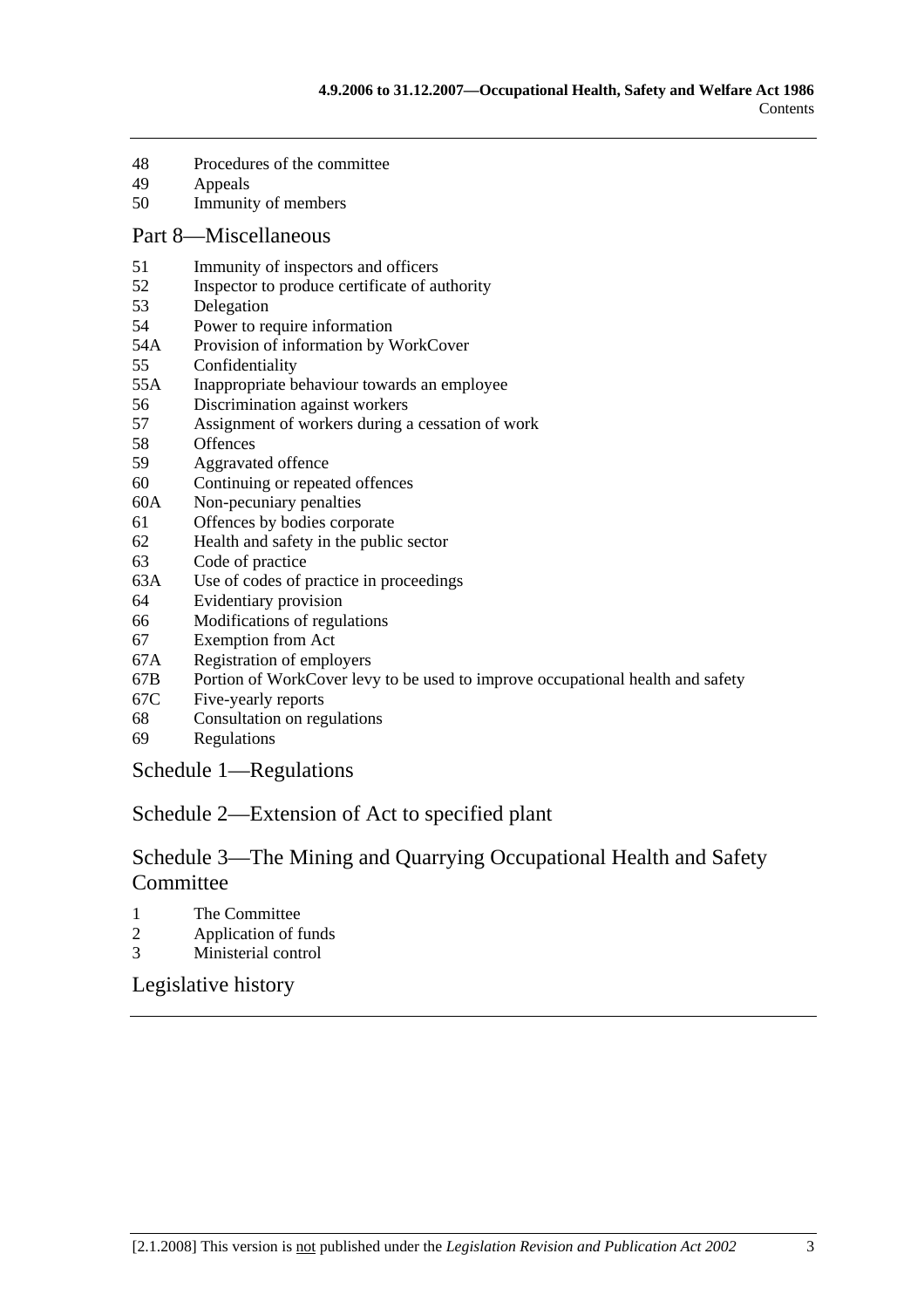48 Procedures of the committee
49 Appeals
50 Immunity of members

## Part 8—Miscellaneous

51 Immunity of inspectors and officers
52 Inspector to produce certificate of authority
53 Delegation
54 Power to require information
54A Provision of information by WorkCover
55 Confidentiality
55A Inappropriate behaviour towards an employee
56 Discrimination against workers
57 Assignment of workers during a cessation of work
58 Offences
59 Aggravated offence
60 Continuing or repeated offences
60A Non-pecuniary penalties
61 Offences by bodies corporate
62 Health and safety in the public sector
63 Code of practice
63A Use of codes of practice in proceedings
64 Evidentiary provision
66 Modifications of regulations
67 Exemption from Act
67A Registration of employers
67B Portion of WorkCover levy to be used to improve occupational health and safety
67C Five-yearly reports
68 Consultation on regulations
69 Regulations

## Schedule 1—Regulations

## Schedule 2—Extension of Act to specified plant

## Schedule 3—The Mining and Quarrying Occupational Health and Safety Committee

1 The Committee
2 Application of funds
3 Ministerial control

## Legislative history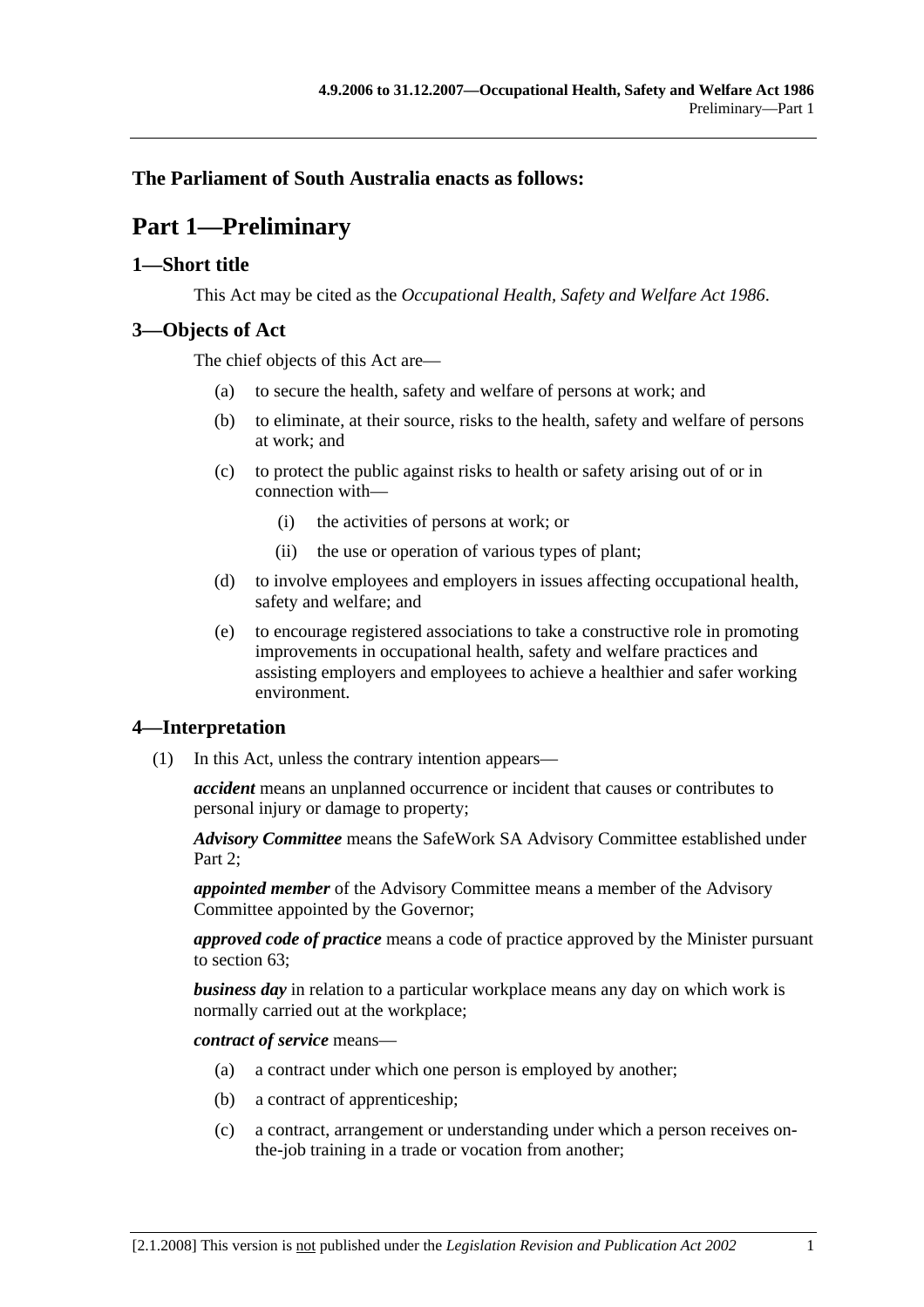**The Parliament of South Australia enacts as follows:**

# Part 1—Preliminary

## 1—Short title

This Act may be cited as the *Occupational Health, Safety and Welfare Act 1986*.

## 3—Objects of Act

The chief objects of this Act are—

(a) to secure the health, safety and welfare of persons at work; and

(b) to eliminate, at their source, risks to the health, safety and welfare of persons at work; and

(c) to protect the public against risks to health or safety arising out of or in connection with—

(i) the activities of persons at work; or

(ii) the use or operation of various types of plant;

(d) to involve employees and employers in issues affecting occupational health, safety and welfare; and

(e) to encourage registered associations to take a constructive role in promoting improvements in occupational health, safety and welfare practices and assisting employers and employees to achieve a healthier and safer working environment.

## 4—Interpretation

(1) In this Act, unless the contrary intention appears—

***accident*** means an unplanned occurrence or incident that causes or contributes to personal injury or damage to property;

***Advisory Committee*** means the SafeWork SA Advisory Committee established under Part 2;

***appointed member*** of the Advisory Committee means a member of the Advisory Committee appointed by the Governor;

***approved code of practice*** means a code of practice approved by the Minister pursuant to section 63;

***business day*** in relation to a particular workplace means any day on which work is normally carried out at the workplace;

***contract of service*** means—

(a) a contract under which one person is employed by another;

(b) a contract of apprenticeship;

(c) a contract, arrangement or understanding under which a person receives on-the-job training in a trade or vocation from another;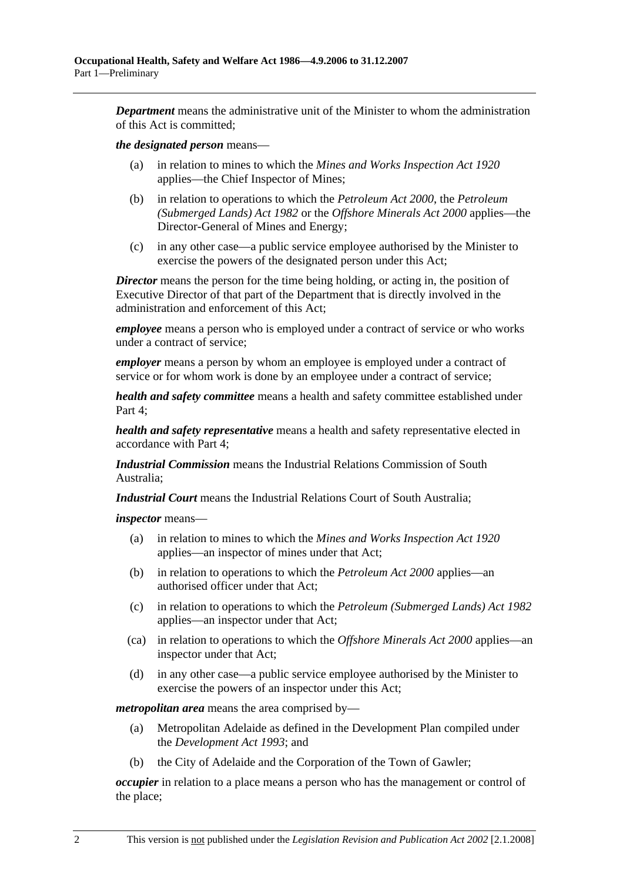***Department*** means the administrative unit of the Minister to whom the administration of this Act is committed;

***the designated person*** means—

(a) in relation to mines to which the *Mines and Works Inspection Act 1920* applies—the Chief Inspector of Mines;

(b) in relation to operations to which the *Petroleum Act 2000*, the *Petroleum (Submerged Lands) Act 1982* or the *Offshore Minerals Act 2000* applies—the Director-General of Mines and Energy;

(c) in any other case—a public service employee authorised by the Minister to exercise the powers of the designated person under this Act;

***Director*** means the person for the time being holding, or acting in, the position of Executive Director of that part of the Department that is directly involved in the administration and enforcement of this Act;

***employee*** means a person who is employed under a contract of service or who works under a contract of service;

***employer*** means a person by whom an employee is employed under a contract of service or for whom work is done by an employee under a contract of service;

***health and safety committee*** means a health and safety committee established under Part 4;

***health and safety representative*** means a health and safety representative elected in accordance with Part 4;

***Industrial Commission*** means the Industrial Relations Commission of South Australia;

***Industrial Court*** means the Industrial Relations Court of South Australia;

***inspector*** means—

(a) in relation to mines to which the *Mines and Works Inspection Act 1920* applies—an inspector of mines under that Act;

(b) in relation to operations to which the *Petroleum Act 2000* applies—an authorised officer under that Act;

(c) in relation to operations to which the *Petroleum (Submerged Lands) Act 1982* applies—an inspector under that Act;

(ca) in relation to operations to which the *Offshore Minerals Act 2000* applies—an inspector under that Act;

(d) in any other case—a public service employee authorised by the Minister to exercise the powers of an inspector under this Act;

***metropolitan area*** means the area comprised by—

(a) Metropolitan Adelaide as defined in the Development Plan compiled under the *Development Act 1993*; and

(b) the City of Adelaide and the Corporation of the Town of Gawler;

***occupier*** in relation to a place means a person who has the management or control of the place;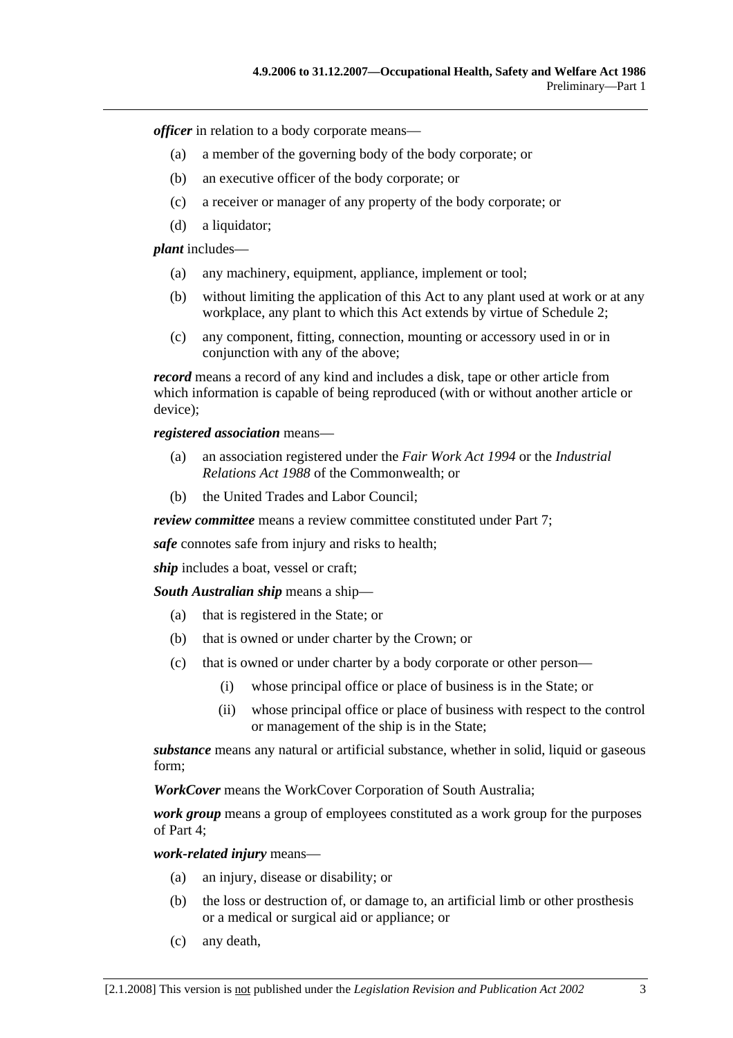***officer*** in relation to a body corporate means—

(a) a member of the governing body of the body corporate; or

(b) an executive officer of the body corporate; or

(c) a receiver or manager of any property of the body corporate; or

(d) a liquidator;

***plant*** includes—

(a) any machinery, equipment, appliance, implement or tool;

(b) without limiting the application of this Act to any plant used at work or at any workplace, any plant to which this Act extends by virtue of Schedule 2;

(c) any component, fitting, connection, mounting or accessory used in or in conjunction with any of the above;

***record*** means a record of any kind and includes a disk, tape or other article from which information is capable of being reproduced (with or without another article or device);

***registered association*** means—

(a) an association registered under the *Fair Work Act 1994* or the *Industrial Relations Act 1988* of the Commonwealth; or

(b) the United Trades and Labor Council;

***review committee*** means a review committee constituted under Part 7;

***safe*** connotes safe from injury and risks to health;

***ship*** includes a boat, vessel or craft;

***South Australian ship*** means a ship—

(a) that is registered in the State; or

(b) that is owned or under charter by the Crown; or

(c) that is owned or under charter by a body corporate or other person—

(i) whose principal office or place of business is in the State; or

(ii) whose principal office or place of business with respect to the control or management of the ship is in the State;

***substance*** means any natural or artificial substance, whether in solid, liquid or gaseous form;

***WorkCover*** means the WorkCover Corporation of South Australia;

***work group*** means a group of employees constituted as a work group for the purposes of Part 4;

***work-related injury*** means—

(a) an injury, disease or disability; or

(b) the loss or destruction of, or damage to, an artificial limb or other prosthesis or a medical or surgical aid or appliance; or

(c) any death,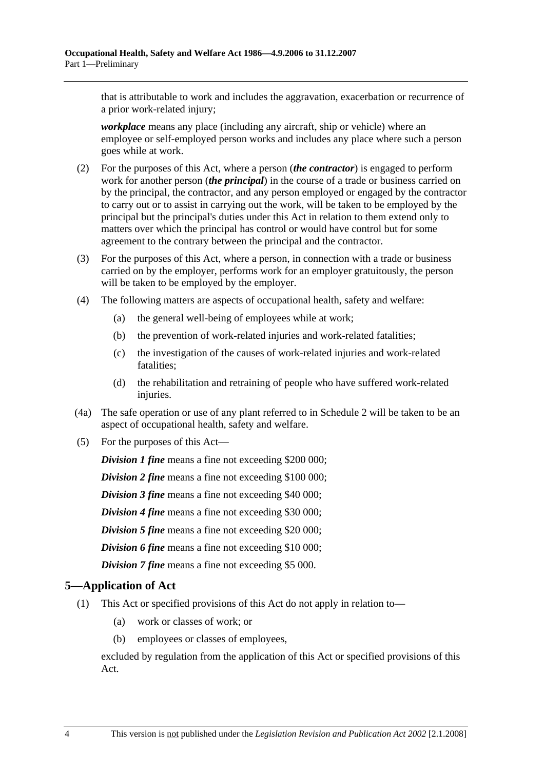that is attributable to work and includes the aggravation, exacerbation or recurrence of a prior work-related injury;

***workplace*** means any place (including any aircraft, ship or vehicle) where an employee or self-employed person works and includes any place where such a person goes while at work.

(2) For the purposes of this Act, where a person (***the contractor***) is engaged to perform work for another person (***the principal***) in the course of a trade or business carried on by the principal, the contractor, and any person employed or engaged by the contractor to carry out or to assist in carrying out the work, will be taken to be employed by the principal but the principal's duties under this Act in relation to them extend only to matters over which the principal has control or would have control but for some agreement to the contrary between the principal and the contractor.

(3) For the purposes of this Act, where a person, in connection with a trade or business carried on by the employer, performs work for an employer gratuitously, the person will be taken to be employed by the employer.

(4) The following matters are aspects of occupational health, safety and welfare:

(a) the general well-being of employees while at work;

(b) the prevention of work-related injuries and work-related fatalities;

(c) the investigation of the causes of work-related injuries and work-related fatalities;

(d) the rehabilitation and retraining of people who have suffered work-related injuries.

(4a) The safe operation or use of any plant referred to in Schedule 2 will be taken to be an aspect of occupational health, safety and welfare.

(5) For the purposes of this Act—

***Division 1 fine*** means a fine not exceeding $200 000;

***Division 2 fine*** means a fine not exceeding $100 000;

***Division 3 fine*** means a fine not exceeding $40 000;

***Division 4 fine*** means a fine not exceeding $30 000;

***Division 5 fine*** means a fine not exceeding $20 000;

***Division 6 fine*** means a fine not exceeding $10 000;

***Division 7 fine*** means a fine not exceeding $5 000.

## 5—Application of Act

(1) This Act or specified provisions of this Act do not apply in relation to—

(a) work or classes of work; or

(b) employees or classes of employees,

excluded by regulation from the application of this Act or specified provisions of this Act.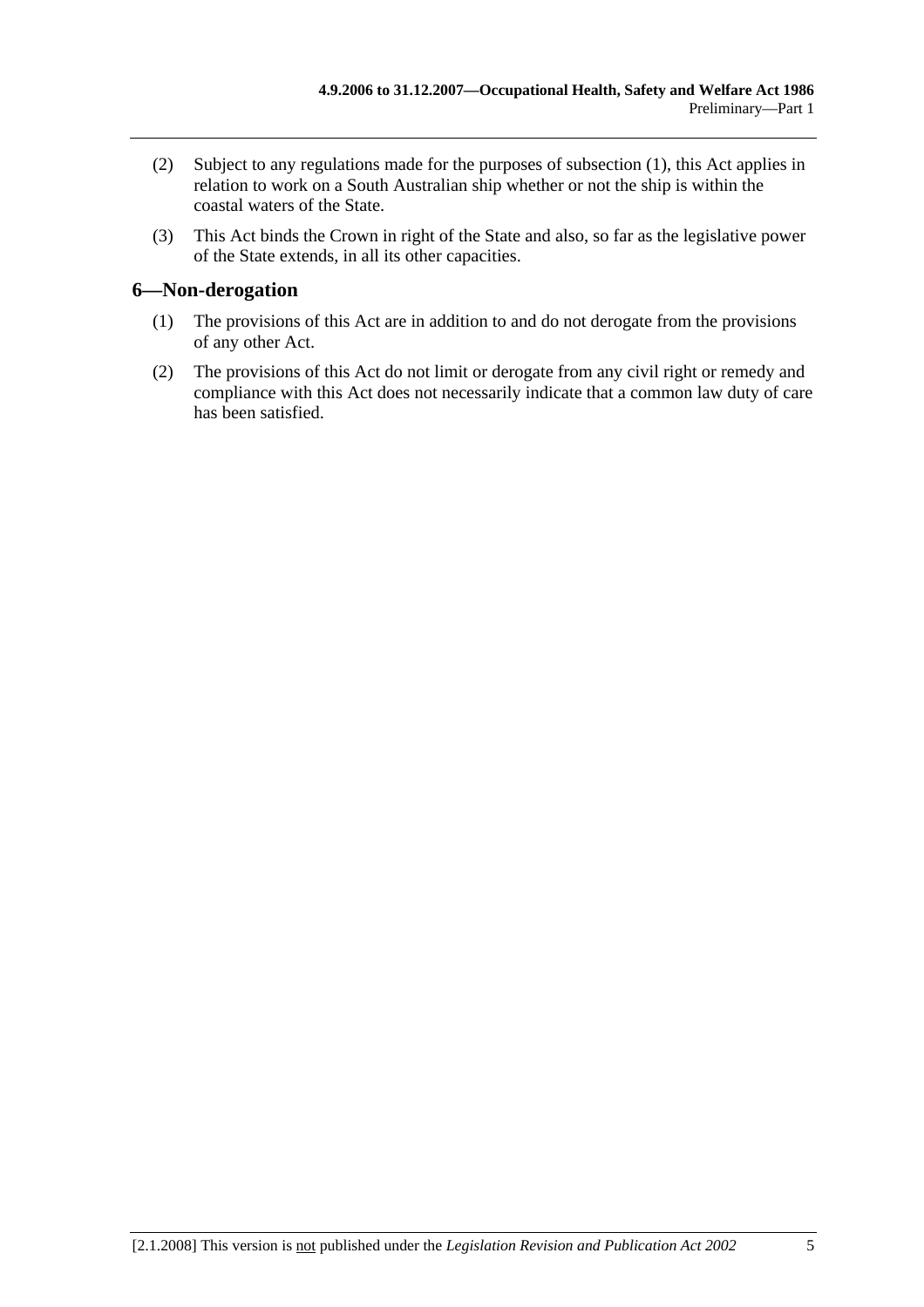(2) Subject to any regulations made for the purposes of subsection (1), this Act applies in relation to work on a South Australian ship whether or not the ship is within the coastal waters of the State.

(3) This Act binds the Crown in right of the State and also, so far as the legislative power of the State extends, in all its other capacities.

## 6—Non-derogation

(1) The provisions of this Act are in addition to and do not derogate from the provisions of any other Act.

(2) The provisions of this Act do not limit or derogate from any civil right or remedy and compliance with this Act does not necessarily indicate that a common law duty of care has been satisfied.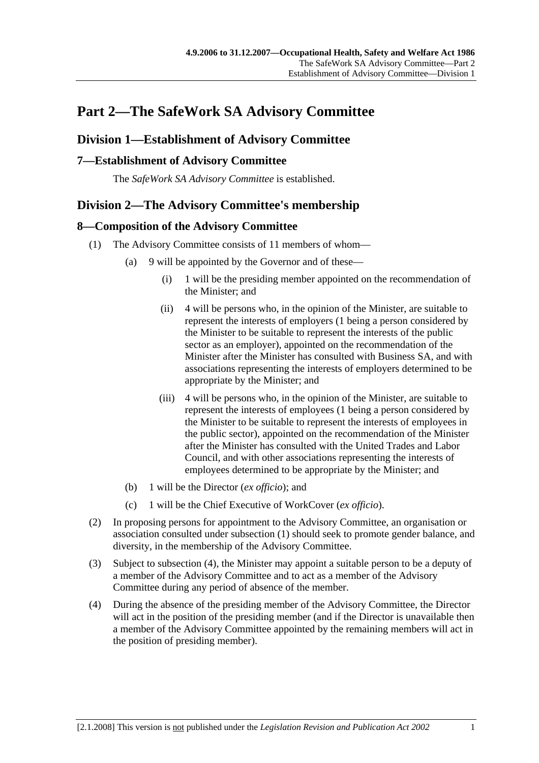# Part 2—The SafeWork SA Advisory Committee

## Division 1—Establishment of Advisory Committee

### 7—Establishment of Advisory Committee

The *SafeWork SA Advisory Committee* is established.

## Division 2—The Advisory Committee's membership

### 8—Composition of the Advisory Committee

(1) The Advisory Committee consists of 11 members of whom—

(a) 9 will be appointed by the Governor and of these—

(i) 1 will be the presiding member appointed on the recommendation of the Minister; and

(ii) 4 will be persons who, in the opinion of the Minister, are suitable to represent the interests of employers (1 being a person considered by the Minister to be suitable to represent the interests of the public sector as an employer), appointed on the recommendation of the Minister after the Minister has consulted with Business SA, and with associations representing the interests of employers determined to be appropriate by the Minister; and

(iii) 4 will be persons who, in the opinion of the Minister, are suitable to represent the interests of employees (1 being a person considered by the Minister to be suitable to represent the interests of employees in the public sector), appointed on the recommendation of the Minister after the Minister has consulted with the United Trades and Labor Council, and with other associations representing the interests of employees determined to be appropriate by the Minister; and

(b) 1 will be the Director (*ex officio*); and

(c) 1 will be the Chief Executive of WorkCover (*ex officio*).

(2) In proposing persons for appointment to the Advisory Committee, an organisation or association consulted under subsection (1) should seek to promote gender balance, and diversity, in the membership of the Advisory Committee.

(3) Subject to subsection (4), the Minister may appoint a suitable person to be a deputy of a member of the Advisory Committee and to act as a member of the Advisory Committee during any period of absence of the member.

(4) During the absence of the presiding member of the Advisory Committee, the Director will act in the position of the presiding member (and if the Director is unavailable then a member of the Advisory Committee appointed by the remaining members will act in the position of presiding member).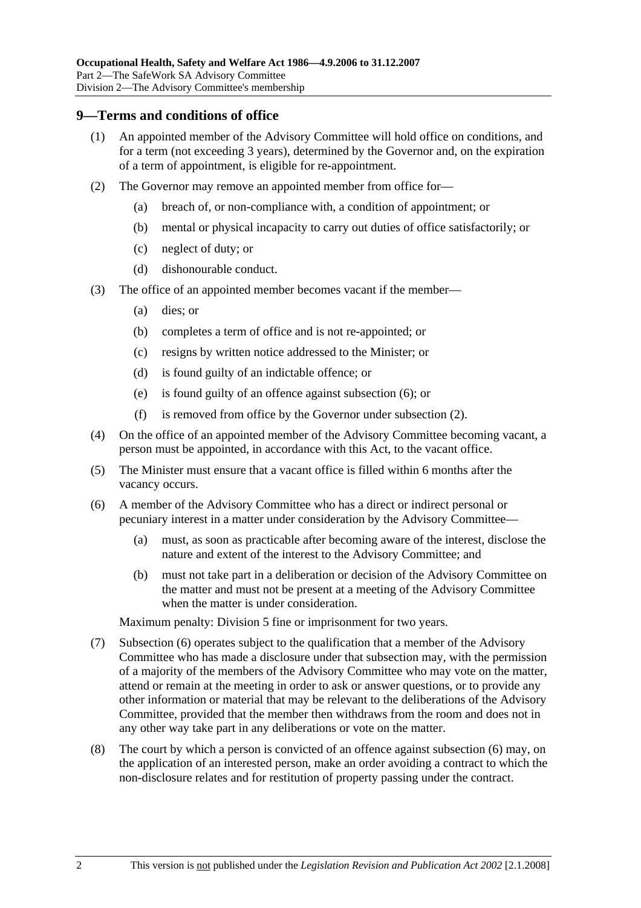## 9—Terms and conditions of office

(1) An appointed member of the Advisory Committee will hold office on conditions, and for a term (not exceeding 3 years), determined by the Governor and, on the expiration of a term of appointment, is eligible for re-appointment.

(2) The Governor may remove an appointed member from office for—

- (a) breach of, or non-compliance with, a condition of appointment; or
- (b) mental or physical incapacity to carry out duties of office satisfactorily; or
- (c) neglect of duty; or
- (d) dishonourable conduct.

(3) The office of an appointed member becomes vacant if the member—

- (a) dies; or
- (b) completes a term of office and is not re-appointed; or
- (c) resigns by written notice addressed to the Minister; or
- (d) is found guilty of an indictable offence; or
- (e) is found guilty of an offence against subsection (6); or
- (f) is removed from office by the Governor under subsection (2).

(4) On the office of an appointed member of the Advisory Committee becoming vacant, a person must be appointed, in accordance with this Act, to the vacant office.

(5) The Minister must ensure that a vacant office is filled within 6 months after the vacancy occurs.

(6) A member of the Advisory Committee who has a direct or indirect personal or pecuniary interest in a matter under consideration by the Advisory Committee—

- (a) must, as soon as practicable after becoming aware of the interest, disclose the nature and extent of the interest to the Advisory Committee; and
- (b) must not take part in a deliberation or decision of the Advisory Committee on the matter and must not be present at a meeting of the Advisory Committee when the matter is under consideration.

Maximum penalty: Division 5 fine or imprisonment for two years.

(7) Subsection (6) operates subject to the qualification that a member of the Advisory Committee who has made a disclosure under that subsection may, with the permission of a majority of the members of the Advisory Committee who may vote on the matter, attend or remain at the meeting in order to ask or answer questions, or to provide any other information or material that may be relevant to the deliberations of the Advisory Committee, provided that the member then withdraws from the room and does not in any other way take part in any deliberations or vote on the matter.

(8) The court by which a person is convicted of an offence against subsection (6) may, on the application of an interested person, make an order avoiding a contract to which the non-disclosure relates and for restitution of property passing under the contract.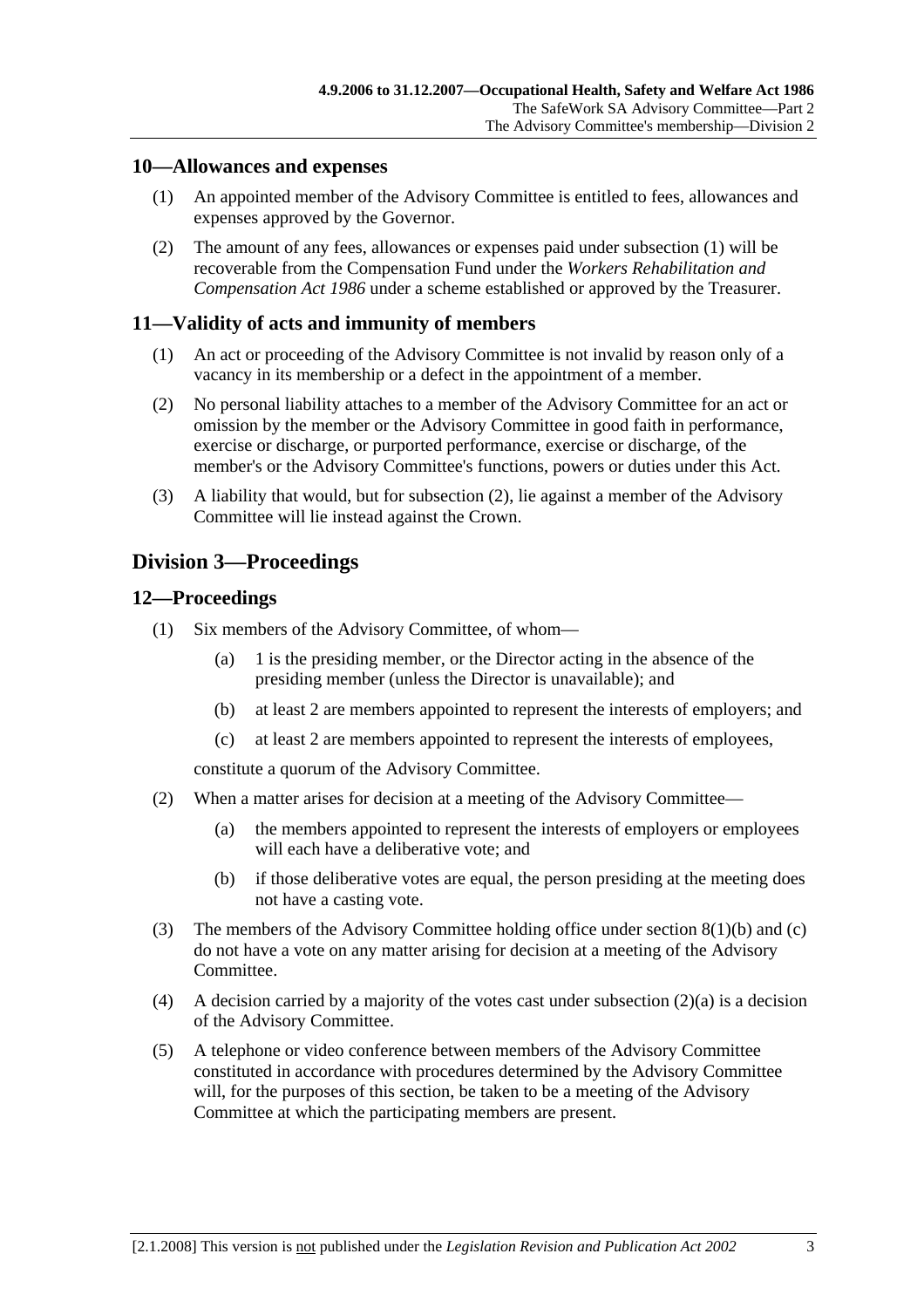## 10—Allowances and expenses

(1) An appointed member of the Advisory Committee is entitled to fees, allowances and expenses approved by the Governor.

(2) The amount of any fees, allowances or expenses paid under subsection (1) will be recoverable from the Compensation Fund under the *Workers Rehabilitation and Compensation Act 1986* under a scheme established or approved by the Treasurer.

## 11—Validity of acts and immunity of members

(1) An act or proceeding of the Advisory Committee is not invalid by reason only of a vacancy in its membership or a defect in the appointment of a member.

(2) No personal liability attaches to a member of the Advisory Committee for an act or omission by the member or the Advisory Committee in good faith in performance, exercise or discharge, or purported performance, exercise or discharge, of the member's or the Advisory Committee's functions, powers or duties under this Act.

(3) A liability that would, but for subsection (2), lie against a member of the Advisory Committee will lie instead against the Crown.

# Division 3—Proceedings

## 12—Proceedings

(1) Six members of the Advisory Committee, of whom—

  (a) 1 is the presiding member, or the Director acting in the absence of the presiding member (unless the Director is unavailable); and

  (b) at least 2 are members appointed to represent the interests of employers; and

  (c) at least 2 are members appointed to represent the interests of employees,

constitute a quorum of the Advisory Committee.

(2) When a matter arises for decision at a meeting of the Advisory Committee—

  (a) the members appointed to represent the interests of employers or employees will each have a deliberative vote; and

  (b) if those deliberative votes are equal, the person presiding at the meeting does not have a casting vote.

(3) The members of the Advisory Committee holding office under section 8(1)(b) and (c) do not have a vote on any matter arising for decision at a meeting of the Advisory Committee.

(4) A decision carried by a majority of the votes cast under subsection (2)(a) is a decision of the Advisory Committee.

(5) A telephone or video conference between members of the Advisory Committee constituted in accordance with procedures determined by the Advisory Committee will, for the purposes of this section, be taken to be a meeting of the Advisory Committee at which the participating members are present.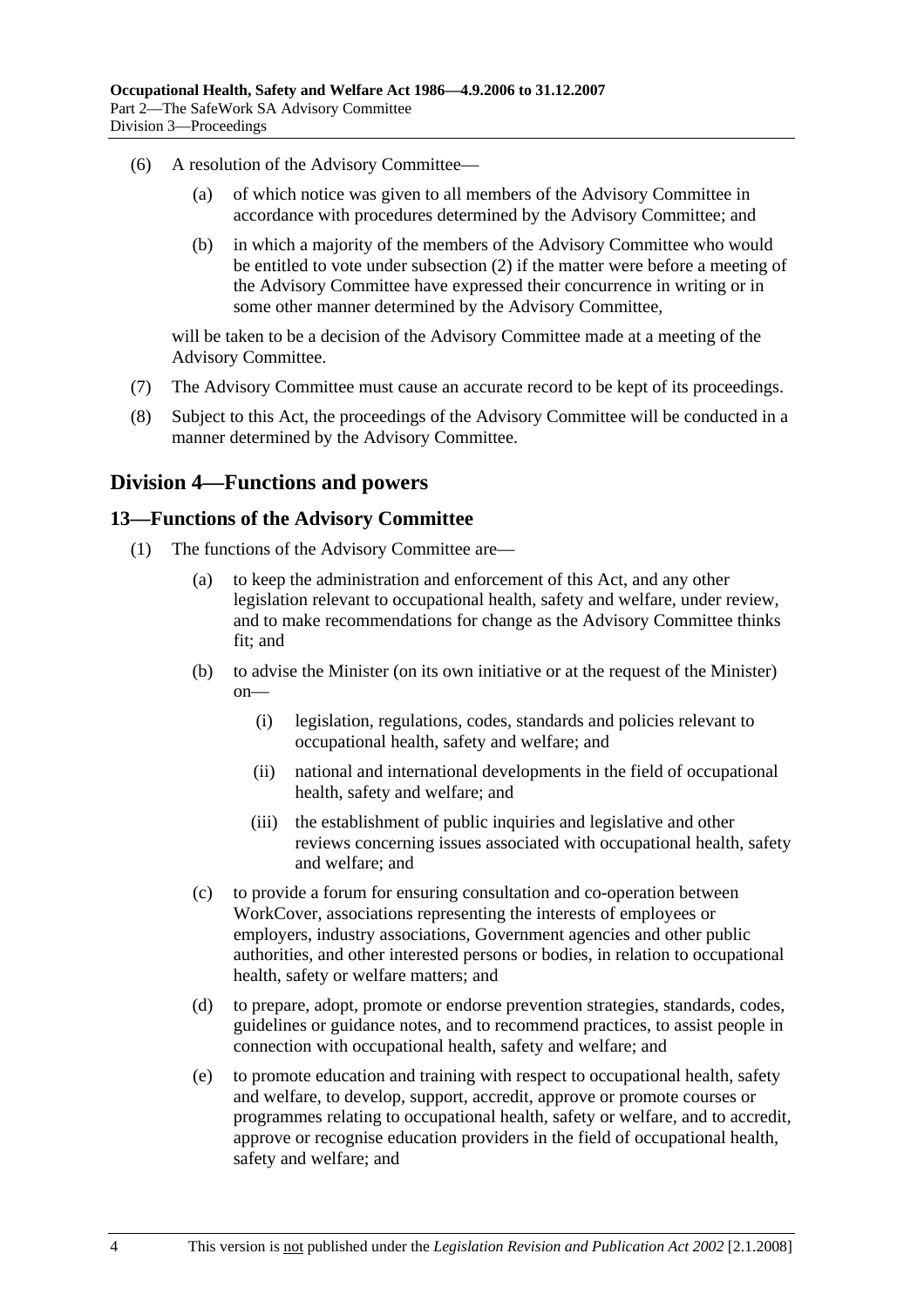(6) A resolution of the Advisory Committee—

  (a) of which notice was given to all members of the Advisory Committee in accordance with procedures determined by the Advisory Committee; and

  (b) in which a majority of the members of the Advisory Committee who would be entitled to vote under subsection (2) if the matter were before a meeting of the Advisory Committee have expressed their concurrence in writing or in some other manner determined by the Advisory Committee,

will be taken to be a decision of the Advisory Committee made at a meeting of the Advisory Committee.

(7) The Advisory Committee must cause an accurate record to be kept of its proceedings.

(8) Subject to this Act, the proceedings of the Advisory Committee will be conducted in a manner determined by the Advisory Committee.

## Division 4—Functions and powers

### 13—Functions of the Advisory Committee

(1) The functions of the Advisory Committee are—

  (a) to keep the administration and enforcement of this Act, and any other legislation relevant to occupational health, safety and welfare, under review, and to make recommendations for change as the Advisory Committee thinks fit; and

  (b) to advise the Minister (on its own initiative or at the request of the Minister) on—

    (i) legislation, regulations, codes, standards and policies relevant to occupational health, safety and welfare; and

    (ii) national and international developments in the field of occupational health, safety and welfare; and

    (iii) the establishment of public inquiries and legislative and other reviews concerning issues associated with occupational health, safety and welfare; and

  (c) to provide a forum for ensuring consultation and co-operation between WorkCover, associations representing the interests of employees or employers, industry associations, Government agencies and other public authorities, and other interested persons or bodies, in relation to occupational health, safety or welfare matters; and

  (d) to prepare, adopt, promote or endorse prevention strategies, standards, codes, guidelines or guidance notes, and to recommend practices, to assist people in connection with occupational health, safety and welfare; and

  (e) to promote education and training with respect to occupational health, safety and welfare, to develop, support, accredit, approve or promote courses or programmes relating to occupational health, safety or welfare, and to accredit, approve or recognise education providers in the field of occupational health, safety and welfare; and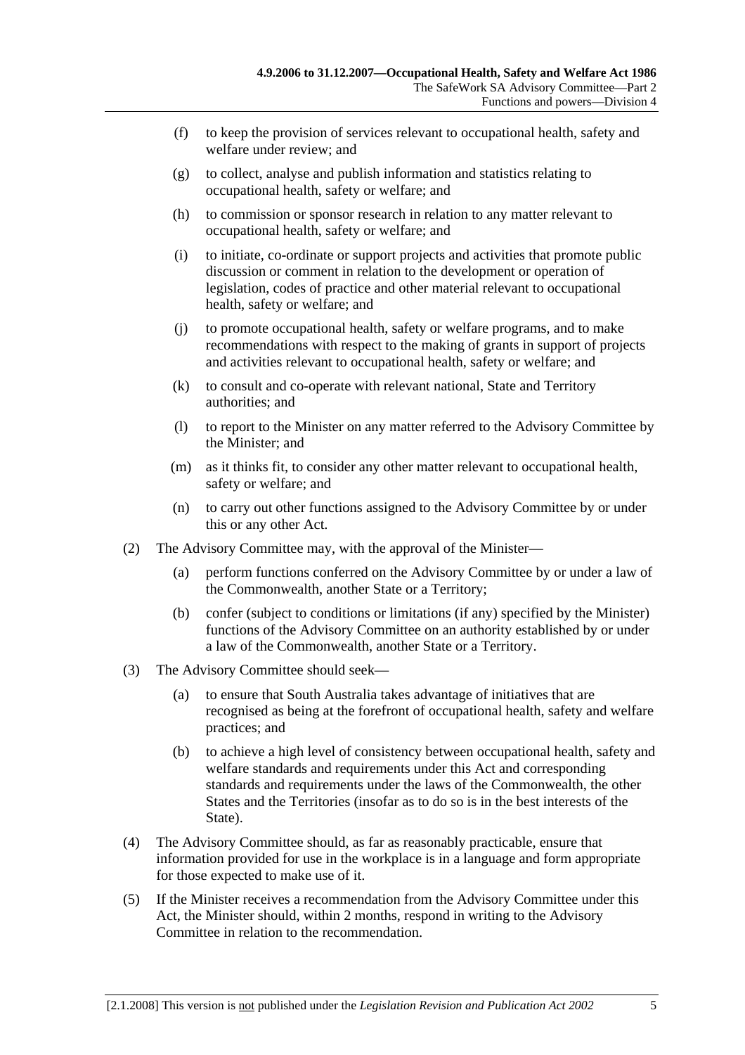(f) to keep the provision of services relevant to occupational health, safety and welfare under review; and

(g) to collect, analyse and publish information and statistics relating to occupational health, safety or welfare; and

(h) to commission or sponsor research in relation to any matter relevant to occupational health, safety or welfare; and

(i) to initiate, co-ordinate or support projects and activities that promote public discussion or comment in relation to the development or operation of legislation, codes of practice and other material relevant to occupational health, safety or welfare; and

(j) to promote occupational health, safety or welfare programs, and to make recommendations with respect to the making of grants in support of projects and activities relevant to occupational health, safety or welfare; and

(k) to consult and co-operate with relevant national, State and Territory authorities; and

(l) to report to the Minister on any matter referred to the Advisory Committee by the Minister; and

(m) as it thinks fit, to consider any other matter relevant to occupational health, safety or welfare; and

(n) to carry out other functions assigned to the Advisory Committee by or under this or any other Act.

(2) The Advisory Committee may, with the approval of the Minister—

(a) perform functions conferred on the Advisory Committee by or under a law of the Commonwealth, another State or a Territory;

(b) confer (subject to conditions or limitations (if any) specified by the Minister) functions of the Advisory Committee on an authority established by or under a law of the Commonwealth, another State or a Territory.

(3) The Advisory Committee should seek—

(a) to ensure that South Australia takes advantage of initiatives that are recognised as being at the forefront of occupational health, safety and welfare practices; and

(b) to achieve a high level of consistency between occupational health, safety and welfare standards and requirements under this Act and corresponding standards and requirements under the laws of the Commonwealth, the other States and the Territories (insofar as to do so is in the best interests of the State).

(4) The Advisory Committee should, as far as reasonably practicable, ensure that information provided for use in the workplace is in a language and form appropriate for those expected to make use of it.

(5) If the Minister receives a recommendation from the Advisory Committee under this Act, the Minister should, within 2 months, respond in writing to the Advisory Committee in relation to the recommendation.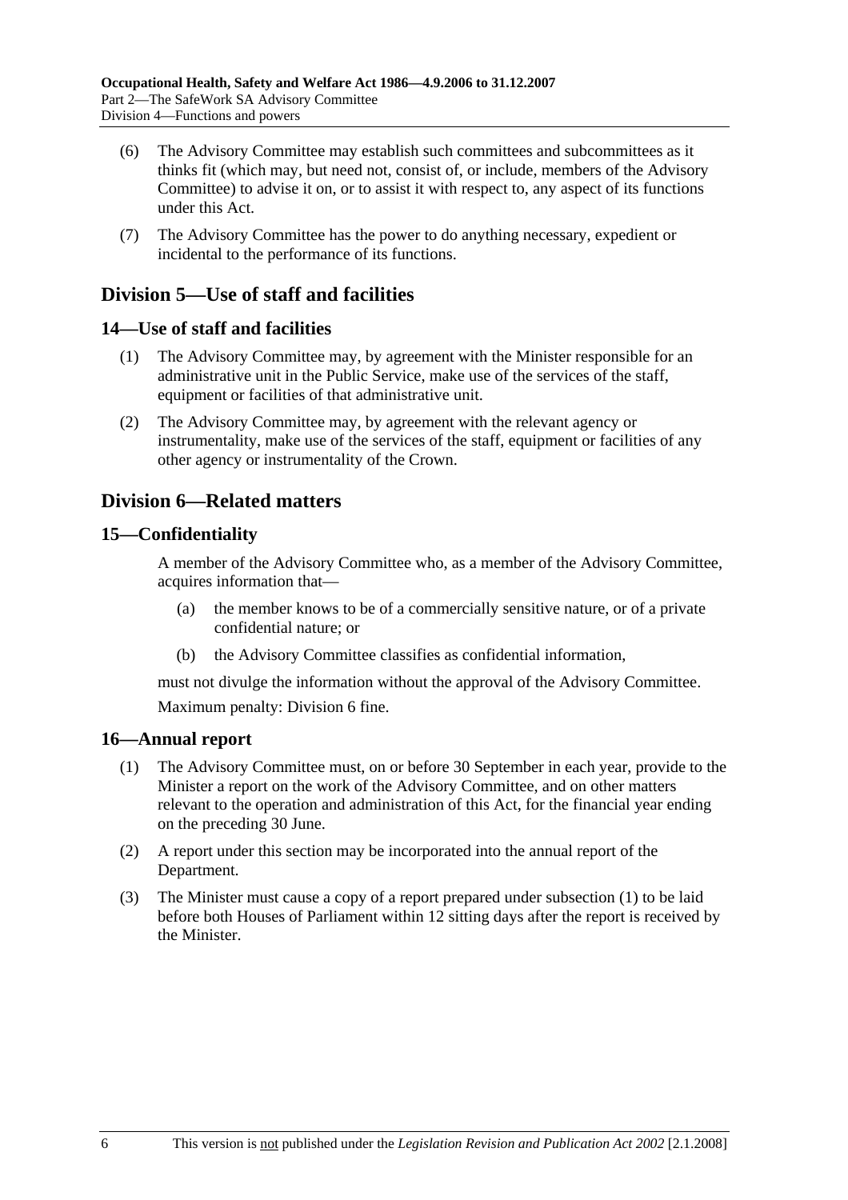(6) The Advisory Committee may establish such committees and subcommittees as it thinks fit (which may, but need not, consist of, or include, members of the Advisory Committee) to advise it on, or to assist it with respect to, any aspect of its functions under this Act.

(7) The Advisory Committee has the power to do anything necessary, expedient or incidental to the performance of its functions.

## Division 5—Use of staff and facilities

### 14—Use of staff and facilities

(1) The Advisory Committee may, by agreement with the Minister responsible for an administrative unit in the Public Service, make use of the services of the staff, equipment or facilities of that administrative unit.

(2) The Advisory Committee may, by agreement with the relevant agency or instrumentality, make use of the services of the staff, equipment or facilities of any other agency or instrumentality of the Crown.

## Division 6—Related matters

### 15—Confidentiality

A member of the Advisory Committee who, as a member of the Advisory Committee, acquires information that—

(a) the member knows to be of a commercially sensitive nature, or of a private confidential nature; or

(b) the Advisory Committee classifies as confidential information,

must not divulge the information without the approval of the Advisory Committee.

Maximum penalty: Division 6 fine.

### 16—Annual report

(1) The Advisory Committee must, on or before 30 September in each year, provide to the Minister a report on the work of the Advisory Committee, and on other matters relevant to the operation and administration of this Act, for the financial year ending on the preceding 30 June.

(2) A report under this section may be incorporated into the annual report of the Department.

(3) The Minister must cause a copy of a report prepared under subsection (1) to be laid before both Houses of Parliament within 12 sitting days after the report is received by the Minister.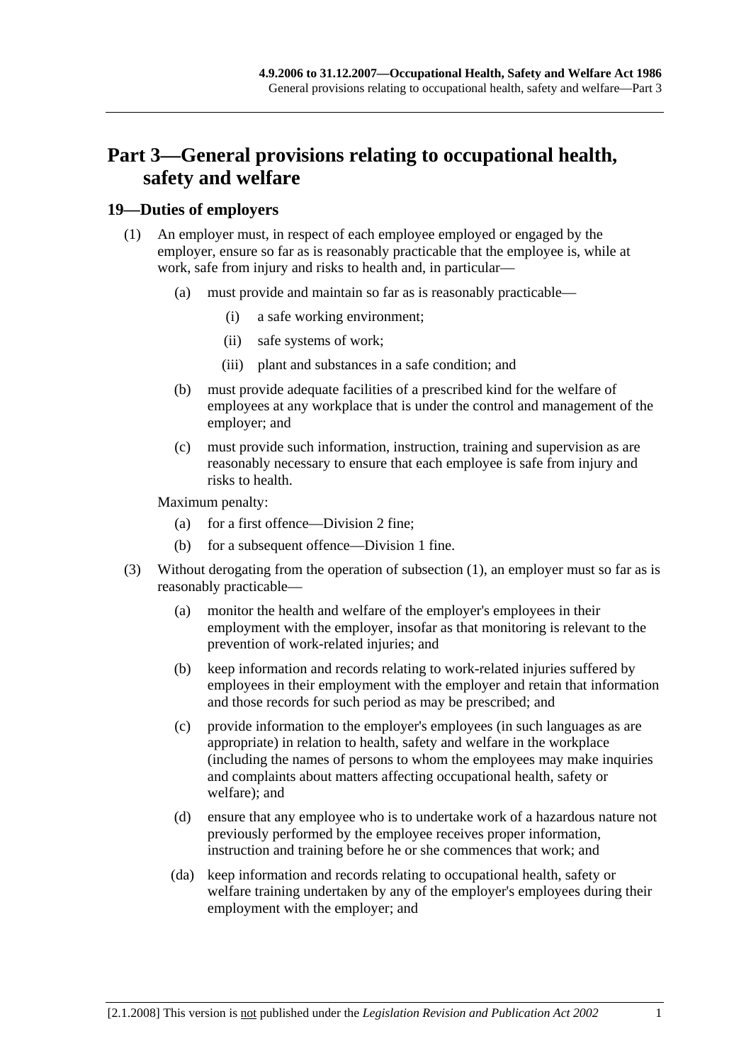# Part 3—General provisions relating to occupational health, safety and welfare

## 19—Duties of employers

(1) An employer must, in respect of each employee employed or engaged by the employer, ensure so far as is reasonably practicable that the employee is, while at work, safe from injury and risks to health and, in particular—

- (a) must provide and maintain so far as is reasonably practicable—
  - (i) a safe working environment;
  - (ii) safe systems of work;
  - (iii) plant and substances in a safe condition; and
- (b) must provide adequate facilities of a prescribed kind for the welfare of employees at any workplace that is under the control and management of the employer; and
- (c) must provide such information, instruction, training and supervision as are reasonably necessary to ensure that each employee is safe from injury and risks to health.

Maximum penalty:

- (a) for a first offence—Division 2 fine;
- (b) for a subsequent offence—Division 1 fine.

(3) Without derogating from the operation of subsection (1), an employer must so far as is reasonably practicable—

- (a) monitor the health and welfare of the employer's employees in their employment with the employer, insofar as that monitoring is relevant to the prevention of work-related injuries; and
- (b) keep information and records relating to work-related injuries suffered by employees in their employment with the employer and retain that information and those records for such period as may be prescribed; and
- (c) provide information to the employer's employees (in such languages as are appropriate) in relation to health, safety and welfare in the workplace (including the names of persons to whom the employees may make inquiries and complaints about matters affecting occupational health, safety or welfare); and
- (d) ensure that any employee who is to undertake work of a hazardous nature not previously performed by the employee receives proper information, instruction and training before he or she commences that work; and
- (da) keep information and records relating to occupational health, safety or welfare training undertaken by any of the employer's employees during their employment with the employer; and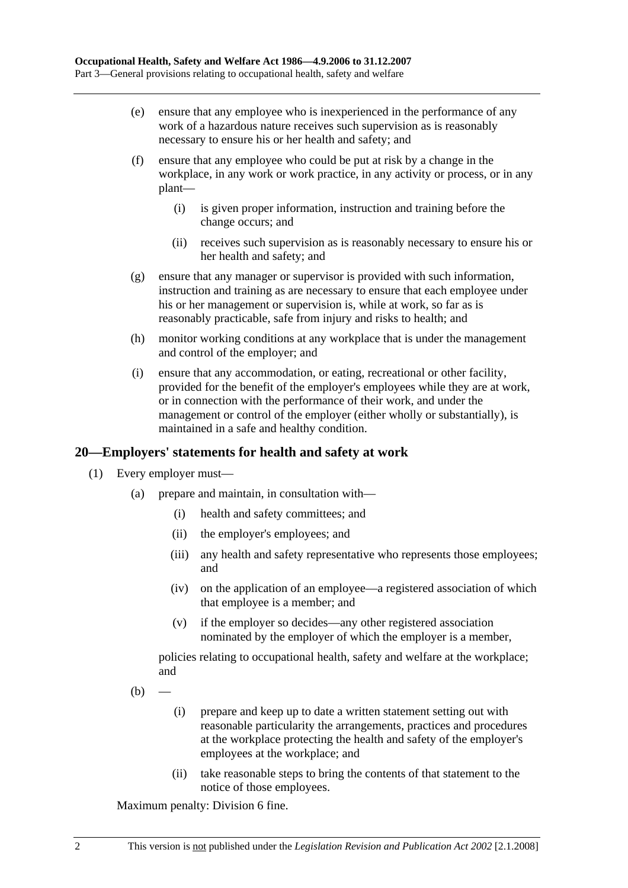(e) ensure that any employee who is inexperienced in the performance of any work of a hazardous nature receives such supervision as is reasonably necessary to ensure his or her health and safety; and

(f) ensure that any employee who could be put at risk by a change in the workplace, in any work or work practice, in any activity or process, or in any plant—

(i) is given proper information, instruction and training before the change occurs; and

(ii) receives such supervision as is reasonably necessary to ensure his or her health and safety; and

(g) ensure that any manager or supervisor is provided with such information, instruction and training as are necessary to ensure that each employee under his or her management or supervision is, while at work, so far as is reasonably practicable, safe from injury and risks to health; and

(h) monitor working conditions at any workplace that is under the management and control of the employer; and

(i) ensure that any accommodation, or eating, recreational or other facility, provided for the benefit of the employer's employees while they are at work, or in connection with the performance of their work, and under the management or control of the employer (either wholly or substantially), is maintained in a safe and healthy condition.

## 20—Employers' statements for health and safety at work

(1) Every employer must—

(a) prepare and maintain, in consultation with—

(i) health and safety committees; and

(ii) the employer's employees; and

(iii) any health and safety representative who represents those employees; and

(iv) on the application of an employee—a registered association of which that employee is a member; and

(v) if the employer so decides—any other registered association nominated by the employer of which the employer is a member,

policies relating to occupational health, safety and welfare at the workplace; and

(b) —

(i) prepare and keep up to date a written statement setting out with reasonable particularity the arrangements, practices and procedures at the workplace protecting the health and safety of the employer's employees at the workplace; and

(ii) take reasonable steps to bring the contents of that statement to the notice of those employees.

Maximum penalty: Division 6 fine.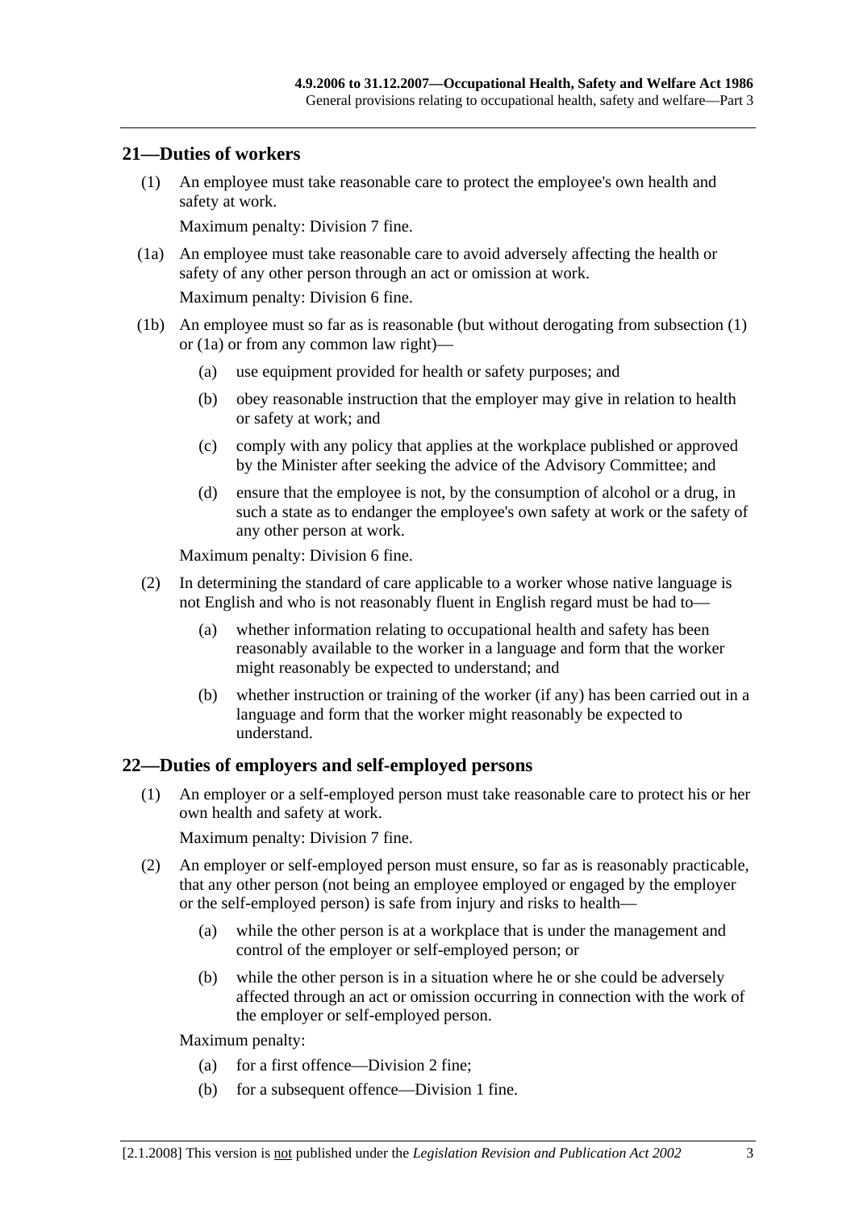## 21—Duties of workers

(1) An employee must take reasonable care to protect the employee's own health and safety at work.

Maximum penalty: Division 7 fine.

(1a) An employee must take reasonable care to avoid adversely affecting the health or safety of any other person through an act or omission at work.

Maximum penalty: Division 6 fine.

(1b) An employee must so far as is reasonable (but without derogating from subsection (1) or (1a) or from any common law right)—

- (a) use equipment provided for health or safety purposes; and
- (b) obey reasonable instruction that the employer may give in relation to health or safety at work; and
- (c) comply with any policy that applies at the workplace published or approved by the Minister after seeking the advice of the Advisory Committee; and
- (d) ensure that the employee is not, by the consumption of alcohol or a drug, in such a state as to endanger the employee's own safety at work or the safety of any other person at work.

Maximum penalty: Division 6 fine.

(2) In determining the standard of care applicable to a worker whose native language is not English and who is not reasonably fluent in English regard must be had to—

- (a) whether information relating to occupational health and safety has been reasonably available to the worker in a language and form that the worker might reasonably be expected to understand; and
- (b) whether instruction or training of the worker (if any) has been carried out in a language and form that the worker might reasonably be expected to understand.

## 22—Duties of employers and self-employed persons

(1) An employer or a self-employed person must take reasonable care to protect his or her own health and safety at work.

Maximum penalty: Division 7 fine.

(2) An employer or self-employed person must ensure, so far as is reasonably practicable, that any other person (not being an employee employed or engaged by the employer or the self-employed person) is safe from injury and risks to health—

- (a) while the other person is at a workplace that is under the management and control of the employer or self-employed person; or
- (b) while the other person is in a situation where he or she could be adversely affected through an act or omission occurring in connection with the work of the employer or self-employed person.

Maximum penalty:

- (a) for a first offence—Division 2 fine;
- (b) for a subsequent offence—Division 1 fine.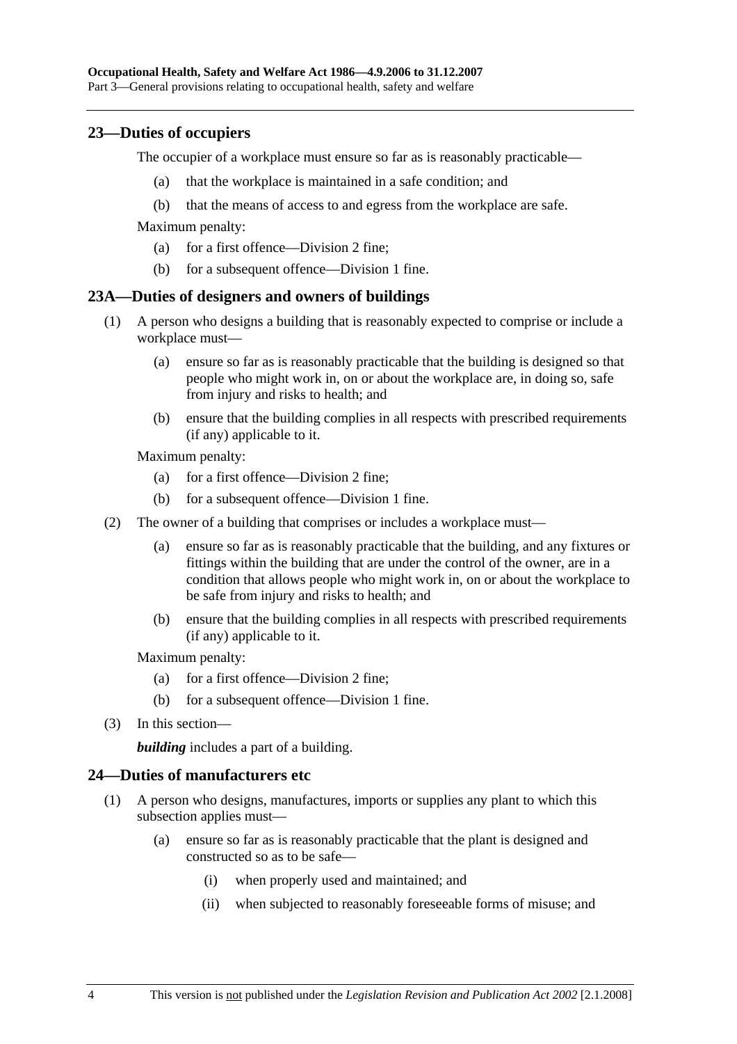## 23—Duties of occupiers

The occupier of a workplace must ensure so far as is reasonably practicable—

(a) that the workplace is maintained in a safe condition; and

(b) that the means of access to and egress from the workplace are safe.

Maximum penalty:

(a) for a first offence—Division 2 fine;

(b) for a subsequent offence—Division 1 fine.

## 23A—Duties of designers and owners of buildings

(1) A person who designs a building that is reasonably expected to comprise or include a workplace must—

(a) ensure so far as is reasonably practicable that the building is designed so that people who might work in, on or about the workplace are, in doing so, safe from injury and risks to health; and

(b) ensure that the building complies in all respects with prescribed requirements (if any) applicable to it.

Maximum penalty:

(a) for a first offence—Division 2 fine;

(b) for a subsequent offence—Division 1 fine.

(2) The owner of a building that comprises or includes a workplace must—

(a) ensure so far as is reasonably practicable that the building, and any fixtures or fittings within the building that are under the control of the owner, are in a condition that allows people who might work in, on or about the workplace to be safe from injury and risks to health; and

(b) ensure that the building complies in all respects with prescribed requirements (if any) applicable to it.

Maximum penalty:

(a) for a first offence—Division 2 fine;

(b) for a subsequent offence—Division 1 fine.

(3) In this section—

***building*** includes a part of a building.

## 24—Duties of manufacturers etc

(1) A person who designs, manufactures, imports or supplies any plant to which this subsection applies must—

(a) ensure so far as is reasonably practicable that the plant is designed and constructed so as to be safe—

(i) when properly used and maintained; and

(ii) when subjected to reasonably foreseeable forms of misuse; and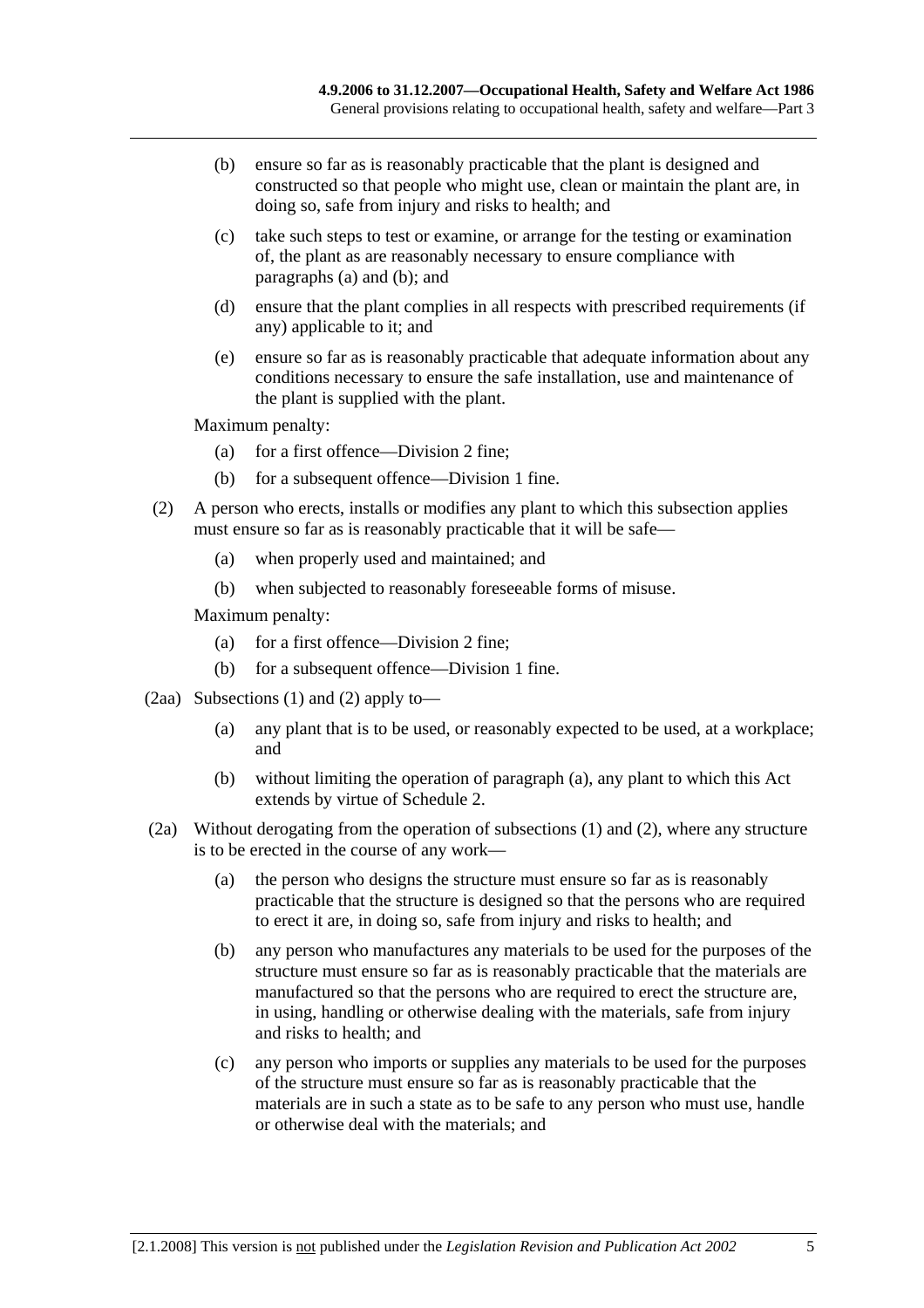(b) ensure so far as is reasonably practicable that the plant is designed and constructed so that people who might use, clean or maintain the plant are, in doing so, safe from injury and risks to health; and

(c) take such steps to test or examine, or arrange for the testing or examination of, the plant as are reasonably necessary to ensure compliance with paragraphs (a) and (b); and

(d) ensure that the plant complies in all respects with prescribed requirements (if any) applicable to it; and

(e) ensure so far as is reasonably practicable that adequate information about any conditions necessary to ensure the safe installation, use and maintenance of the plant is supplied with the plant.

Maximum penalty:

(a) for a first offence—Division 2 fine;

(b) for a subsequent offence—Division 1 fine.

(2) A person who erects, installs or modifies any plant to which this subsection applies must ensure so far as is reasonably practicable that it will be safe—

(a) when properly used and maintained; and

(b) when subjected to reasonably foreseeable forms of misuse.

Maximum penalty:

(a) for a first offence—Division 2 fine;

(b) for a subsequent offence—Division 1 fine.

(2aa) Subsections (1) and (2) apply to—

(a) any plant that is to be used, or reasonably expected to be used, at a workplace; and

(b) without limiting the operation of paragraph (a), any plant to which this Act extends by virtue of Schedule 2.

(2a) Without derogating from the operation of subsections (1) and (2), where any structure is to be erected in the course of any work—

(a) the person who designs the structure must ensure so far as is reasonably practicable that the structure is designed so that the persons who are required to erect it are, in doing so, safe from injury and risks to health; and

(b) any person who manufactures any materials to be used for the purposes of the structure must ensure so far as is reasonably practicable that the materials are manufactured so that the persons who are required to erect the structure are, in using, handling or otherwise dealing with the materials, safe from injury and risks to health; and

(c) any person who imports or supplies any materials to be used for the purposes of the structure must ensure so far as is reasonably practicable that the materials are in such a state as to be safe to any person who must use, handle or otherwise deal with the materials; and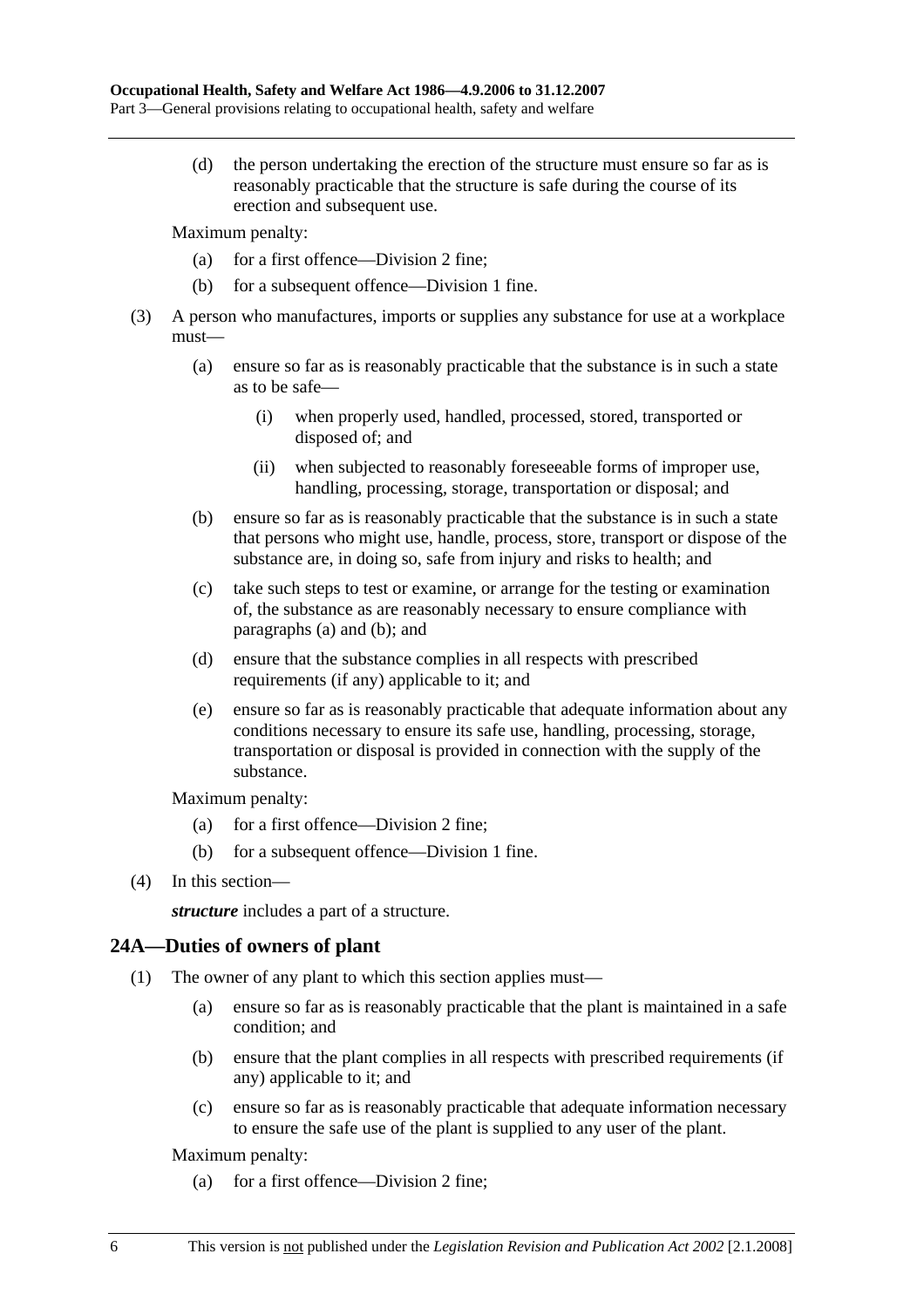(d) the person undertaking the erection of the structure must ensure so far as is reasonably practicable that the structure is safe during the course of its erection and subsequent use.

Maximum penalty:

(a) for a first offence—Division 2 fine;

(b) for a subsequent offence—Division 1 fine.

(3) A person who manufactures, imports or supplies any substance for use at a workplace must—

(a) ensure so far as is reasonably practicable that the substance is in such a state as to be safe—

(i) when properly used, handled, processed, stored, transported or disposed of; and

(ii) when subjected to reasonably foreseeable forms of improper use, handling, processing, storage, transportation or disposal; and

(b) ensure so far as is reasonably practicable that the substance is in such a state that persons who might use, handle, process, store, transport or dispose of the substance are, in doing so, safe from injury and risks to health; and

(c) take such steps to test or examine, or arrange for the testing or examination of, the substance as are reasonably necessary to ensure compliance with paragraphs (a) and (b); and

(d) ensure that the substance complies in all respects with prescribed requirements (if any) applicable to it; and

(e) ensure so far as is reasonably practicable that adequate information about any conditions necessary to ensure its safe use, handling, processing, storage, transportation or disposal is provided in connection with the supply of the substance.

Maximum penalty:

(a) for a first offence—Division 2 fine;

(b) for a subsequent offence—Division 1 fine.

(4) In this section—

***structure*** includes a part of a structure.

## 24A—Duties of owners of plant

(1) The owner of any plant to which this section applies must—

(a) ensure so far as is reasonably practicable that the plant is maintained in a safe condition; and

(b) ensure that the plant complies in all respects with prescribed requirements (if any) applicable to it; and

(c) ensure so far as is reasonably practicable that adequate information necessary to ensure the safe use of the plant is supplied to any user of the plant.

Maximum penalty:

(a) for a first offence—Division 2 fine;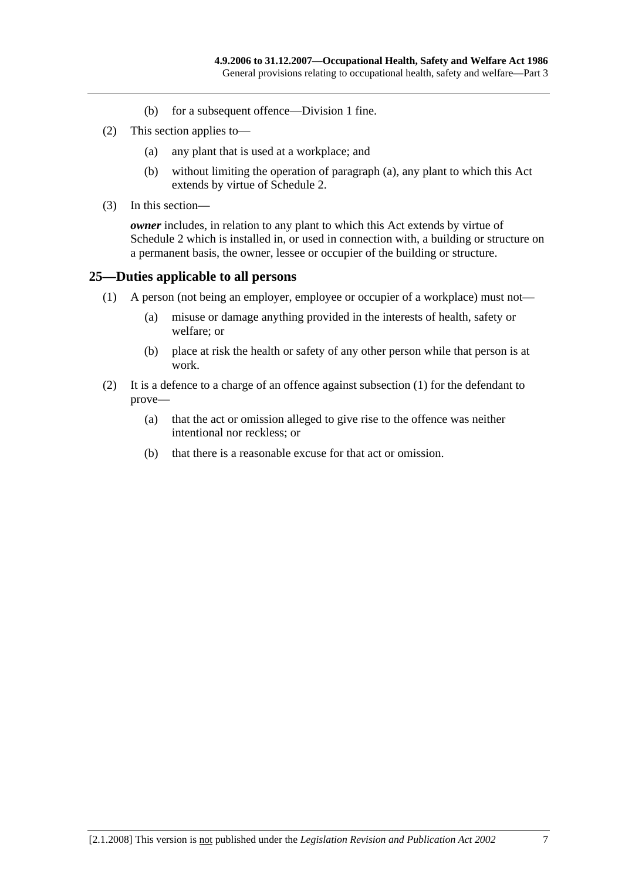(b) for a subsequent offence—Division 1 fine.

(2) This section applies to—

(a) any plant that is used at a workplace; and

(b) without limiting the operation of paragraph (a), any plant to which this Act extends by virtue of Schedule 2.

(3) In this section—

***owner*** includes, in relation to any plant to which this Act extends by virtue of Schedule 2 which is installed in, or used in connection with, a building or structure on a permanent basis, the owner, lessee or occupier of the building or structure.

## 25—Duties applicable to all persons

(1) A person (not being an employer, employee or occupier of a workplace) must not—

(a) misuse or damage anything provided in the interests of health, safety or welfare; or

(b) place at risk the health or safety of any other person while that person is at work.

(2) It is a defence to a charge of an offence against subsection (1) for the defendant to prove—

(a) that the act or omission alleged to give rise to the offence was neither intentional nor reckless; or

(b) that there is a reasonable excuse for that act or omission.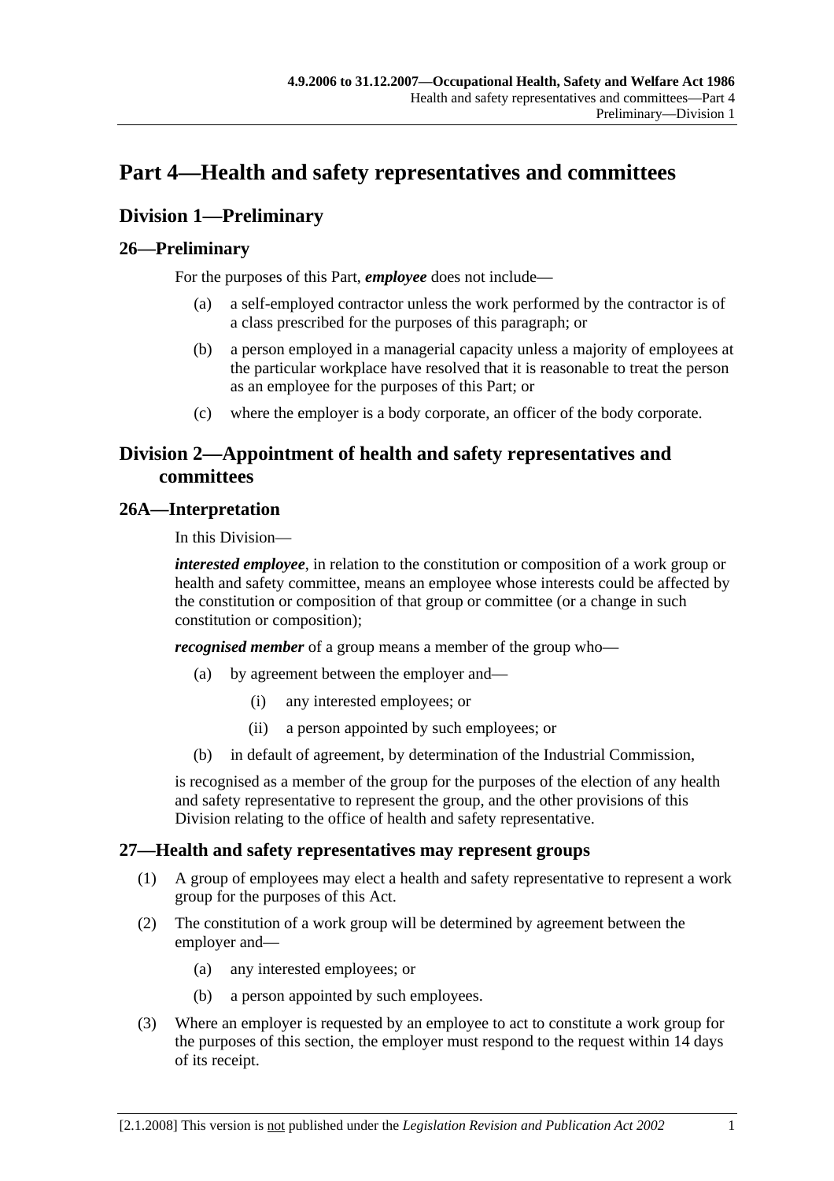# Part 4—Health and safety representatives and committees

## Division 1—Preliminary

### 26—Preliminary

For the purposes of this Part, ***employee*** does not include—

(a) a self-employed contractor unless the work performed by the contractor is of a class prescribed for the purposes of this paragraph; or

(b) a person employed in a managerial capacity unless a majority of employees at the particular workplace have resolved that it is reasonable to treat the person as an employee for the purposes of this Part; or

(c) where the employer is a body corporate, an officer of the body corporate.

## Division 2—Appointment of health and safety representatives and committees

### 26A—Interpretation

In this Division—

***interested employee***, in relation to the constitution or composition of a work group or health and safety committee, means an employee whose interests could be affected by the constitution or composition of that group or committee (or a change in such constitution or composition);

***recognised member*** of a group means a member of the group who—

(a) by agreement between the employer and—

(i) any interested employees; or

(ii) a person appointed by such employees; or

(b) in default of agreement, by determination of the Industrial Commission,

is recognised as a member of the group for the purposes of the election of any health and safety representative to represent the group, and the other provisions of this Division relating to the office of health and safety representative.

### 27—Health and safety representatives may represent groups

(1) A group of employees may elect a health and safety representative to represent a work group for the purposes of this Act.

(2) The constitution of a work group will be determined by agreement between the employer and—

(a) any interested employees; or

(b) a person appointed by such employees.

(3) Where an employer is requested by an employee to act to constitute a work group for the purposes of this section, the employer must respond to the request within 14 days of its receipt.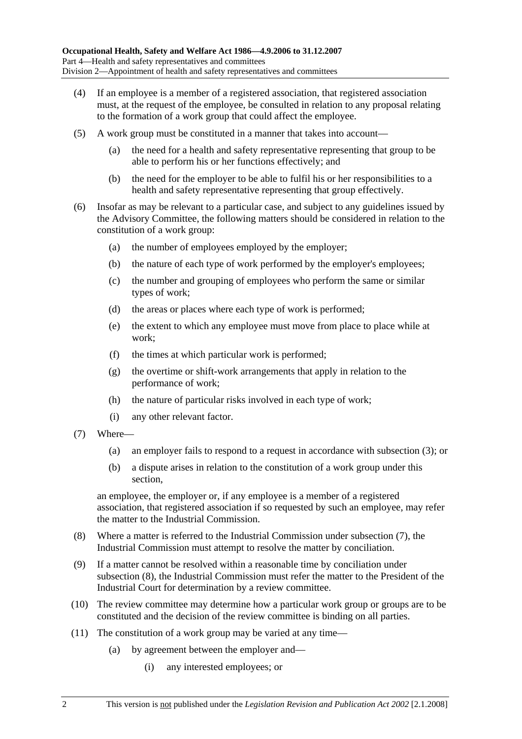(4) If an employee is a member of a registered association, that registered association must, at the request of the employee, be consulted in relation to any proposal relating to the formation of a work group that could affect the employee.

(5) A work group must be constituted in a manner that takes into account—

(a) the need for a health and safety representative representing that group to be able to perform his or her functions effectively; and

(b) the need for the employer to be able to fulfil his or her responsibilities to a health and safety representative representing that group effectively.

(6) Insofar as may be relevant to a particular case, and subject to any guidelines issued by the Advisory Committee, the following matters should be considered in relation to the constitution of a work group:

(a) the number of employees employed by the employer;

(b) the nature of each type of work performed by the employer's employees;

(c) the number and grouping of employees who perform the same or similar types of work;

(d) the areas or places where each type of work is performed;

(e) the extent to which any employee must move from place to place while at work;

(f) the times at which particular work is performed;

(g) the overtime or shift-work arrangements that apply in relation to the performance of work;

(h) the nature of particular risks involved in each type of work;

(i) any other relevant factor.

(7) Where—

(a) an employer fails to respond to a request in accordance with subsection (3); or

(b) a dispute arises in relation to the constitution of a work group under this section,

an employee, the employer or, if any employee is a member of a registered association, that registered association if so requested by such an employee, may refer the matter to the Industrial Commission.

(8) Where a matter is referred to the Industrial Commission under subsection (7), the Industrial Commission must attempt to resolve the matter by conciliation.

(9) If a matter cannot be resolved within a reasonable time by conciliation under subsection (8), the Industrial Commission must refer the matter to the President of the Industrial Court for determination by a review committee.

(10) The review committee may determine how a particular work group or groups are to be constituted and the decision of the review committee is binding on all parties.

(11) The constitution of a work group may be varied at any time—

(a) by agreement between the employer and—

(i) any interested employees; or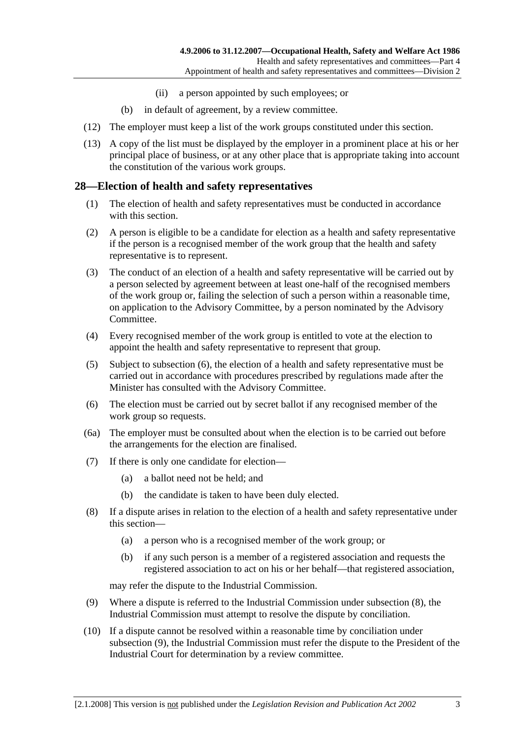(ii) a person appointed by such employees; or

(b) in default of agreement, by a review committee.

(12) The employer must keep a list of the work groups constituted under this section.

(13) A copy of the list must be displayed by the employer in a prominent place at his or her principal place of business, or at any other place that is appropriate taking into account the constitution of the various work groups.

## 28—Election of health and safety representatives

(1) The election of health and safety representatives must be conducted in accordance with this section.

(2) A person is eligible to be a candidate for election as a health and safety representative if the person is a recognised member of the work group that the health and safety representative is to represent.

(3) The conduct of an election of a health and safety representative will be carried out by a person selected by agreement between at least one-half of the recognised members of the work group or, failing the selection of such a person within a reasonable time, on application to the Advisory Committee, by a person nominated by the Advisory Committee.

(4) Every recognised member of the work group is entitled to vote at the election to appoint the health and safety representative to represent that group.

(5) Subject to subsection (6), the election of a health and safety representative must be carried out in accordance with procedures prescribed by regulations made after the Minister has consulted with the Advisory Committee.

(6) The election must be carried out by secret ballot if any recognised member of the work group so requests.

(6a) The employer must be consulted about when the election is to be carried out before the arrangements for the election are finalised.

(7) If there is only one candidate for election—

(a) a ballot need not be held; and

(b) the candidate is taken to have been duly elected.

(8) If a dispute arises in relation to the election of a health and safety representative under this section—

(a) a person who is a recognised member of the work group; or

(b) if any such person is a member of a registered association and requests the registered association to act on his or her behalf—that registered association,

may refer the dispute to the Industrial Commission.

(9) Where a dispute is referred to the Industrial Commission under subsection (8), the Industrial Commission must attempt to resolve the dispute by conciliation.

(10) If a dispute cannot be resolved within a reasonable time by conciliation under subsection (9), the Industrial Commission must refer the dispute to the President of the Industrial Court for determination by a review committee.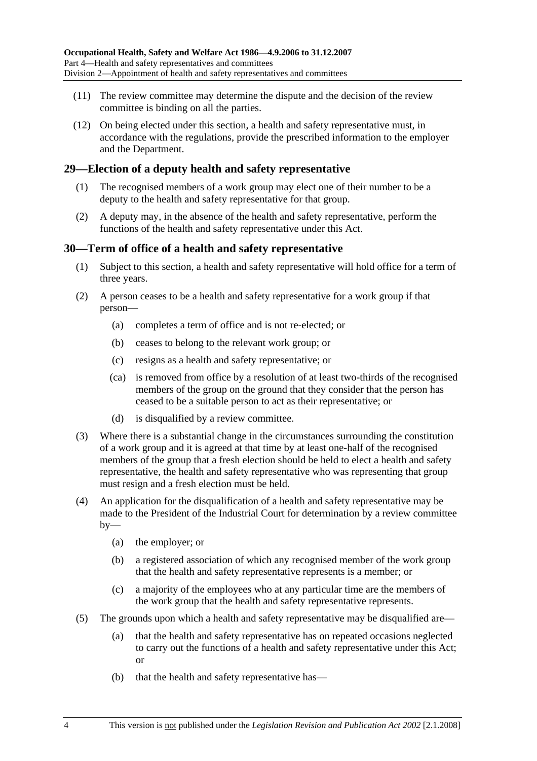(11) The review committee may determine the dispute and the decision of the review committee is binding on all the parties.

(12) On being elected under this section, a health and safety representative must, in accordance with the regulations, provide the prescribed information to the employer and the Department.

## 29—Election of a deputy health and safety representative

(1) The recognised members of a work group may elect one of their number to be a deputy to the health and safety representative for that group.

(2) A deputy may, in the absence of the health and safety representative, perform the functions of the health and safety representative under this Act.

## 30—Term of office of a health and safety representative

(1) Subject to this section, a health and safety representative will hold office for a term of three years.

(2) A person ceases to be a health and safety representative for a work group if that person—

- (a) completes a term of office and is not re-elected; or
- (b) ceases to belong to the relevant work group; or
- (c) resigns as a health and safety representative; or
- (ca) is removed from office by a resolution of at least two-thirds of the recognised members of the group on the ground that they consider that the person has ceased to be a suitable person to act as their representative; or
- (d) is disqualified by a review committee.

(3) Where there is a substantial change in the circumstances surrounding the constitution of a work group and it is agreed at that time by at least one-half of the recognised members of the group that a fresh election should be held to elect a health and safety representative, the health and safety representative who was representing that group must resign and a fresh election must be held.

(4) An application for the disqualification of a health and safety representative may be made to the President of the Industrial Court for determination by a review committee by—

- (a) the employer; or
- (b) a registered association of which any recognised member of the work group that the health and safety representative represents is a member; or
- (c) a majority of the employees who at any particular time are the members of the work group that the health and safety representative represents.

(5) The grounds upon which a health and safety representative may be disqualified are—

- (a) that the health and safety representative has on repeated occasions neglected to carry out the functions of a health and safety representative under this Act; or
- (b) that the health and safety representative has—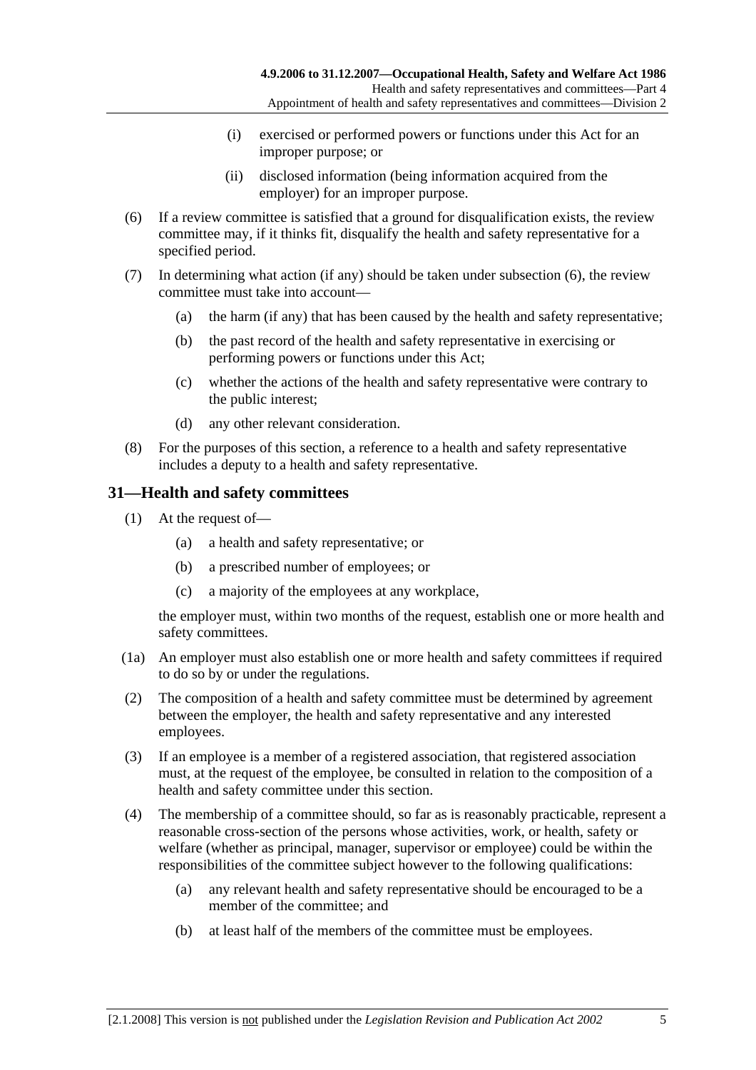(i) exercised or performed powers or functions under this Act for an improper purpose; or

(ii) disclosed information (being information acquired from the employer) for an improper purpose.

(6) If a review committee is satisfied that a ground for disqualification exists, the review committee may, if it thinks fit, disqualify the health and safety representative for a specified period.

(7) In determining what action (if any) should be taken under subsection (6), the review committee must take into account—

(a) the harm (if any) that has been caused by the health and safety representative;

(b) the past record of the health and safety representative in exercising or performing powers or functions under this Act;

(c) whether the actions of the health and safety representative were contrary to the public interest;

(d) any other relevant consideration.

(8) For the purposes of this section, a reference to a health and safety representative includes a deputy to a health and safety representative.

## 31—Health and safety committees

(1) At the request of—

(a) a health and safety representative; or

(b) a prescribed number of employees; or

(c) a majority of the employees at any workplace,

the employer must, within two months of the request, establish one or more health and safety committees.

(1a) An employer must also establish one or more health and safety committees if required to do so by or under the regulations.

(2) The composition of a health and safety committee must be determined by agreement between the employer, the health and safety representative and any interested employees.

(3) If an employee is a member of a registered association, that registered association must, at the request of the employee, be consulted in relation to the composition of a health and safety committee under this section.

(4) The membership of a committee should, so far as is reasonably practicable, represent a reasonable cross-section of the persons whose activities, work, or health, safety or welfare (whether as principal, manager, supervisor or employee) could be within the responsibilities of the committee subject however to the following qualifications:

(a) any relevant health and safety representative should be encouraged to be a member of the committee; and

(b) at least half of the members of the committee must be employees.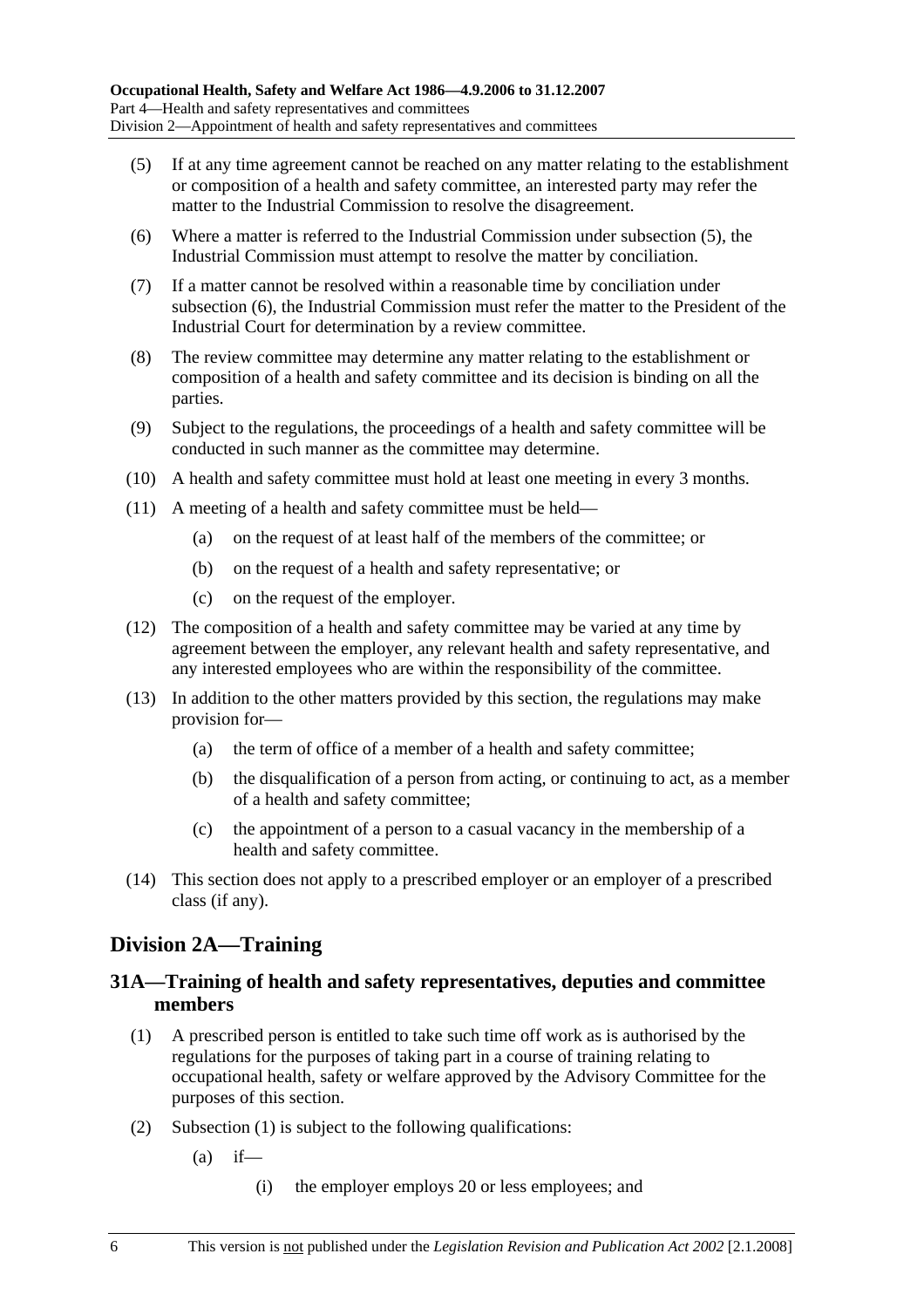(5) If at any time agreement cannot be reached on any matter relating to the establishment or composition of a health and safety committee, an interested party may refer the matter to the Industrial Commission to resolve the disagreement.

(6) Where a matter is referred to the Industrial Commission under subsection (5), the Industrial Commission must attempt to resolve the matter by conciliation.

(7) If a matter cannot be resolved within a reasonable time by conciliation under subsection (6), the Industrial Commission must refer the matter to the President of the Industrial Court for determination by a review committee.

(8) The review committee may determine any matter relating to the establishment or composition of a health and safety committee and its decision is binding on all the parties.

(9) Subject to the regulations, the proceedings of a health and safety committee will be conducted in such manner as the committee may determine.

(10) A health and safety committee must hold at least one meeting in every 3 months.

(11) A meeting of a health and safety committee must be held—

- (a) on the request of at least half of the members of the committee; or
- (b) on the request of a health and safety representative; or
- (c) on the request of the employer.

(12) The composition of a health and safety committee may be varied at any time by agreement between the employer, any relevant health and safety representative, and any interested employees who are within the responsibility of the committee.

(13) In addition to the other matters provided by this section, the regulations may make provision for—

- (a) the term of office of a member of a health and safety committee;
- (b) the disqualification of a person from acting, or continuing to act, as a member of a health and safety committee;
- (c) the appointment of a person to a casual vacancy in the membership of a health and safety committee.

(14) This section does not apply to a prescribed employer or an employer of a prescribed class (if any).

## Division 2A—Training

### 31A—Training of health and safety representatives, deputies and committee members

(1) A prescribed person is entitled to take such time off work as is authorised by the regulations for the purposes of taking part in a course of training relating to occupational health, safety or welfare approved by the Advisory Committee for the purposes of this section.

(2) Subsection (1) is subject to the following qualifications:

- (a) if—
  - (i) the employer employs 20 or less employees; and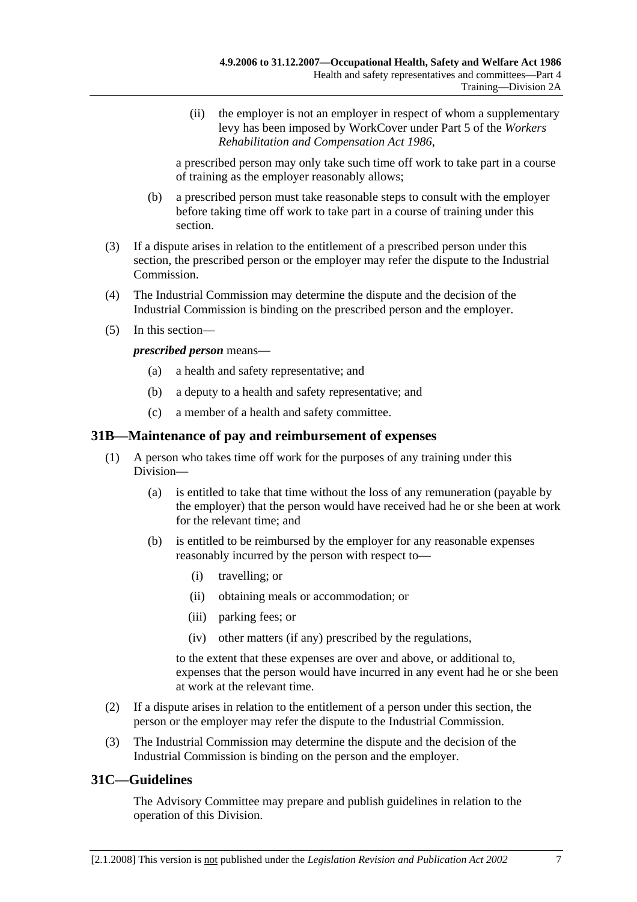(ii) the employer is not an employer in respect of whom a supplementary levy has been imposed by WorkCover under Part 5 of the *Workers Rehabilitation and Compensation Act 1986*,

a prescribed person may only take such time off work to take part in a course of training as the employer reasonably allows;

(b) a prescribed person must take reasonable steps to consult with the employer before taking time off work to take part in a course of training under this section.

(3) If a dispute arises in relation to the entitlement of a prescribed person under this section, the prescribed person or the employer may refer the dispute to the Industrial Commission.

(4) The Industrial Commission may determine the dispute and the decision of the Industrial Commission is binding on the prescribed person and the employer.

(5) In this section—

***prescribed person*** means—

(a) a health and safety representative; and

(b) a deputy to a health and safety representative; and

(c) a member of a health and safety committee.

## 31B—Maintenance of pay and reimbursement of expenses

(1) A person who takes time off work for the purposes of any training under this Division—

(a) is entitled to take that time without the loss of any remuneration (payable by the employer) that the person would have received had he or she been at work for the relevant time; and

(b) is entitled to be reimbursed by the employer for any reasonable expenses reasonably incurred by the person with respect to—

(i) travelling; or

(ii) obtaining meals or accommodation; or

(iii) parking fees; or

(iv) other matters (if any) prescribed by the regulations,

to the extent that these expenses are over and above, or additional to, expenses that the person would have incurred in any event had he or she been at work at the relevant time.

(2) If a dispute arises in relation to the entitlement of a person under this section, the person or the employer may refer the dispute to the Industrial Commission.

(3) The Industrial Commission may determine the dispute and the decision of the Industrial Commission is binding on the person and the employer.

## 31C—Guidelines

The Advisory Committee may prepare and publish guidelines in relation to the operation of this Division.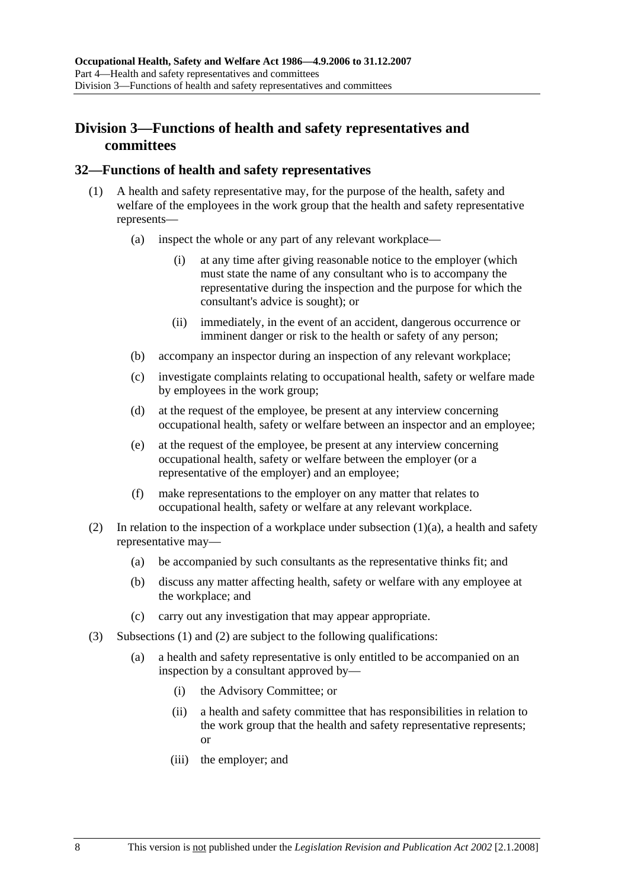## Division 3—Functions of health and safety representatives and committees

### 32—Functions of health and safety representatives

(1) A health and safety representative may, for the purpose of the health, safety and welfare of the employees in the work group that the health and safety representative represents—

  (a) inspect the whole or any part of any relevant workplace—

    (i) at any time after giving reasonable notice to the employer (which must state the name of any consultant who is to accompany the representative during the inspection and the purpose for which the consultant's advice is sought); or

    (ii) immediately, in the event of an accident, dangerous occurrence or imminent danger or risk to the health or safety of any person;

  (b) accompany an inspector during an inspection of any relevant workplace;

  (c) investigate complaints relating to occupational health, safety or welfare made by employees in the work group;

  (d) at the request of the employee, be present at any interview concerning occupational health, safety or welfare between an inspector and an employee;

  (e) at the request of the employee, be present at any interview concerning occupational health, safety or welfare between the employer (or a representative of the employer) and an employee;

  (f) make representations to the employer on any matter that relates to occupational health, safety or welfare at any relevant workplace.

(2) In relation to the inspection of a workplace under subsection (1)(a), a health and safety representative may—

  (a) be accompanied by such consultants as the representative thinks fit; and

  (b) discuss any matter affecting health, safety or welfare with any employee at the workplace; and

  (c) carry out any investigation that may appear appropriate.

(3) Subsections (1) and (2) are subject to the following qualifications:

  (a) a health and safety representative is only entitled to be accompanied on an inspection by a consultant approved by—

    (i) the Advisory Committee; or

    (ii) a health and safety committee that has responsibilities in relation to the work group that the health and safety representative represents; or

    (iii) the employer; and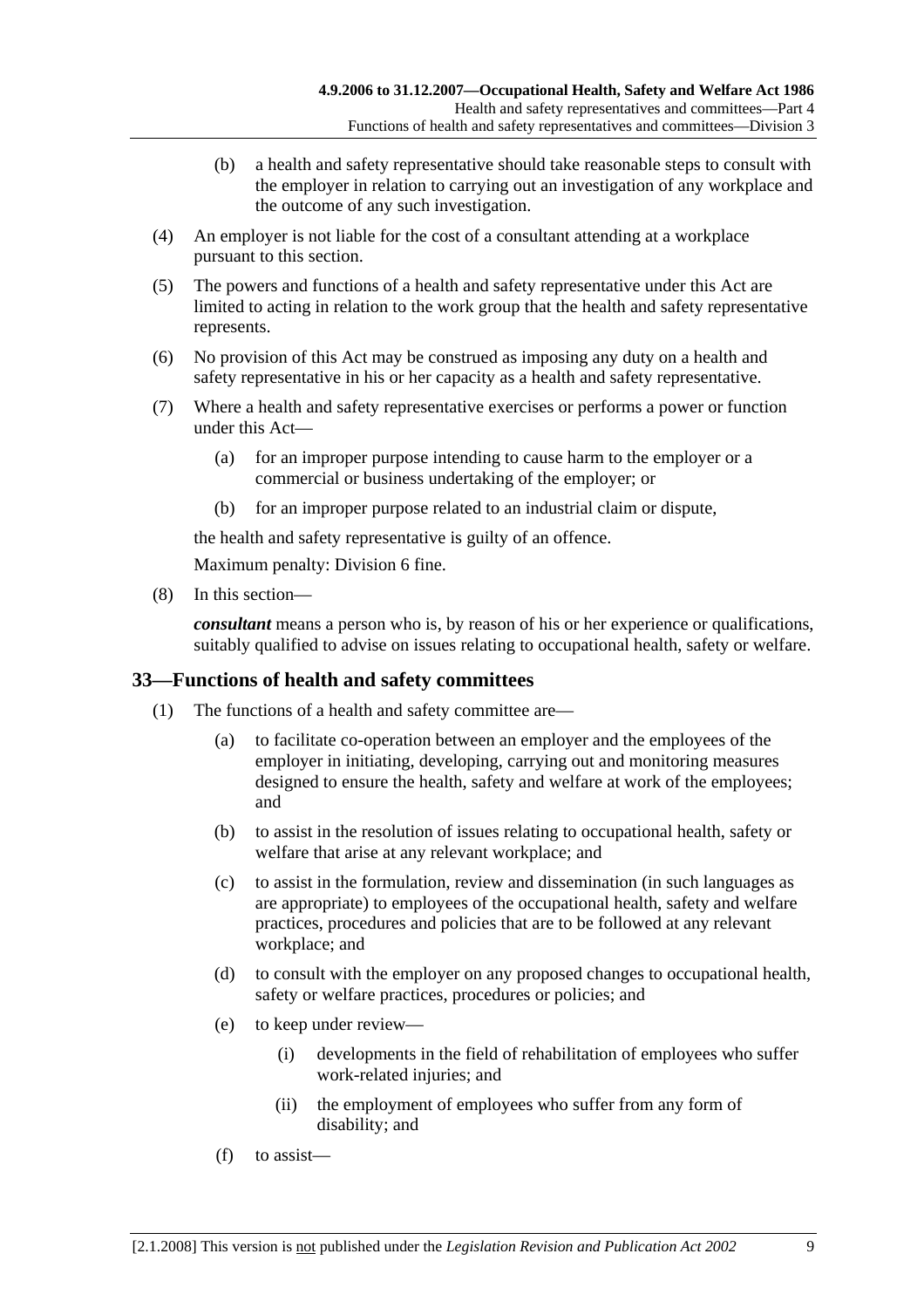(b) a health and safety representative should take reasonable steps to consult with the employer in relation to carrying out an investigation of any workplace and the outcome of any such investigation.

(4) An employer is not liable for the cost of a consultant attending at a workplace pursuant to this section.

(5) The powers and functions of a health and safety representative under this Act are limited to acting in relation to the work group that the health and safety representative represents.

(6) No provision of this Act may be construed as imposing any duty on a health and safety representative in his or her capacity as a health and safety representative.

(7) Where a health and safety representative exercises or performs a power or function under this Act—

(a) for an improper purpose intending to cause harm to the employer or a commercial or business undertaking of the employer; or

(b) for an improper purpose related to an industrial claim or dispute,

the health and safety representative is guilty of an offence.

Maximum penalty: Division 6 fine.

(8) In this section—

***consultant*** means a person who is, by reason of his or her experience or qualifications, suitably qualified to advise on issues relating to occupational health, safety or welfare.

## 33—Functions of health and safety committees

(1) The functions of a health and safety committee are—

(a) to facilitate co-operation between an employer and the employees of the employer in initiating, developing, carrying out and monitoring measures designed to ensure the health, safety and welfare at work of the employees; and

(b) to assist in the resolution of issues relating to occupational health, safety or welfare that arise at any relevant workplace; and

(c) to assist in the formulation, review and dissemination (in such languages as are appropriate) to employees of the occupational health, safety and welfare practices, procedures and policies that are to be followed at any relevant workplace; and

(d) to consult with the employer on any proposed changes to occupational health, safety or welfare practices, procedures or policies; and

(e) to keep under review—

(i) developments in the field of rehabilitation of employees who suffer work-related injuries; and

(ii) the employment of employees who suffer from any form of disability; and

(f) to assist—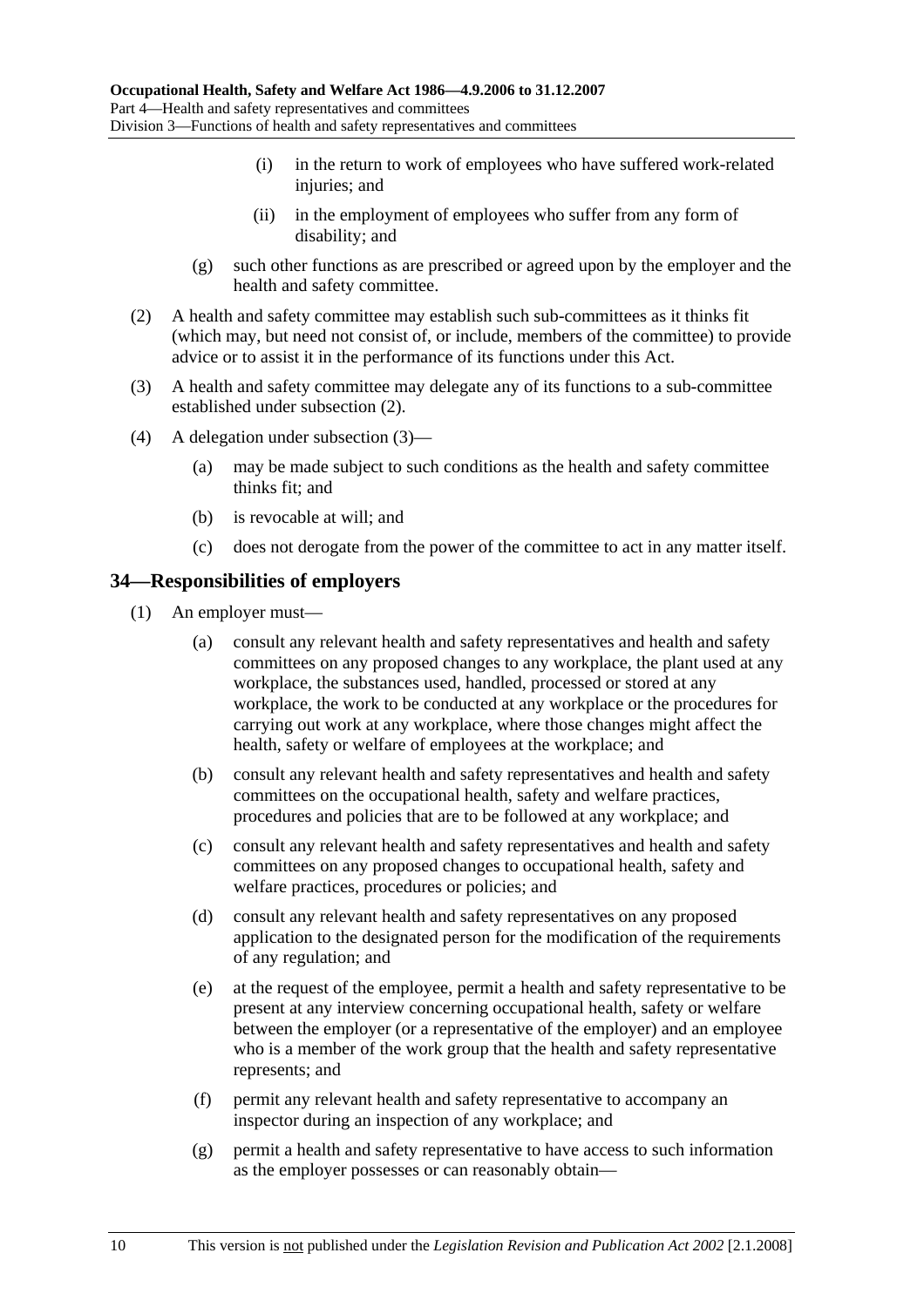(i) in the return to work of employees who have suffered work-related injuries; and

(ii) in the employment of employees who suffer from any form of disability; and

(g) such other functions as are prescribed or agreed upon by the employer and the health and safety committee.

(2) A health and safety committee may establish such sub-committees as it thinks fit (which may, but need not consist of, or include, members of the committee) to provide advice or to assist it in the performance of its functions under this Act.

(3) A health and safety committee may delegate any of its functions to a sub-committee established under subsection (2).

(4) A delegation under subsection (3)—

(a) may be made subject to such conditions as the health and safety committee thinks fit; and

(b) is revocable at will; and

(c) does not derogate from the power of the committee to act in any matter itself.

## 34—Responsibilities of employers

(1) An employer must—

(a) consult any relevant health and safety representatives and health and safety committees on any proposed changes to any workplace, the plant used at any workplace, the substances used, handled, processed or stored at any workplace, the work to be conducted at any workplace or the procedures for carrying out work at any workplace, where those changes might affect the health, safety or welfare of employees at the workplace; and

(b) consult any relevant health and safety representatives and health and safety committees on the occupational health, safety and welfare practices, procedures and policies that are to be followed at any workplace; and

(c) consult any relevant health and safety representatives and health and safety committees on any proposed changes to occupational health, safety and welfare practices, procedures or policies; and

(d) consult any relevant health and safety representatives on any proposed application to the designated person for the modification of the requirements of any regulation; and

(e) at the request of the employee, permit a health and safety representative to be present at any interview concerning occupational health, safety or welfare between the employer (or a representative of the employer) and an employee who is a member of the work group that the health and safety representative represents; and

(f) permit any relevant health and safety representative to accompany an inspector during an inspection of any workplace; and

(g) permit a health and safety representative to have access to such information as the employer possesses or can reasonably obtain—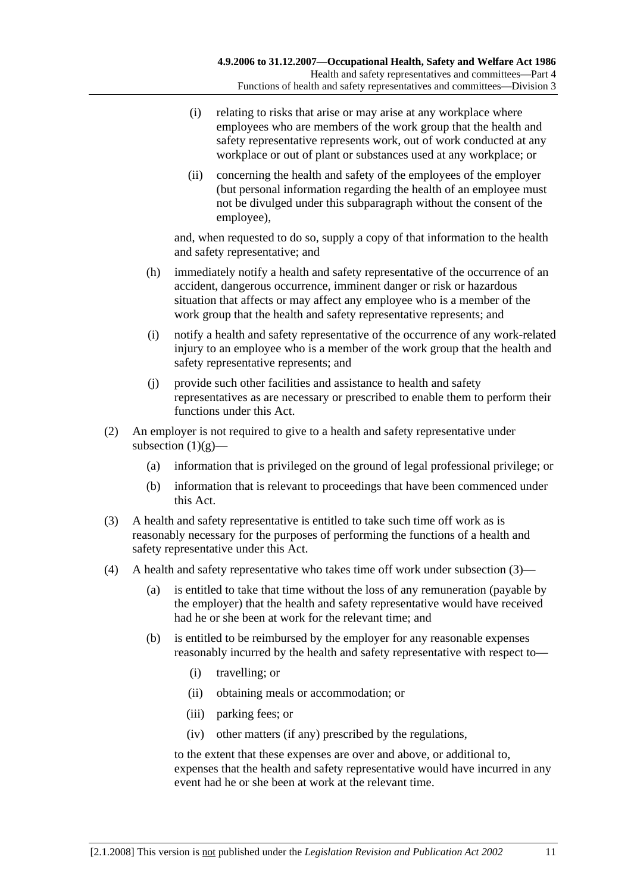(i) relating to risks that arise or may arise at any workplace where employees who are members of the work group that the health and safety representative represents work, out of work conducted at any workplace or out of plant or substances used at any workplace; or

(ii) concerning the health and safety of the employees of the employer (but personal information regarding the health of an employee must not be divulged under this subparagraph without the consent of the employee),

and, when requested to do so, supply a copy of that information to the health and safety representative; and

(h) immediately notify a health and safety representative of the occurrence of an accident, dangerous occurrence, imminent danger or risk or hazardous situation that affects or may affect any employee who is a member of the work group that the health and safety representative represents; and

(i) notify a health and safety representative of the occurrence of any work-related injury to an employee who is a member of the work group that the health and safety representative represents; and

(j) provide such other facilities and assistance to health and safety representatives as are necessary or prescribed to enable them to perform their functions under this Act.

(2) An employer is not required to give to a health and safety representative under subsection (1)(g)—

(a) information that is privileged on the ground of legal professional privilege; or

(b) information that is relevant to proceedings that have been commenced under this Act.

(3) A health and safety representative is entitled to take such time off work as is reasonably necessary for the purposes of performing the functions of a health and safety representative under this Act.

(4) A health and safety representative who takes time off work under subsection (3)—

(a) is entitled to take that time without the loss of any remuneration (payable by the employer) that the health and safety representative would have received had he or she been at work for the relevant time; and

(b) is entitled to be reimbursed by the employer for any reasonable expenses reasonably incurred by the health and safety representative with respect to—

(i) travelling; or

(ii) obtaining meals or accommodation; or

(iii) parking fees; or

(iv) other matters (if any) prescribed by the regulations,

to the extent that these expenses are over and above, or additional to, expenses that the health and safety representative would have incurred in any event had he or she been at work at the relevant time.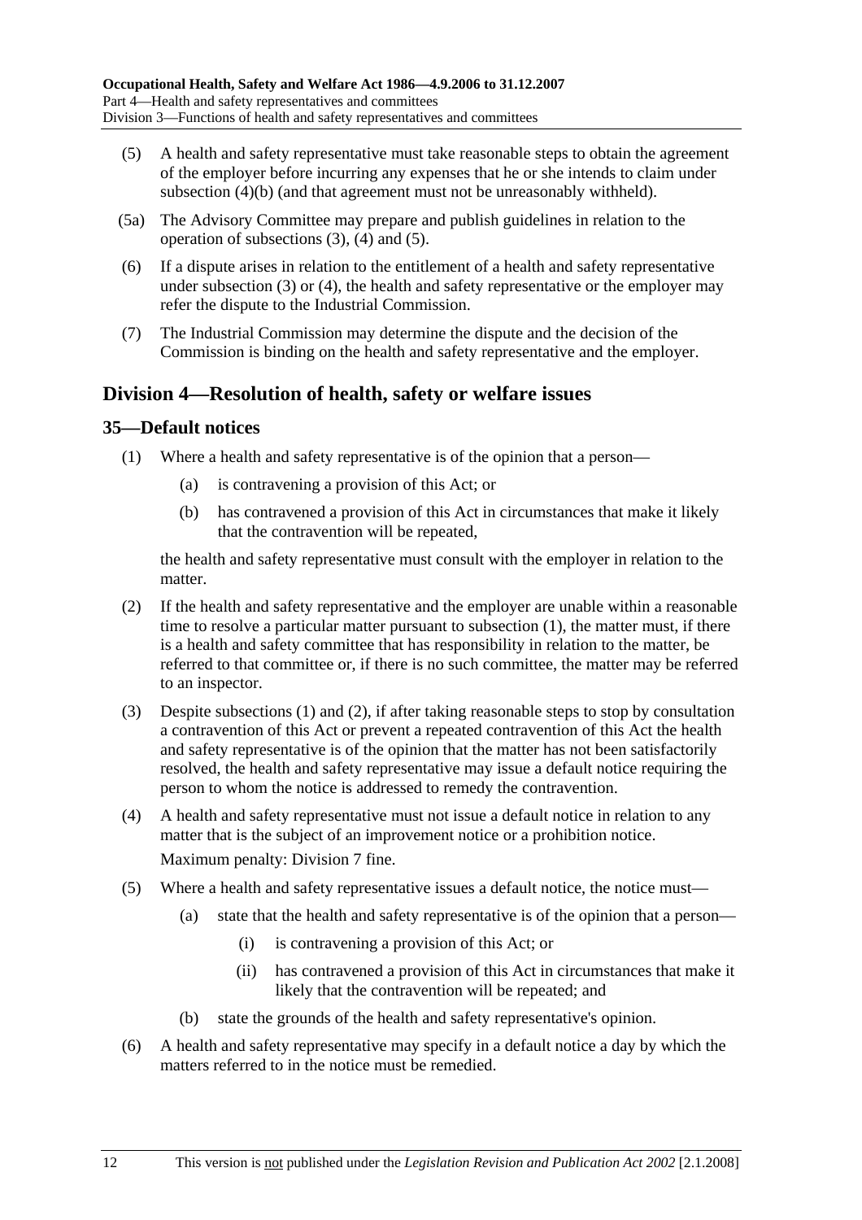(5) A health and safety representative must take reasonable steps to obtain the agreement of the employer before incurring any expenses that he or she intends to claim under subsection (4)(b) (and that agreement must not be unreasonably withheld).

(5a) The Advisory Committee may prepare and publish guidelines in relation to the operation of subsections (3), (4) and (5).

(6) If a dispute arises in relation to the entitlement of a health and safety representative under subsection (3) or (4), the health and safety representative or the employer may refer the dispute to the Industrial Commission.

(7) The Industrial Commission may determine the dispute and the decision of the Commission is binding on the health and safety representative and the employer.

## Division 4—Resolution of health, safety or welfare issues

### 35—Default notices

(1) Where a health and safety representative is of the opinion that a person—

(a) is contravening a provision of this Act; or

(b) has contravened a provision of this Act in circumstances that make it likely that the contravention will be repeated,

the health and safety representative must consult with the employer in relation to the matter.

(2) If the health and safety representative and the employer are unable within a reasonable time to resolve a particular matter pursuant to subsection (1), the matter must, if there is a health and safety committee that has responsibility in relation to the matter, be referred to that committee or, if there is no such committee, the matter may be referred to an inspector.

(3) Despite subsections (1) and (2), if after taking reasonable steps to stop by consultation a contravention of this Act or prevent a repeated contravention of this Act the health and safety representative is of the opinion that the matter has not been satisfactorily resolved, the health and safety representative may issue a default notice requiring the person to whom the notice is addressed to remedy the contravention.

(4) A health and safety representative must not issue a default notice in relation to any matter that is the subject of an improvement notice or a prohibition notice.

Maximum penalty: Division 7 fine.

(5) Where a health and safety representative issues a default notice, the notice must—

(a) state that the health and safety representative is of the opinion that a person—

(i) is contravening a provision of this Act; or

(ii) has contravened a provision of this Act in circumstances that make it likely that the contravention will be repeated; and

(b) state the grounds of the health and safety representative's opinion.

(6) A health and safety representative may specify in a default notice a day by which the matters referred to in the notice must be remedied.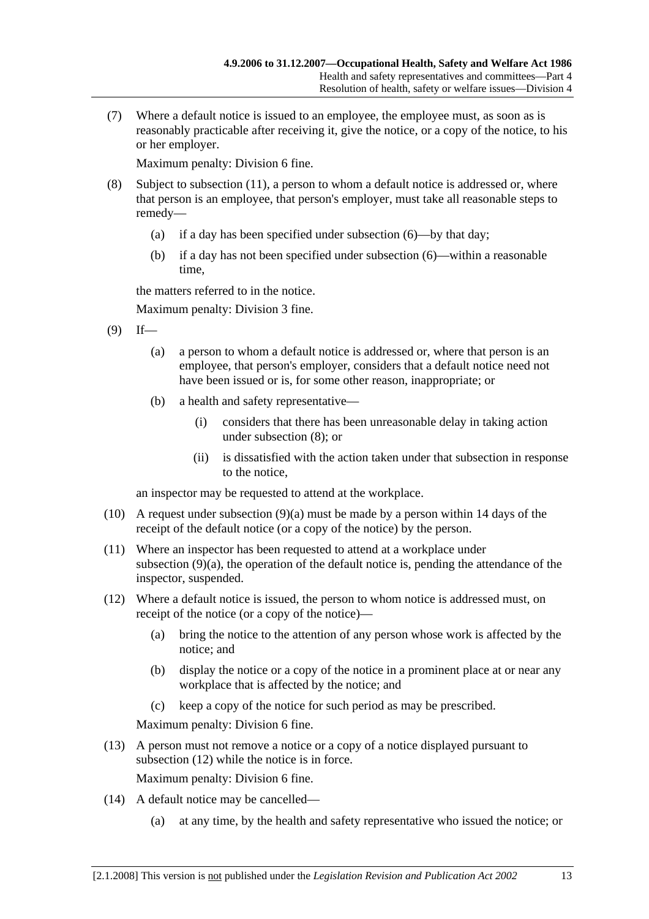(7) Where a default notice is issued to an employee, the employee must, as soon as is reasonably practicable after receiving it, give the notice, or a copy of the notice, to his or her employer.

Maximum penalty: Division 6 fine.

(8) Subject to subsection (11), a person to whom a default notice is addressed or, where that person is an employee, that person's employer, must take all reasonable steps to remedy—

(a) if a day has been specified under subsection (6)—by that day;

(b) if a day has not been specified under subsection (6)—within a reasonable time,

the matters referred to in the notice.

Maximum penalty: Division 3 fine.

(9) If—

(a) a person to whom a default notice is addressed or, where that person is an employee, that person's employer, considers that a default notice need not have been issued or is, for some other reason, inappropriate; or

(b) a health and safety representative—

(i) considers that there has been unreasonable delay in taking action under subsection (8); or

(ii) is dissatisfied with the action taken under that subsection in response to the notice,

an inspector may be requested to attend at the workplace.

(10) A request under subsection (9)(a) must be made by a person within 14 days of the receipt of the default notice (or a copy of the notice) by the person.

(11) Where an inspector has been requested to attend at a workplace under subsection (9)(a), the operation of the default notice is, pending the attendance of the inspector, suspended.

(12) Where a default notice is issued, the person to whom notice is addressed must, on receipt of the notice (or a copy of the notice)—

(a) bring the notice to the attention of any person whose work is affected by the notice; and

(b) display the notice or a copy of the notice in a prominent place at or near any workplace that is affected by the notice; and

(c) keep a copy of the notice for such period as may be prescribed.

Maximum penalty: Division 6 fine.

(13) A person must not remove a notice or a copy of a notice displayed pursuant to subsection (12) while the notice is in force.

Maximum penalty: Division 6 fine.

(14) A default notice may be cancelled—

(a) at any time, by the health and safety representative who issued the notice; or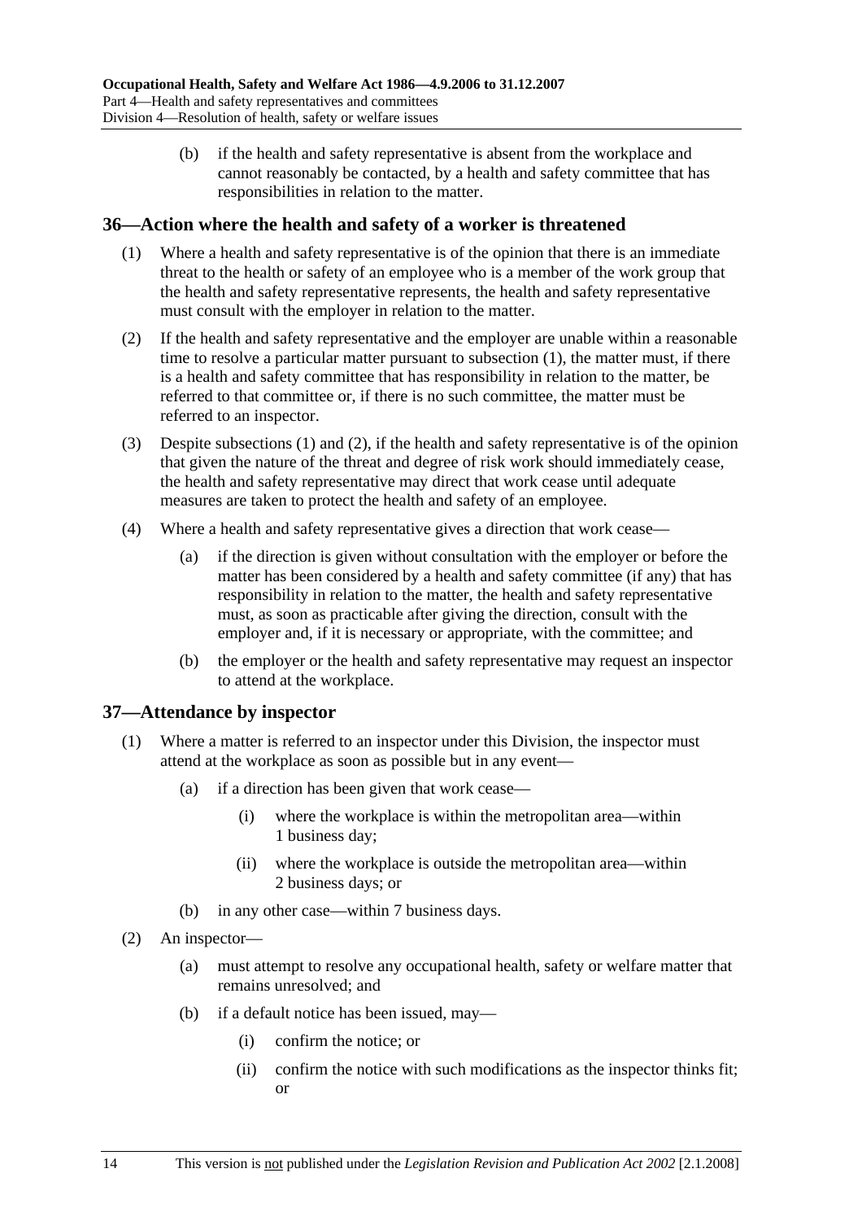(b) if the health and safety representative is absent from the workplace and cannot reasonably be contacted, by a health and safety committee that has responsibilities in relation to the matter.

## 36—Action where the health and safety of a worker is threatened

(1) Where a health and safety representative is of the opinion that there is an immediate threat to the health or safety of an employee who is a member of the work group that the health and safety representative represents, the health and safety representative must consult with the employer in relation to the matter.

(2) If the health and safety representative and the employer are unable within a reasonable time to resolve a particular matter pursuant to subsection (1), the matter must, if there is a health and safety committee that has responsibility in relation to the matter, be referred to that committee or, if there is no such committee, the matter must be referred to an inspector.

(3) Despite subsections (1) and (2), if the health and safety representative is of the opinion that given the nature of the threat and degree of risk work should immediately cease, the health and safety representative may direct that work cease until adequate measures are taken to protect the health and safety of an employee.

(4) Where a health and safety representative gives a direction that work cease—

(a) if the direction is given without consultation with the employer or before the matter has been considered by a health and safety committee (if any) that has responsibility in relation to the matter, the health and safety representative must, as soon as practicable after giving the direction, consult with the employer and, if it is necessary or appropriate, with the committee; and

(b) the employer or the health and safety representative may request an inspector to attend at the workplace.

## 37—Attendance by inspector

(1) Where a matter is referred to an inspector under this Division, the inspector must attend at the workplace as soon as possible but in any event—

(a) if a direction has been given that work cease—

(i) where the workplace is within the metropolitan area—within 1 business day;

(ii) where the workplace is outside the metropolitan area—within 2 business days; or

(b) in any other case—within 7 business days.

(2) An inspector—

(a) must attempt to resolve any occupational health, safety or welfare matter that remains unresolved; and

(b) if a default notice has been issued, may—

(i) confirm the notice; or

(ii) confirm the notice with such modifications as the inspector thinks fit; or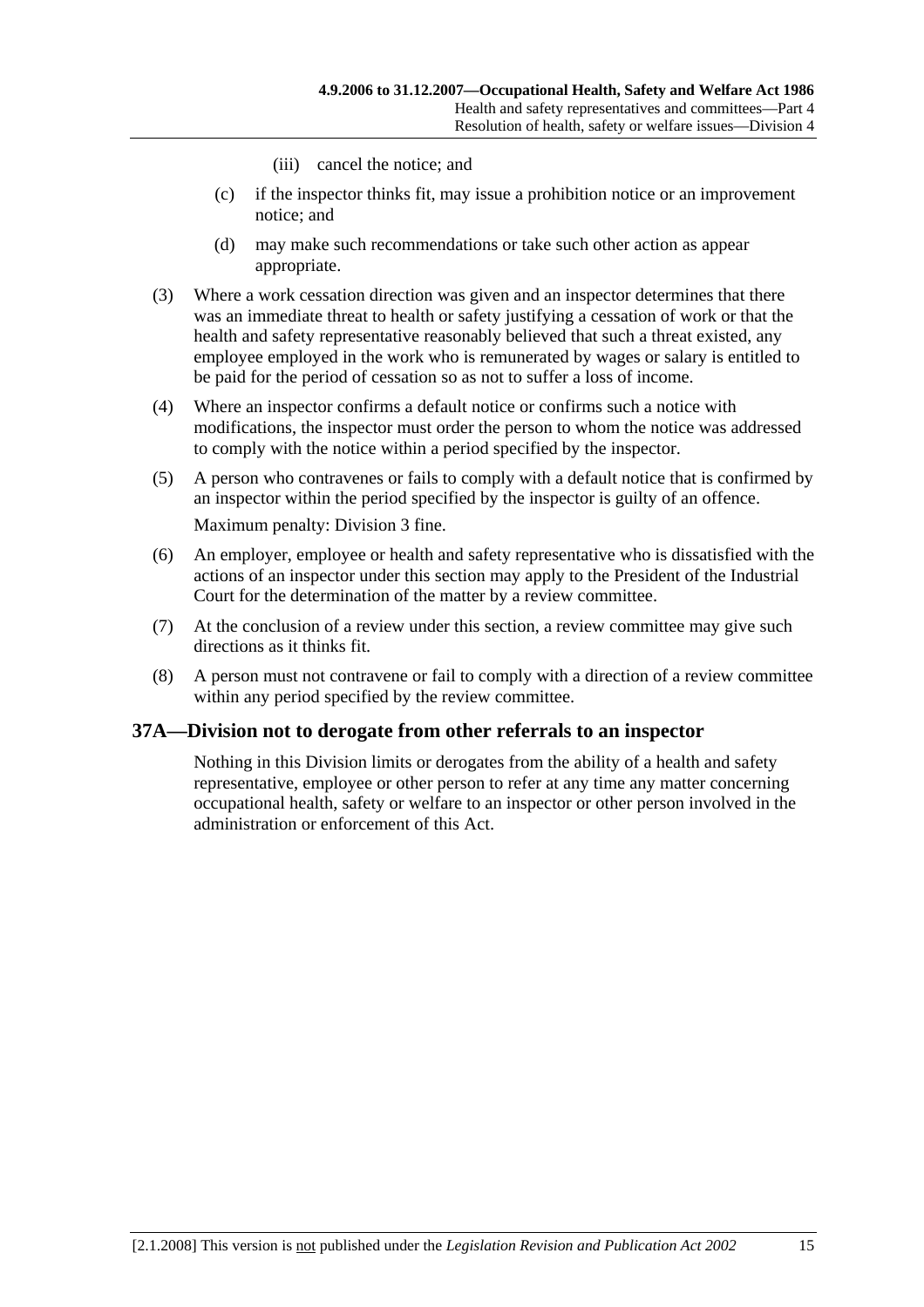(iii) cancel the notice; and

(c) if the inspector thinks fit, may issue a prohibition notice or an improvement notice; and

(d) may make such recommendations or take such other action as appear appropriate.

(3) Where a work cessation direction was given and an inspector determines that there was an immediate threat to health or safety justifying a cessation of work or that the health and safety representative reasonably believed that such a threat existed, any employee employed in the work who is remunerated by wages or salary is entitled to be paid for the period of cessation so as not to suffer a loss of income.

(4) Where an inspector confirms a default notice or confirms such a notice with modifications, the inspector must order the person to whom the notice was addressed to comply with the notice within a period specified by the inspector.

(5) A person who contravenes or fails to comply with a default notice that is confirmed by an inspector within the period specified by the inspector is guilty of an offence.

Maximum penalty: Division 3 fine.

(6) An employer, employee or health and safety representative who is dissatisfied with the actions of an inspector under this section may apply to the President of the Industrial Court for the determination of the matter by a review committee.

(7) At the conclusion of a review under this section, a review committee may give such directions as it thinks fit.

(8) A person must not contravene or fail to comply with a direction of a review committee within any period specified by the review committee.

## 37A—Division not to derogate from other referrals to an inspector

Nothing in this Division limits or derogates from the ability of a health and safety representative, employee or other person to refer at any time any matter concerning occupational health, safety or welfare to an inspector or other person involved in the administration or enforcement of this Act.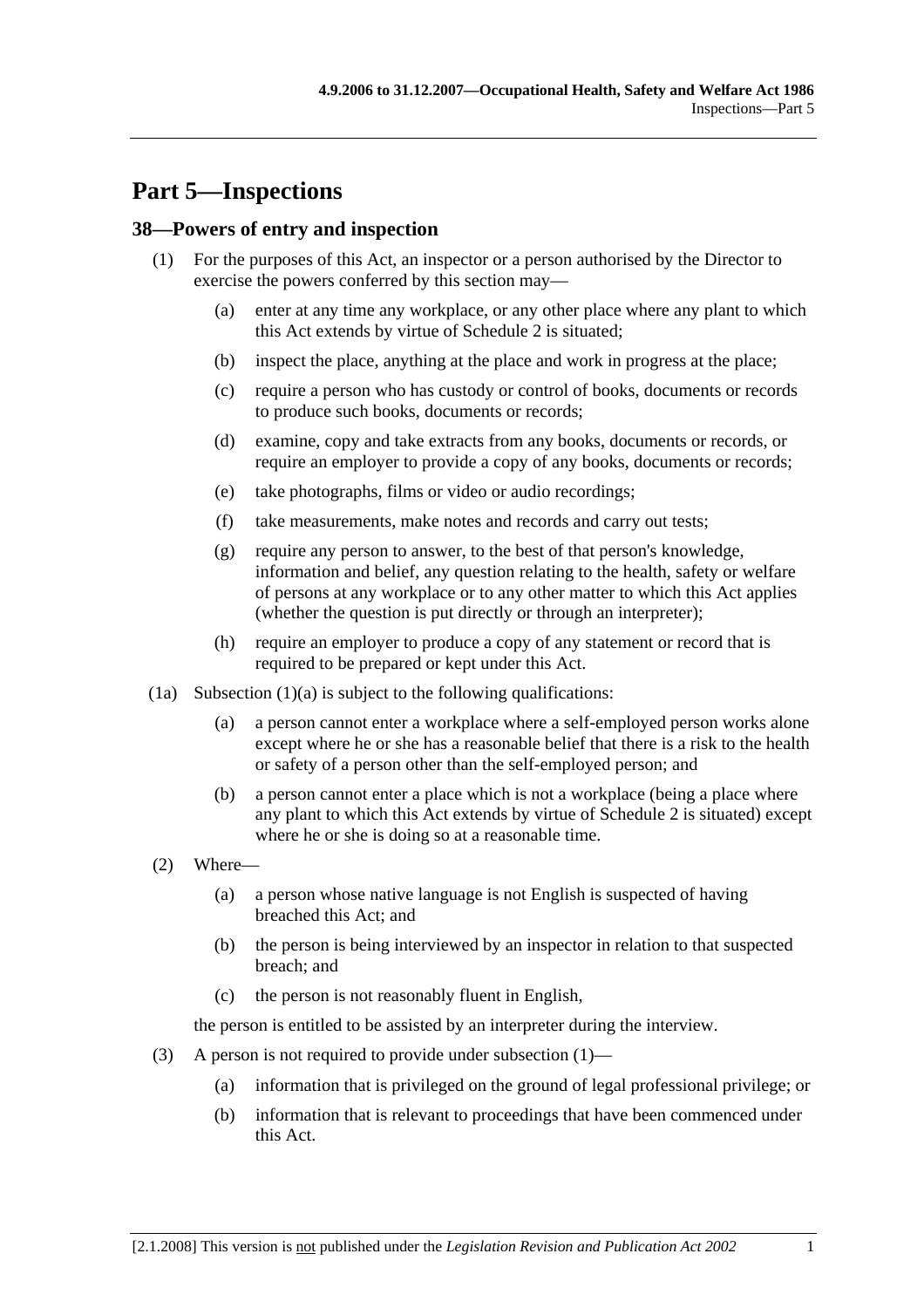# Part 5—Inspections

## 38—Powers of entry and inspection

(1) For the purposes of this Act, an inspector or a person authorised by the Director to exercise the powers conferred by this section may—

(a) enter at any time any workplace, or any other place where any plant to which this Act extends by virtue of Schedule 2 is situated;

(b) inspect the place, anything at the place and work in progress at the place;

(c) require a person who has custody or control of books, documents or records to produce such books, documents or records;

(d) examine, copy and take extracts from any books, documents or records, or require an employer to provide a copy of any books, documents or records;

(e) take photographs, films or video or audio recordings;

(f) take measurements, make notes and records and carry out tests;

(g) require any person to answer, to the best of that person's knowledge, information and belief, any question relating to the health, safety or welfare of persons at any workplace or to any other matter to which this Act applies (whether the question is put directly or through an interpreter);

(h) require an employer to produce a copy of any statement or record that is required to be prepared or kept under this Act.

(1a) Subsection (1)(a) is subject to the following qualifications:

(a) a person cannot enter a workplace where a self-employed person works alone except where he or she has a reasonable belief that there is a risk to the health or safety of a person other than the self-employed person; and

(b) a person cannot enter a place which is not a workplace (being a place where any plant to which this Act extends by virtue of Schedule 2 is situated) except where he or she is doing so at a reasonable time.

(2) Where—

(a) a person whose native language is not English is suspected of having breached this Act; and

(b) the person is being interviewed by an inspector in relation to that suspected breach; and

(c) the person is not reasonably fluent in English,

the person is entitled to be assisted by an interpreter during the interview.

(3) A person is not required to provide under subsection (1)—

(a) information that is privileged on the ground of legal professional privilege; or

(b) information that is relevant to proceedings that have been commenced under this Act.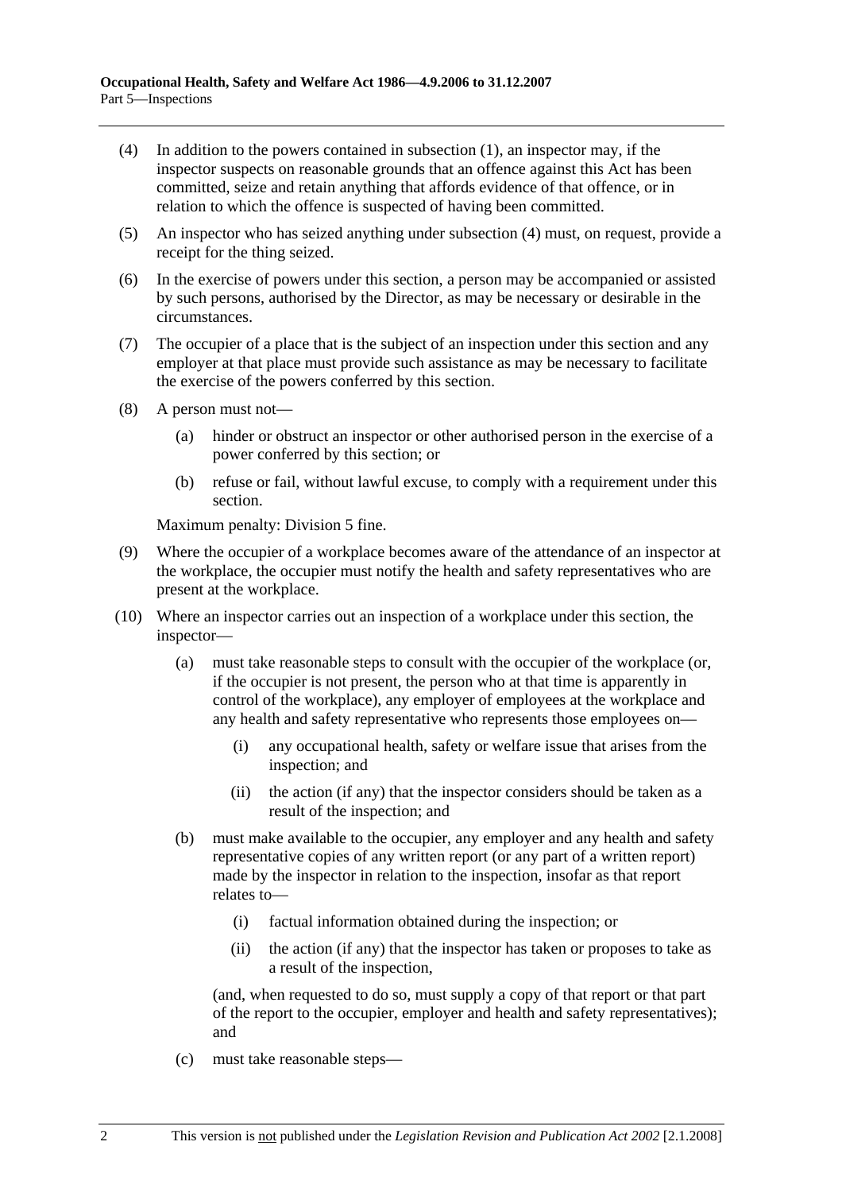(4) In addition to the powers contained in subsection (1), an inspector may, if the inspector suspects on reasonable grounds that an offence against this Act has been committed, seize and retain anything that affords evidence of that offence, or in relation to which the offence is suspected of having been committed.

(5) An inspector who has seized anything under subsection (4) must, on request, provide a receipt for the thing seized.

(6) In the exercise of powers under this section, a person may be accompanied or assisted by such persons, authorised by the Director, as may be necessary or desirable in the circumstances.

(7) The occupier of a place that is the subject of an inspection under this section and any employer at that place must provide such assistance as may be necessary to facilitate the exercise of the powers conferred by this section.

(8) A person must not—

- (a) hinder or obstruct an inspector or other authorised person in the exercise of a power conferred by this section; or
- (b) refuse or fail, without lawful excuse, to comply with a requirement under this section.

Maximum penalty: Division 5 fine.

(9) Where the occupier of a workplace becomes aware of the attendance of an inspector at the workplace, the occupier must notify the health and safety representatives who are present at the workplace.

(10) Where an inspector carries out an inspection of a workplace under this section, the inspector—

- (a) must take reasonable steps to consult with the occupier of the workplace (or, if the occupier is not present, the person who at that time is apparently in control of the workplace), any employer of employees at the workplace and any health and safety representative who represents those employees on—
  - (i) any occupational health, safety or welfare issue that arises from the inspection; and
  - (ii) the action (if any) that the inspector considers should be taken as a result of the inspection; and
- (b) must make available to the occupier, any employer and any health and safety representative copies of any written report (or any part of a written report) made by the inspector in relation to the inspection, insofar as that report relates to—
  - (i) factual information obtained during the inspection; or
  - (ii) the action (if any) that the inspector has taken or proposes to take as a result of the inspection,

  (and, when requested to do so, must supply a copy of that report or that part of the report to the occupier, employer and health and safety representatives); and
- (c) must take reasonable steps—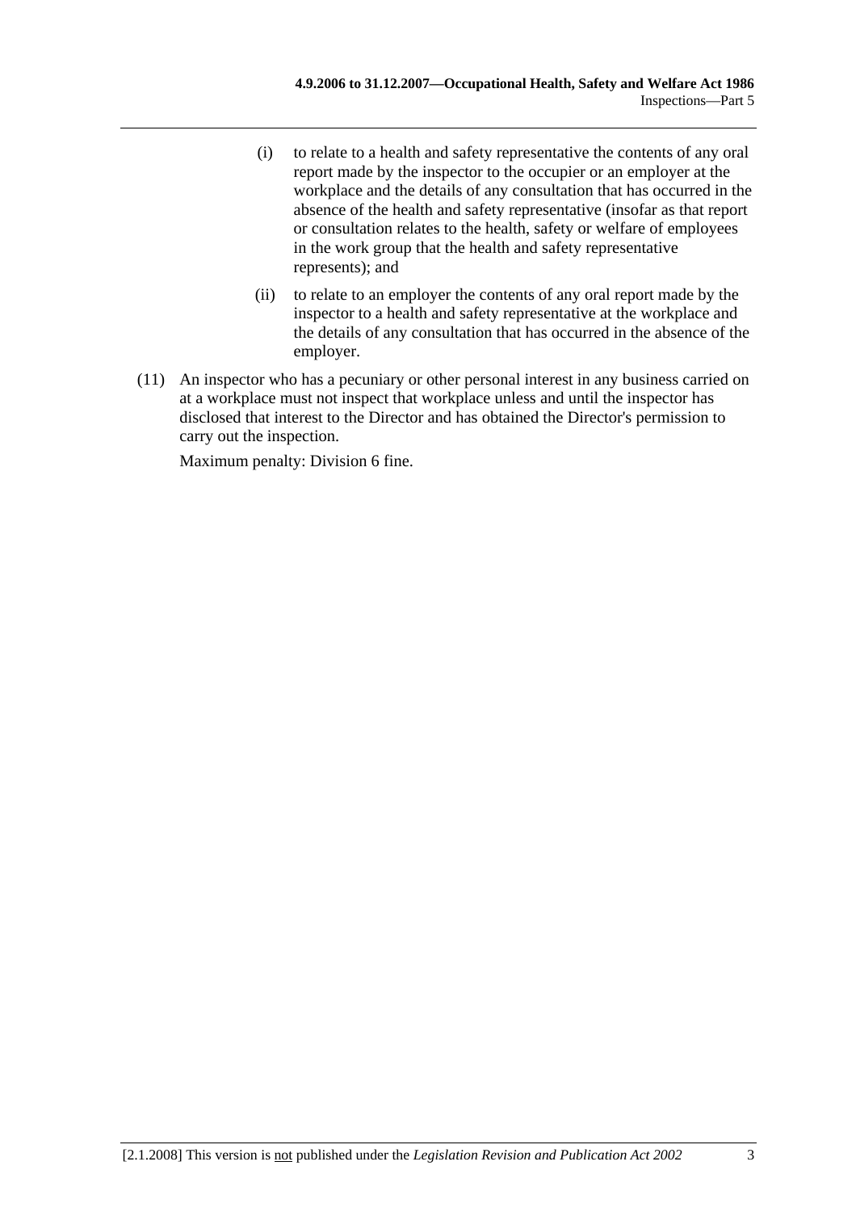(i) to relate to a health and safety representative the contents of any oral report made by the inspector to the occupier or an employer at the workplace and the details of any consultation that has occurred in the absence of the health and safety representative (insofar as that report or consultation relates to the health, safety or welfare of employees in the work group that the health and safety representative represents); and

(ii) to relate to an employer the contents of any oral report made by the inspector to a health and safety representative at the workplace and the details of any consultation that has occurred in the absence of the employer.

(11) An inspector who has a pecuniary or other personal interest in any business carried on at a workplace must not inspect that workplace unless and until the inspector has disclosed that interest to the Director and has obtained the Director's permission to carry out the inspection.

Maximum penalty: Division 6 fine.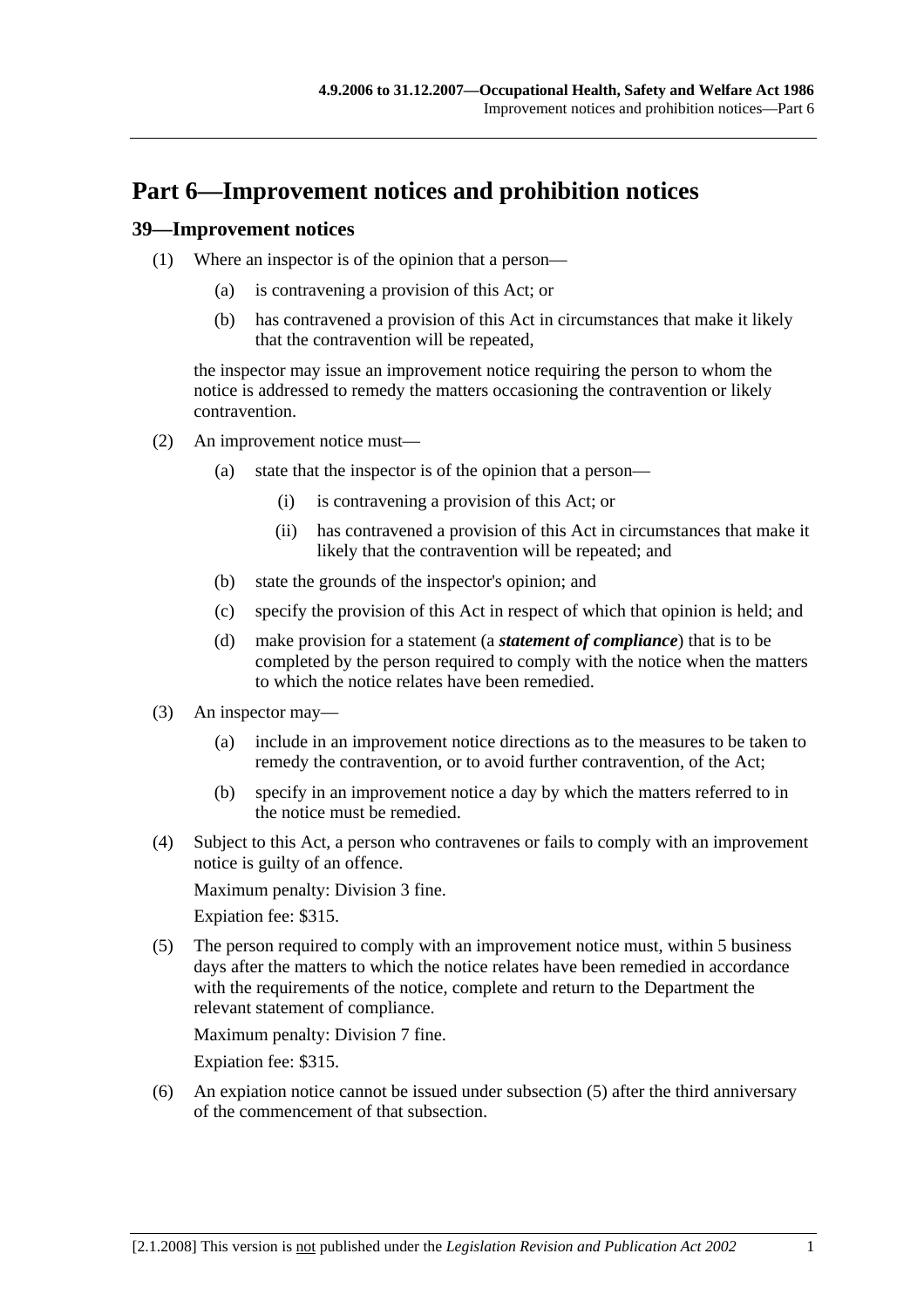# Part 6—Improvement notices and prohibition notices

## 39—Improvement notices

(1) Where an inspector is of the opinion that a person—

   (a) is contravening a provision of this Act; or

   (b) has contravened a provision of this Act in circumstances that make it likely that the contravention will be repeated,

   the inspector may issue an improvement notice requiring the person to whom the notice is addressed to remedy the matters occasioning the contravention or likely contravention.

(2) An improvement notice must—

   (a) state that the inspector is of the opinion that a person—

      (i) is contravening a provision of this Act; or

      (ii) has contravened a provision of this Act in circumstances that make it likely that the contravention will be repeated; and

   (b) state the grounds of the inspector's opinion; and

   (c) specify the provision of this Act in respect of which that opinion is held; and

   (d) make provision for a statement (a ***statement of compliance***) that is to be completed by the person required to comply with the notice when the matters to which the notice relates have been remedied.

(3) An inspector may—

   (a) include in an improvement notice directions as to the measures to be taken to remedy the contravention, or to avoid further contravention, of the Act;

   (b) specify in an improvement notice a day by which the matters referred to in the notice must be remedied.

(4) Subject to this Act, a person who contravenes or fails to comply with an improvement notice is guilty of an offence.

   Maximum penalty: Division 3 fine.

   Expiation fee: $315.

(5) The person required to comply with an improvement notice must, within 5 business days after the matters to which the notice relates have been remedied in accordance with the requirements of the notice, complete and return to the Department the relevant statement of compliance.

   Maximum penalty: Division 7 fine.

   Expiation fee: $315.

(6) An expiation notice cannot be issued under subsection (5) after the third anniversary of the commencement of that subsection.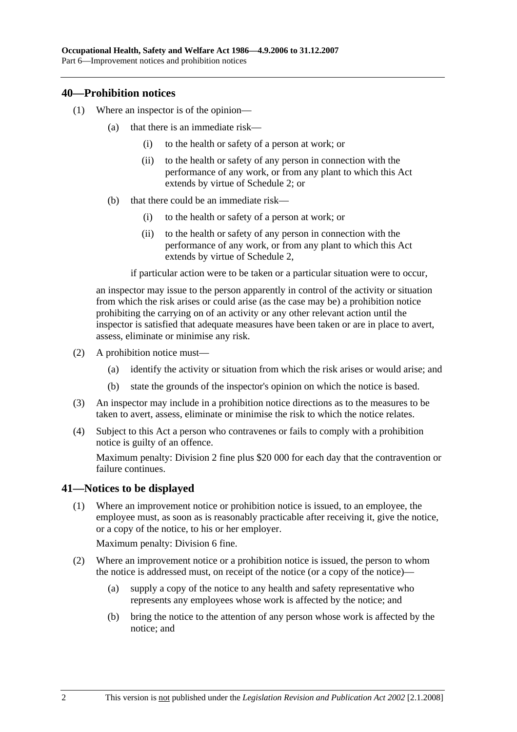## 40—Prohibition notices

(1) Where an inspector is of the opinion—

(a) that there is an immediate risk—

(i) to the health or safety of a person at work; or

(ii) to the health or safety of any person in connection with the performance of any work, or from any plant to which this Act extends by virtue of Schedule 2; or

(b) that there could be an immediate risk—

(i) to the health or safety of a person at work; or

(ii) to the health or safety of any person in connection with the performance of any work, or from any plant to which this Act extends by virtue of Schedule 2,

if particular action were to be taken or a particular situation were to occur,

an inspector may issue to the person apparently in control of the activity or situation from which the risk arises or could arise (as the case may be) a prohibition notice prohibiting the carrying on of an activity or any other relevant action until the inspector is satisfied that adequate measures have been taken or are in place to avert, assess, eliminate or minimise any risk.

(2) A prohibition notice must—

(a) identify the activity or situation from which the risk arises or would arise; and

(b) state the grounds of the inspector's opinion on which the notice is based.

(3) An inspector may include in a prohibition notice directions as to the measures to be taken to avert, assess, eliminate or minimise the risk to which the notice relates.

(4) Subject to this Act a person who contravenes or fails to comply with a prohibition notice is guilty of an offence.

Maximum penalty: Division 2 fine plus $20 000 for each day that the contravention or failure continues.

## 41—Notices to be displayed

(1) Where an improvement notice or prohibition notice is issued, to an employee, the employee must, as soon as is reasonably practicable after receiving it, give the notice, or a copy of the notice, to his or her employer.

Maximum penalty: Division 6 fine.

(2) Where an improvement notice or a prohibition notice is issued, the person to whom the notice is addressed must, on receipt of the notice (or a copy of the notice)—

(a) supply a copy of the notice to any health and safety representative who represents any employees whose work is affected by the notice; and

(b) bring the notice to the attention of any person whose work is affected by the notice; and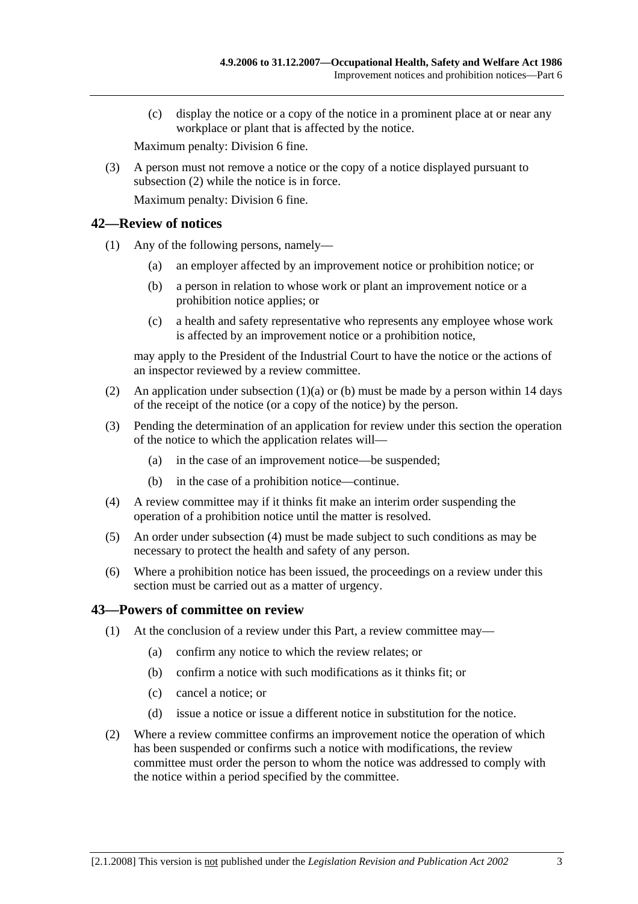(c) display the notice or a copy of the notice in a prominent place at or near any workplace or plant that is affected by the notice.

Maximum penalty: Division 6 fine.

(3) A person must not remove a notice or the copy of a notice displayed pursuant to subsection (2) while the notice is in force.

Maximum penalty: Division 6 fine.

## 42—Review of notices

(1) Any of the following persons, namely—

(a) an employer affected by an improvement notice or prohibition notice; or

(b) a person in relation to whose work or plant an improvement notice or a prohibition notice applies; or

(c) a health and safety representative who represents any employee whose work is affected by an improvement notice or a prohibition notice,

may apply to the President of the Industrial Court to have the notice or the actions of an inspector reviewed by a review committee.

(2) An application under subsection (1)(a) or (b) must be made by a person within 14 days of the receipt of the notice (or a copy of the notice) by the person.

(3) Pending the determination of an application for review under this section the operation of the notice to which the application relates will—

(a) in the case of an improvement notice—be suspended;

(b) in the case of a prohibition notice—continue.

(4) A review committee may if it thinks fit make an interim order suspending the operation of a prohibition notice until the matter is resolved.

(5) An order under subsection (4) must be made subject to such conditions as may be necessary to protect the health and safety of any person.

(6) Where a prohibition notice has been issued, the proceedings on a review under this section must be carried out as a matter of urgency.

## 43—Powers of committee on review

(1) At the conclusion of a review under this Part, a review committee may—

(a) confirm any notice to which the review relates; or

(b) confirm a notice with such modifications as it thinks fit; or

(c) cancel a notice; or

(d) issue a notice or issue a different notice in substitution for the notice.

(2) Where a review committee confirms an improvement notice the operation of which has been suspended or confirms such a notice with modifications, the review committee must order the person to whom the notice was addressed to comply with the notice within a period specified by the committee.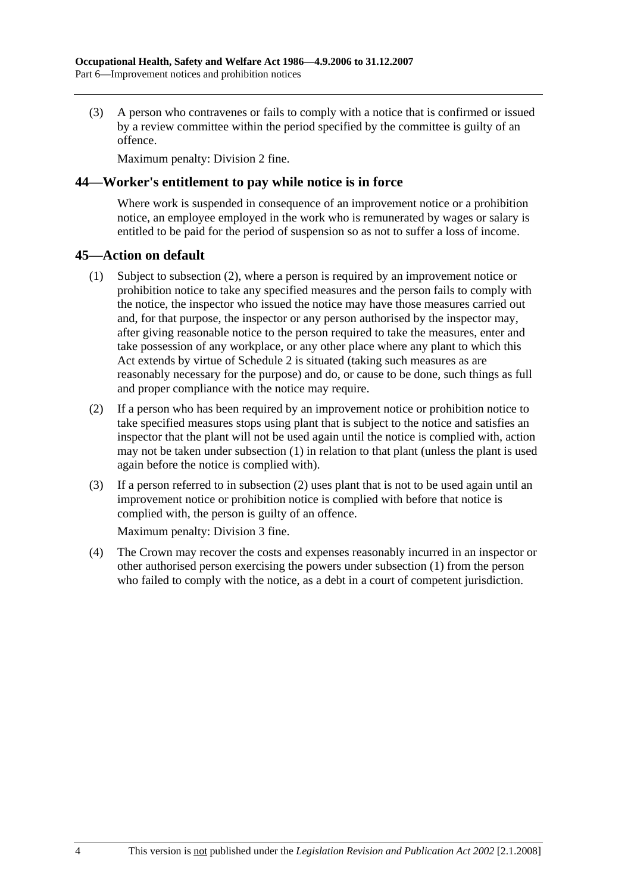(3) A person who contravenes or fails to comply with a notice that is confirmed or issued by a review committee within the period specified by the committee is guilty of an offence.

Maximum penalty: Division 2 fine.

## 44—Worker's entitlement to pay while notice is in force

Where work is suspended in consequence of an improvement notice or a prohibition notice, an employee employed in the work who is remunerated by wages or salary is entitled to be paid for the period of suspension so as not to suffer a loss of income.

## 45—Action on default

(1) Subject to subsection (2), where a person is required by an improvement notice or prohibition notice to take any specified measures and the person fails to comply with the notice, the inspector who issued the notice may have those measures carried out and, for that purpose, the inspector or any person authorised by the inspector may, after giving reasonable notice to the person required to take the measures, enter and take possession of any workplace, or any other place where any plant to which this Act extends by virtue of Schedule 2 is situated (taking such measures as are reasonably necessary for the purpose) and do, or cause to be done, such things as full and proper compliance with the notice may require.

(2) If a person who has been required by an improvement notice or prohibition notice to take specified measures stops using plant that is subject to the notice and satisfies an inspector that the plant will not be used again until the notice is complied with, action may not be taken under subsection (1) in relation to that plant (unless the plant is used again before the notice is complied with).

(3) If a person referred to in subsection (2) uses plant that is not to be used again until an improvement notice or prohibition notice is complied with before that notice is complied with, the person is guilty of an offence.

Maximum penalty: Division 3 fine.

(4) The Crown may recover the costs and expenses reasonably incurred in an inspector or other authorised person exercising the powers under subsection (1) from the person who failed to comply with the notice, as a debt in a court of competent jurisdiction.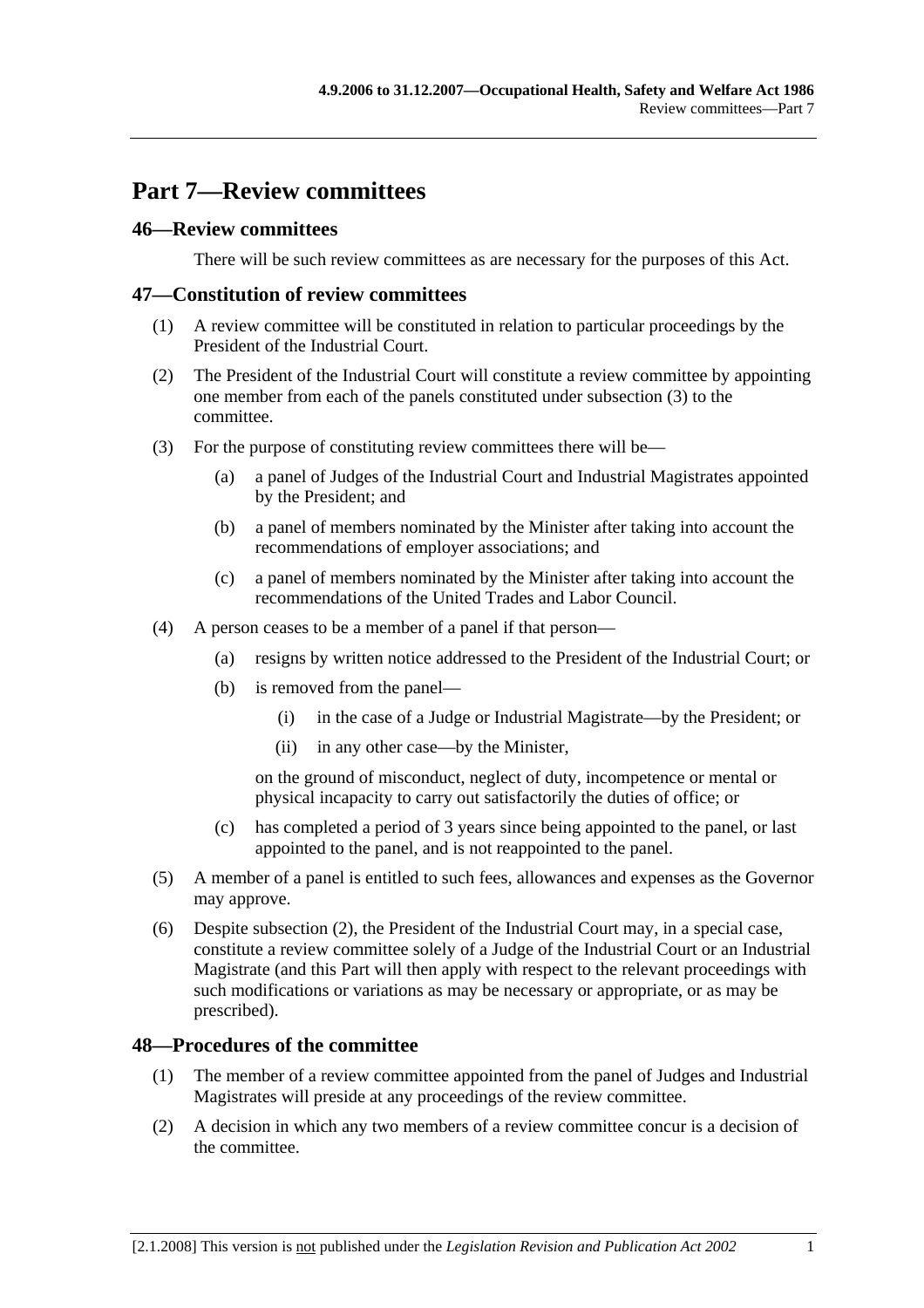# Part 7—Review committees

## 46—Review committees

There will be such review committees as are necessary for the purposes of this Act.

## 47—Constitution of review committees

(1) A review committee will be constituted in relation to particular proceedings by the President of the Industrial Court.

(2) The President of the Industrial Court will constitute a review committee by appointing one member from each of the panels constituted under subsection (3) to the committee.

(3) For the purpose of constituting review committees there will be—

(a) a panel of Judges of the Industrial Court and Industrial Magistrates appointed by the President; and

(b) a panel of members nominated by the Minister after taking into account the recommendations of employer associations; and

(c) a panel of members nominated by the Minister after taking into account the recommendations of the United Trades and Labor Council.

(4) A person ceases to be a member of a panel if that person—

(a) resigns by written notice addressed to the President of the Industrial Court; or

(b) is removed from the panel—

(i) in the case of a Judge or Industrial Magistrate—by the President; or

(ii) in any other case—by the Minister,

on the ground of misconduct, neglect of duty, incompetence or mental or physical incapacity to carry out satisfactorily the duties of office; or

(c) has completed a period of 3 years since being appointed to the panel, or last appointed to the panel, and is not reappointed to the panel.

(5) A member of a panel is entitled to such fees, allowances and expenses as the Governor may approve.

(6) Despite subsection (2), the President of the Industrial Court may, in a special case, constitute a review committee solely of a Judge of the Industrial Court or an Industrial Magistrate (and this Part will then apply with respect to the relevant proceedings with such modifications or variations as may be necessary or appropriate, or as may be prescribed).

## 48—Procedures of the committee

(1) The member of a review committee appointed from the panel of Judges and Industrial Magistrates will preside at any proceedings of the review committee.

(2) A decision in which any two members of a review committee concur is a decision of the committee.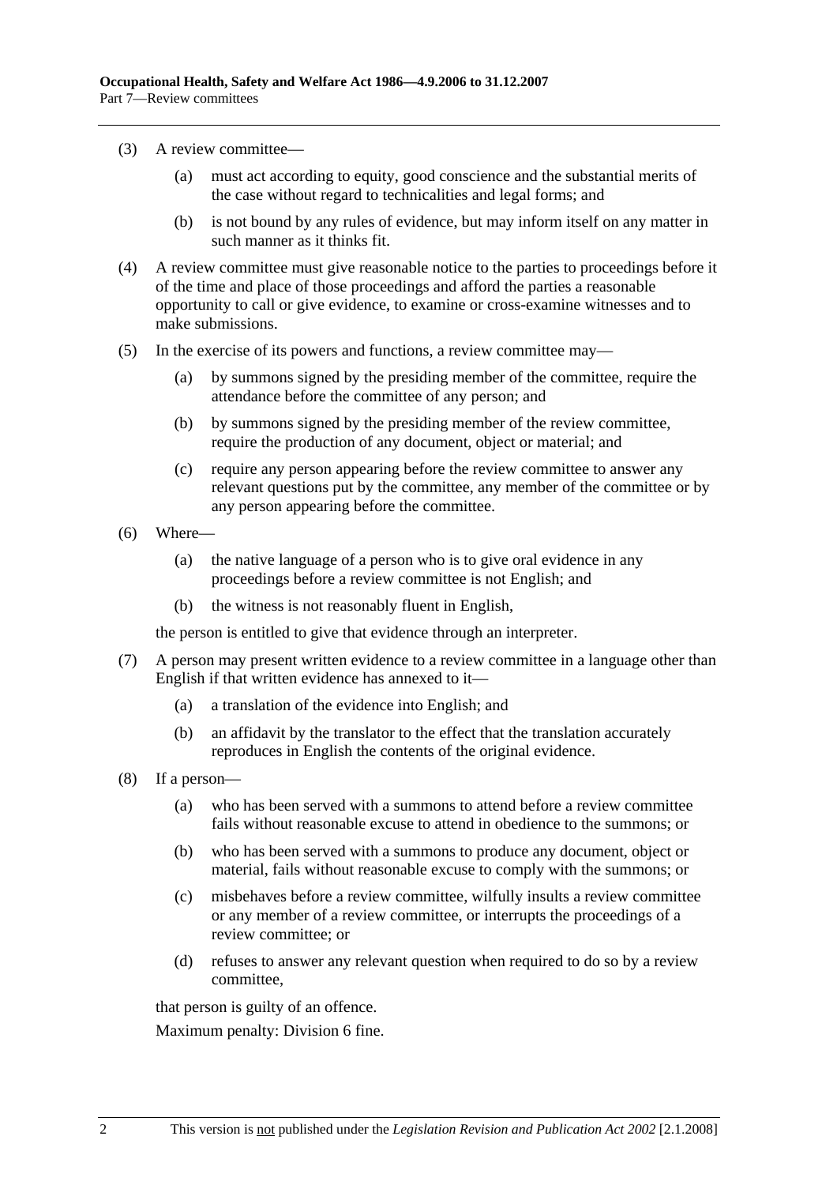(3) A review committee—

  (a) must act according to equity, good conscience and the substantial merits of the case without regard to technicalities and legal forms; and

  (b) is not bound by any rules of evidence, but may inform itself on any matter in such manner as it thinks fit.

(4) A review committee must give reasonable notice to the parties to proceedings before it of the time and place of those proceedings and afford the parties a reasonable opportunity to call or give evidence, to examine or cross-examine witnesses and to make submissions.

(5) In the exercise of its powers and functions, a review committee may—

  (a) by summons signed by the presiding member of the committee, require the attendance before the committee of any person; and

  (b) by summons signed by the presiding member of the review committee, require the production of any document, object or material; and

  (c) require any person appearing before the review committee to answer any relevant questions put by the committee, any member of the committee or by any person appearing before the committee.

(6) Where—

  (a) the native language of a person who is to give oral evidence in any proceedings before a review committee is not English; and

  (b) the witness is not reasonably fluent in English,

the person is entitled to give that evidence through an interpreter.

(7) A person may present written evidence to a review committee in a language other than English if that written evidence has annexed to it—

  (a) a translation of the evidence into English; and

  (b) an affidavit by the translator to the effect that the translation accurately reproduces in English the contents of the original evidence.

(8) If a person—

  (a) who has been served with a summons to attend before a review committee fails without reasonable excuse to attend in obedience to the summons; or

  (b) who has been served with a summons to produce any document, object or material, fails without reasonable excuse to comply with the summons; or

  (c) misbehaves before a review committee, wilfully insults a review committee or any member of a review committee, or interrupts the proceedings of a review committee; or

  (d) refuses to answer any relevant question when required to do so by a review committee,

that person is guilty of an offence.

Maximum penalty: Division 6 fine.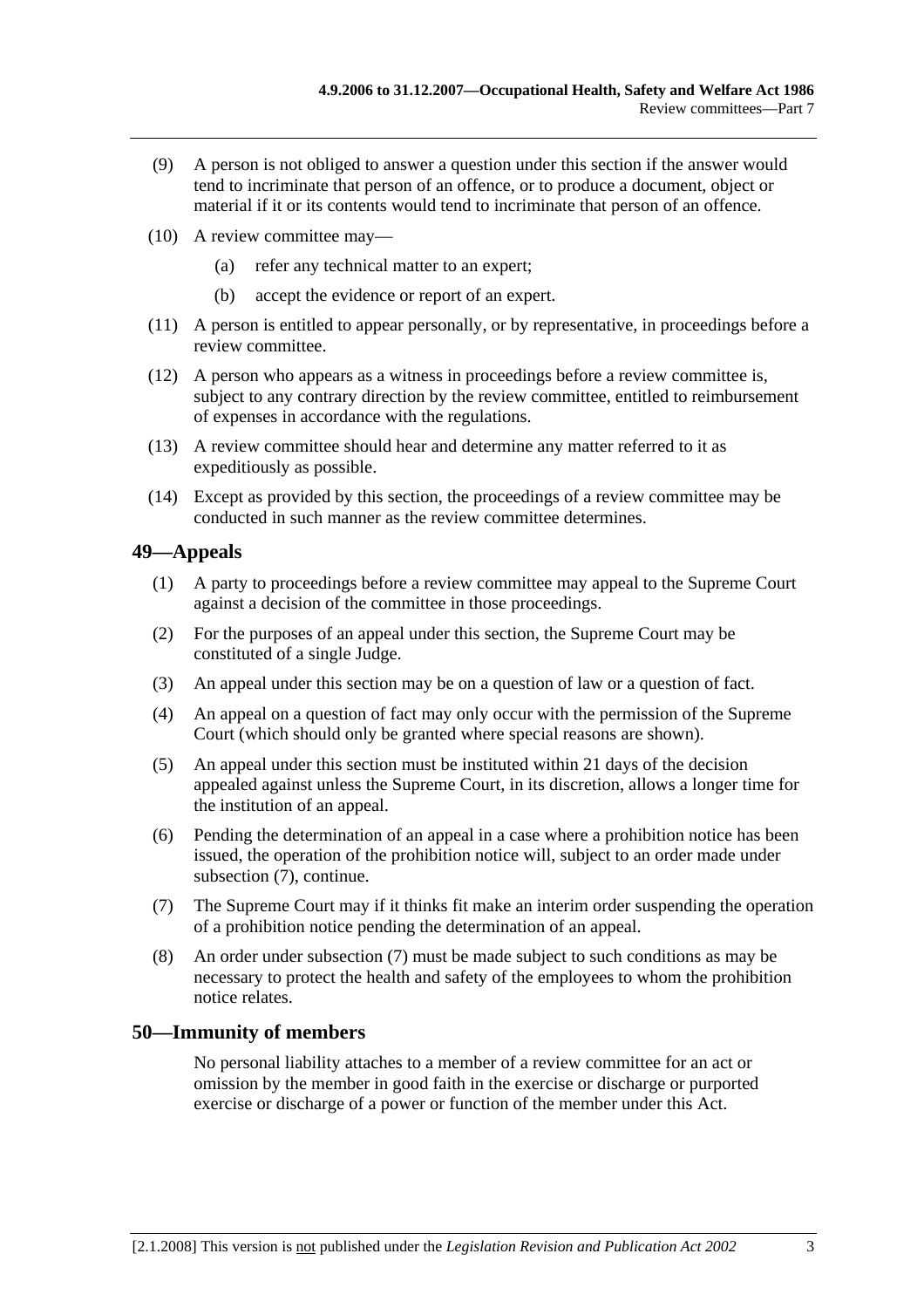(9) A person is not obliged to answer a question under this section if the answer would tend to incriminate that person of an offence, or to produce a document, object or material if it or its contents would tend to incriminate that person of an offence.

(10) A review committee may—

(a) refer any technical matter to an expert;

(b) accept the evidence or report of an expert.

(11) A person is entitled to appear personally, or by representative, in proceedings before a review committee.

(12) A person who appears as a witness in proceedings before a review committee is, subject to any contrary direction by the review committee, entitled to reimbursement of expenses in accordance with the regulations.

(13) A review committee should hear and determine any matter referred to it as expeditiously as possible.

(14) Except as provided by this section, the proceedings of a review committee may be conducted in such manner as the review committee determines.

## 49—Appeals

(1) A party to proceedings before a review committee may appeal to the Supreme Court against a decision of the committee in those proceedings.

(2) For the purposes of an appeal under this section, the Supreme Court may be constituted of a single Judge.

(3) An appeal under this section may be on a question of law or a question of fact.

(4) An appeal on a question of fact may only occur with the permission of the Supreme Court (which should only be granted where special reasons are shown).

(5) An appeal under this section must be instituted within 21 days of the decision appealed against unless the Supreme Court, in its discretion, allows a longer time for the institution of an appeal.

(6) Pending the determination of an appeal in a case where a prohibition notice has been issued, the operation of the prohibition notice will, subject to an order made under subsection (7), continue.

(7) The Supreme Court may if it thinks fit make an interim order suspending the operation of a prohibition notice pending the determination of an appeal.

(8) An order under subsection (7) must be made subject to such conditions as may be necessary to protect the health and safety of the employees to whom the prohibition notice relates.

## 50—Immunity of members

No personal liability attaches to a member of a review committee for an act or omission by the member in good faith in the exercise or discharge or purported exercise or discharge of a power or function of the member under this Act.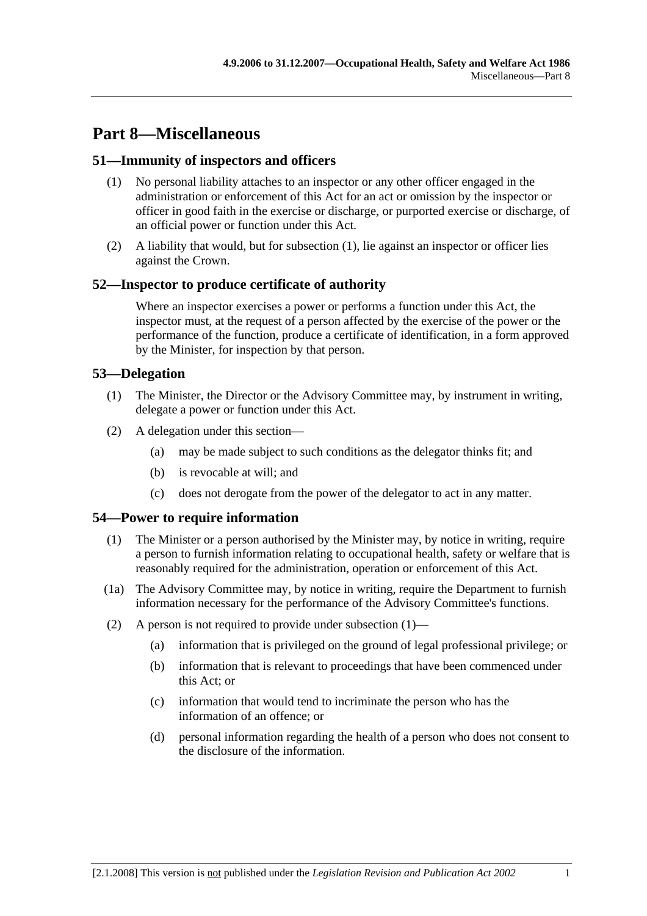# Part 8—Miscellaneous

## 51—Immunity of inspectors and officers

(1) No personal liability attaches to an inspector or any other officer engaged in the administration or enforcement of this Act for an act or omission by the inspector or officer in good faith in the exercise or discharge, or purported exercise or discharge, of an official power or function under this Act.

(2) A liability that would, but for subsection (1), lie against an inspector or officer lies against the Crown.

## 52—Inspector to produce certificate of authority

Where an inspector exercises a power or performs a function under this Act, the inspector must, at the request of a person affected by the exercise of the power or the performance of the function, produce a certificate of identification, in a form approved by the Minister, for inspection by that person.

## 53—Delegation

(1) The Minister, the Director or the Advisory Committee may, by instrument in writing, delegate a power or function under this Act.

(2) A delegation under this section—

- (a) may be made subject to such conditions as the delegator thinks fit; and
- (b) is revocable at will; and
- (c) does not derogate from the power of the delegator to act in any matter.

## 54—Power to require information

(1) The Minister or a person authorised by the Minister may, by notice in writing, require a person to furnish information relating to occupational health, safety or welfare that is reasonably required for the administration, operation or enforcement of this Act.

(1a) The Advisory Committee may, by notice in writing, require the Department to furnish information necessary for the performance of the Advisory Committee's functions.

(2) A person is not required to provide under subsection (1)—

- (a) information that is privileged on the ground of legal professional privilege; or
- (b) information that is relevant to proceedings that have been commenced under this Act; or
- (c) information that would tend to incriminate the person who has the information of an offence; or
- (d) personal information regarding the health of a person who does not consent to the disclosure of the information.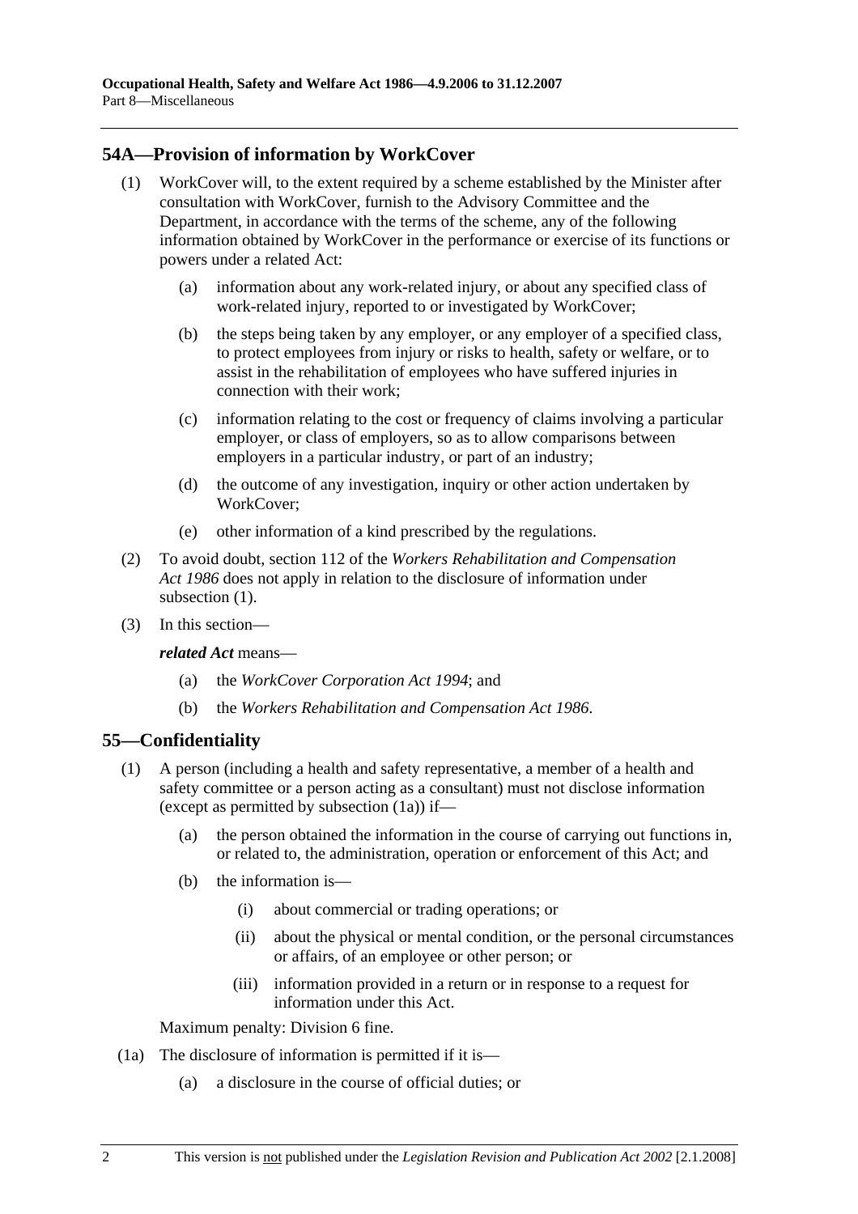## 54A—Provision of information by WorkCover

(1) WorkCover will, to the extent required by a scheme established by the Minister after consultation with WorkCover, furnish to the Advisory Committee and the Department, in accordance with the terms of the scheme, any of the following information obtained by WorkCover in the performance or exercise of its functions or powers under a related Act:

- (a) information about any work-related injury, or about any specified class of work-related injury, reported to or investigated by WorkCover;
- (b) the steps being taken by any employer, or any employer of a specified class, to protect employees from injury or risks to health, safety or welfare, or to assist in the rehabilitation of employees who have suffered injuries in connection with their work;
- (c) information relating to the cost or frequency of claims involving a particular employer, or class of employers, so as to allow comparisons between employers in a particular industry, or part of an industry;
- (d) the outcome of any investigation, inquiry or other action undertaken by WorkCover;
- (e) other information of a kind prescribed by the regulations.

(2) To avoid doubt, section 112 of the *Workers Rehabilitation and Compensation Act 1986* does not apply in relation to the disclosure of information under subsection (1).

(3) In this section—

***related Act*** means—

- (a) the *WorkCover Corporation Act 1994*; and
- (b) the *Workers Rehabilitation and Compensation Act 1986*.

## 55—Confidentiality

(1) A person (including a health and safety representative, a member of a health and safety committee or a person acting as a consultant) must not disclose information (except as permitted by subsection (1a)) if—

- (a) the person obtained the information in the course of carrying out functions in, or related to, the administration, operation or enforcement of this Act; and
- (b) the information is—
  - (i) about commercial or trading operations; or
  - (ii) about the physical or mental condition, or the personal circumstances or affairs, of an employee or other person; or
  - (iii) information provided in a return or in response to a request for information under this Act.

Maximum penalty: Division 6 fine.

(1a) The disclosure of information is permitted if it is—

- (a) a disclosure in the course of official duties; or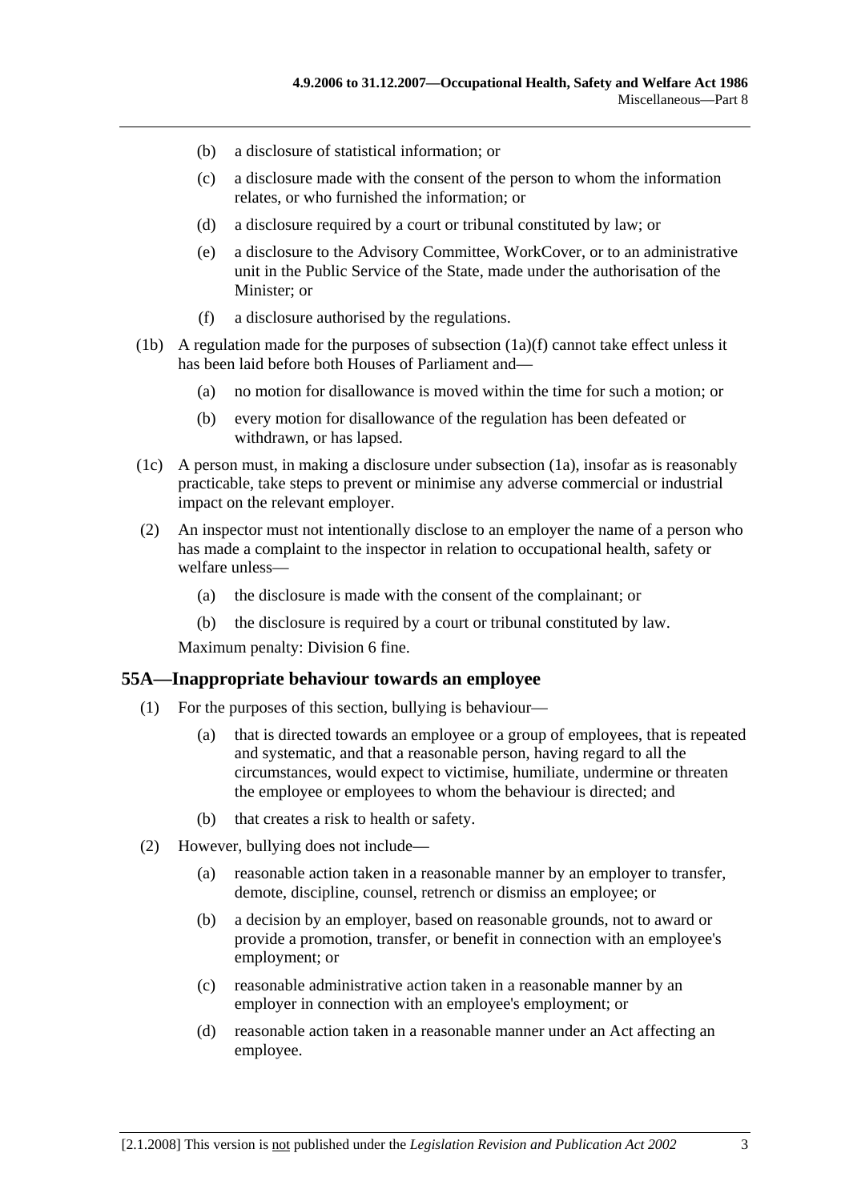(b) a disclosure of statistical information; or

(c) a disclosure made with the consent of the person to whom the information relates, or who furnished the information; or

(d) a disclosure required by a court or tribunal constituted by law; or

(e) a disclosure to the Advisory Committee, WorkCover, or to an administrative unit in the Public Service of the State, made under the authorisation of the Minister; or

(f) a disclosure authorised by the regulations.

(1b) A regulation made for the purposes of subsection (1a)(f) cannot take effect unless it has been laid before both Houses of Parliament and—

(a) no motion for disallowance is moved within the time for such a motion; or

(b) every motion for disallowance of the regulation has been defeated or withdrawn, or has lapsed.

(1c) A person must, in making a disclosure under subsection (1a), insofar as is reasonably practicable, take steps to prevent or minimise any adverse commercial or industrial impact on the relevant employer.

(2) An inspector must not intentionally disclose to an employer the name of a person who has made a complaint to the inspector in relation to occupational health, safety or welfare unless—

(a) the disclosure is made with the consent of the complainant; or

(b) the disclosure is required by a court or tribunal constituted by law.

Maximum penalty: Division 6 fine.

## 55A—Inappropriate behaviour towards an employee

(1) For the purposes of this section, bullying is behaviour—

(a) that is directed towards an employee or a group of employees, that is repeated and systematic, and that a reasonable person, having regard to all the circumstances, would expect to victimise, humiliate, undermine or threaten the employee or employees to whom the behaviour is directed; and

(b) that creates a risk to health or safety.

(2) However, bullying does not include—

(a) reasonable action taken in a reasonable manner by an employer to transfer, demote, discipline, counsel, retrench or dismiss an employee; or

(b) a decision by an employer, based on reasonable grounds, not to award or provide a promotion, transfer, or benefit in connection with an employee's employment; or

(c) reasonable administrative action taken in a reasonable manner by an employer in connection with an employee's employment; or

(d) reasonable action taken in a reasonable manner under an Act affecting an employee.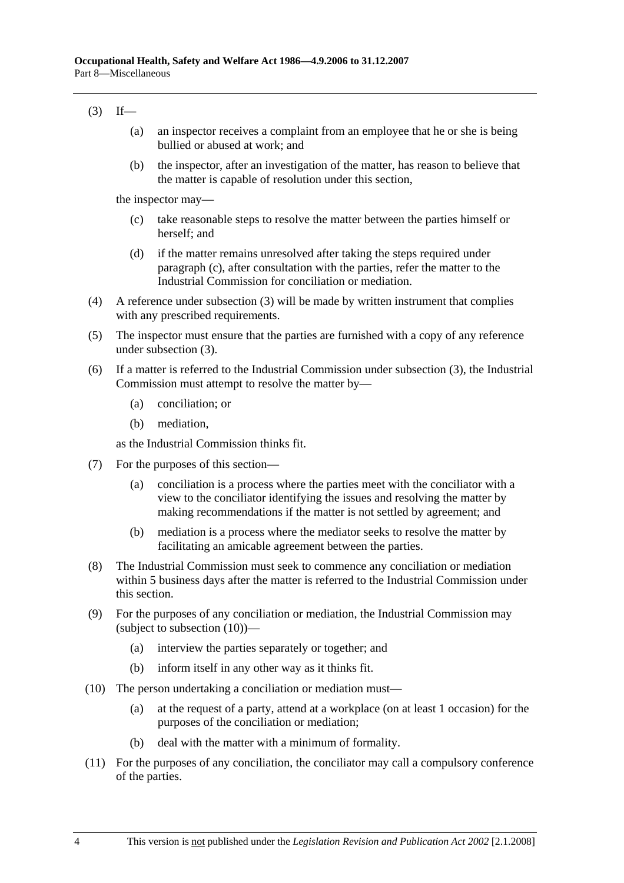(3) If—

(a) an inspector receives a complaint from an employee that he or she is being bullied or abused at work; and

(b) the inspector, after an investigation of the matter, has reason to believe that the matter is capable of resolution under this section,

the inspector may—

(c) take reasonable steps to resolve the matter between the parties himself or herself; and

(d) if the matter remains unresolved after taking the steps required under paragraph (c), after consultation with the parties, refer the matter to the Industrial Commission for conciliation or mediation.

(4) A reference under subsection (3) will be made by written instrument that complies with any prescribed requirements.

(5) The inspector must ensure that the parties are furnished with a copy of any reference under subsection (3).

(6) If a matter is referred to the Industrial Commission under subsection (3), the Industrial Commission must attempt to resolve the matter by—

(a) conciliation; or

(b) mediation,

as the Industrial Commission thinks fit.

(7) For the purposes of this section—

(a) conciliation is a process where the parties meet with the conciliator with a view to the conciliator identifying the issues and resolving the matter by making recommendations if the matter is not settled by agreement; and

(b) mediation is a process where the mediator seeks to resolve the matter by facilitating an amicable agreement between the parties.

(8) The Industrial Commission must seek to commence any conciliation or mediation within 5 business days after the matter is referred to the Industrial Commission under this section.

(9) For the purposes of any conciliation or mediation, the Industrial Commission may (subject to subsection (10))—

(a) interview the parties separately or together; and

(b) inform itself in any other way as it thinks fit.

(10) The person undertaking a conciliation or mediation must—

(a) at the request of a party, attend at a workplace (on at least 1 occasion) for the purposes of the conciliation or mediation;

(b) deal with the matter with a minimum of formality.

(11) For the purposes of any conciliation, the conciliator may call a compulsory conference of the parties.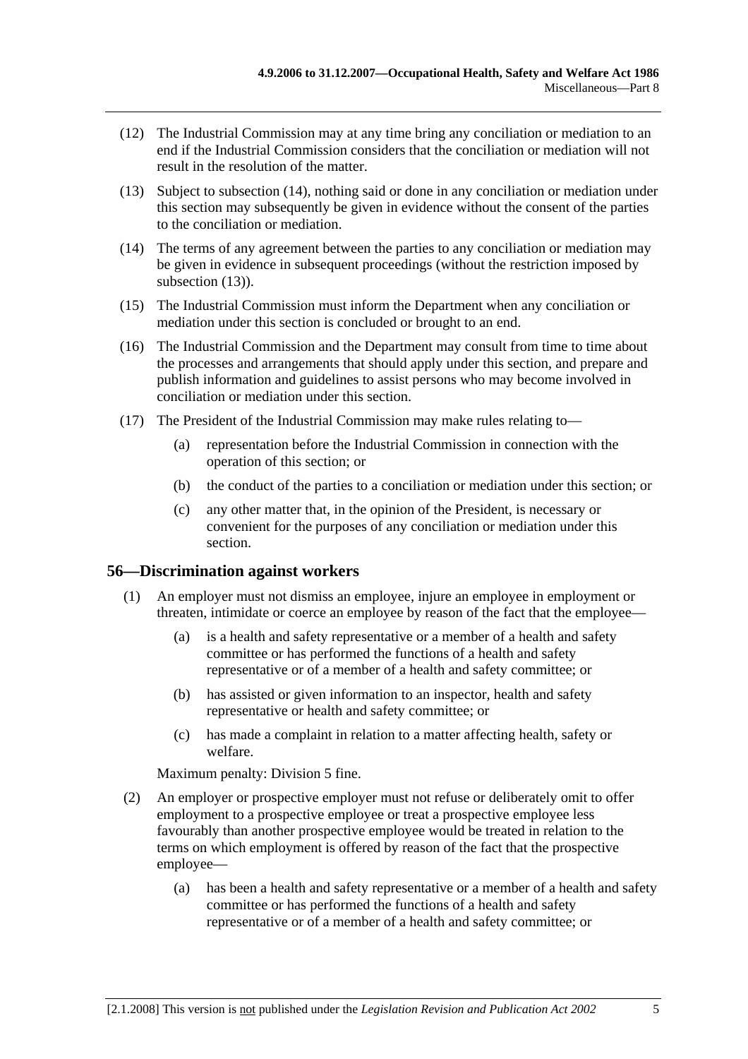(12) The Industrial Commission may at any time bring any conciliation or mediation to an end if the Industrial Commission considers that the conciliation or mediation will not result in the resolution of the matter.

(13) Subject to subsection (14), nothing said or done in any conciliation or mediation under this section may subsequently be given in evidence without the consent of the parties to the conciliation or mediation.

(14) The terms of any agreement between the parties to any conciliation or mediation may be given in evidence in subsequent proceedings (without the restriction imposed by subsection (13)).

(15) The Industrial Commission must inform the Department when any conciliation or mediation under this section is concluded or brought to an end.

(16) The Industrial Commission and the Department may consult from time to time about the processes and arrangements that should apply under this section, and prepare and publish information and guidelines to assist persons who may become involved in conciliation or mediation under this section.

(17) The President of the Industrial Commission may make rules relating to—

- (a) representation before the Industrial Commission in connection with the operation of this section; or
- (b) the conduct of the parties to a conciliation or mediation under this section; or
- (c) any other matter that, in the opinion of the President, is necessary or convenient for the purposes of any conciliation or mediation under this section.

## 56—Discrimination against workers

(1) An employer must not dismiss an employee, injure an employee in employment or threaten, intimidate or coerce an employee by reason of the fact that the employee—

- (a) is a health and safety representative or a member of a health and safety committee or has performed the functions of a health and safety representative or of a member of a health and safety committee; or
- (b) has assisted or given information to an inspector, health and safety representative or health and safety committee; or
- (c) has made a complaint in relation to a matter affecting health, safety or welfare.

Maximum penalty: Division 5 fine.

(2) An employer or prospective employer must not refuse or deliberately omit to offer employment to a prospective employee or treat a prospective employee less favourably than another prospective employee would be treated in relation to the terms on which employment is offered by reason of the fact that the prospective employee—

- (a) has been a health and safety representative or a member of a health and safety committee or has performed the functions of a health and safety representative or of a member of a health and safety committee; or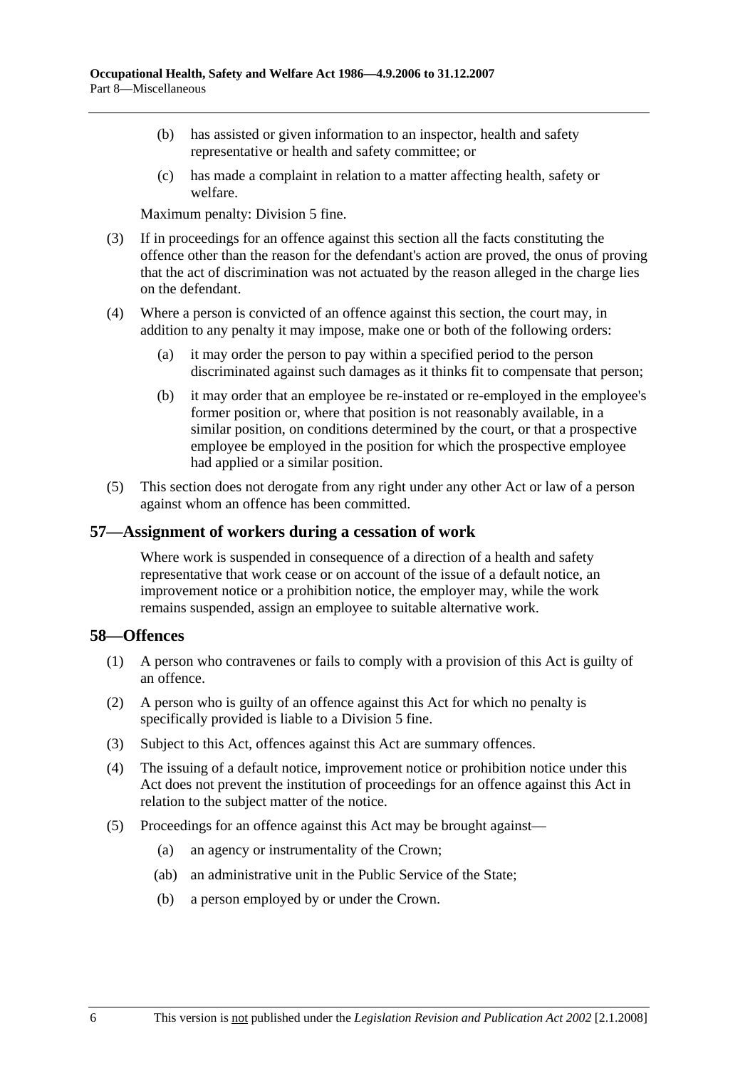(b) has assisted or given information to an inspector, health and safety representative or health and safety committee; or

(c) has made a complaint in relation to a matter affecting health, safety or welfare.

Maximum penalty: Division 5 fine.

(3) If in proceedings for an offence against this section all the facts constituting the offence other than the reason for the defendant's action are proved, the onus of proving that the act of discrimination was not actuated by the reason alleged in the charge lies on the defendant.

(4) Where a person is convicted of an offence against this section, the court may, in addition to any penalty it may impose, make one or both of the following orders:

(a) it may order the person to pay within a specified period to the person discriminated against such damages as it thinks fit to compensate that person;

(b) it may order that an employee be re-instated or re-employed in the employee's former position or, where that position is not reasonably available, in a similar position, on conditions determined by the court, or that a prospective employee be employed in the position for which the prospective employee had applied or a similar position.

(5) This section does not derogate from any right under any other Act or law of a person against whom an offence has been committed.

## 57—Assignment of workers during a cessation of work

Where work is suspended in consequence of a direction of a health and safety representative that work cease or on account of the issue of a default notice, an improvement notice or a prohibition notice, the employer may, while the work remains suspended, assign an employee to suitable alternative work.

## 58—Offences

(1) A person who contravenes or fails to comply with a provision of this Act is guilty of an offence.

(2) A person who is guilty of an offence against this Act for which no penalty is specifically provided is liable to a Division 5 fine.

(3) Subject to this Act, offences against this Act are summary offences.

(4) The issuing of a default notice, improvement notice or prohibition notice under this Act does not prevent the institution of proceedings for an offence against this Act in relation to the subject matter of the notice.

(5) Proceedings for an offence against this Act may be brought against—

(a) an agency or instrumentality of the Crown;

(ab) an administrative unit in the Public Service of the State;

(b) a person employed by or under the Crown.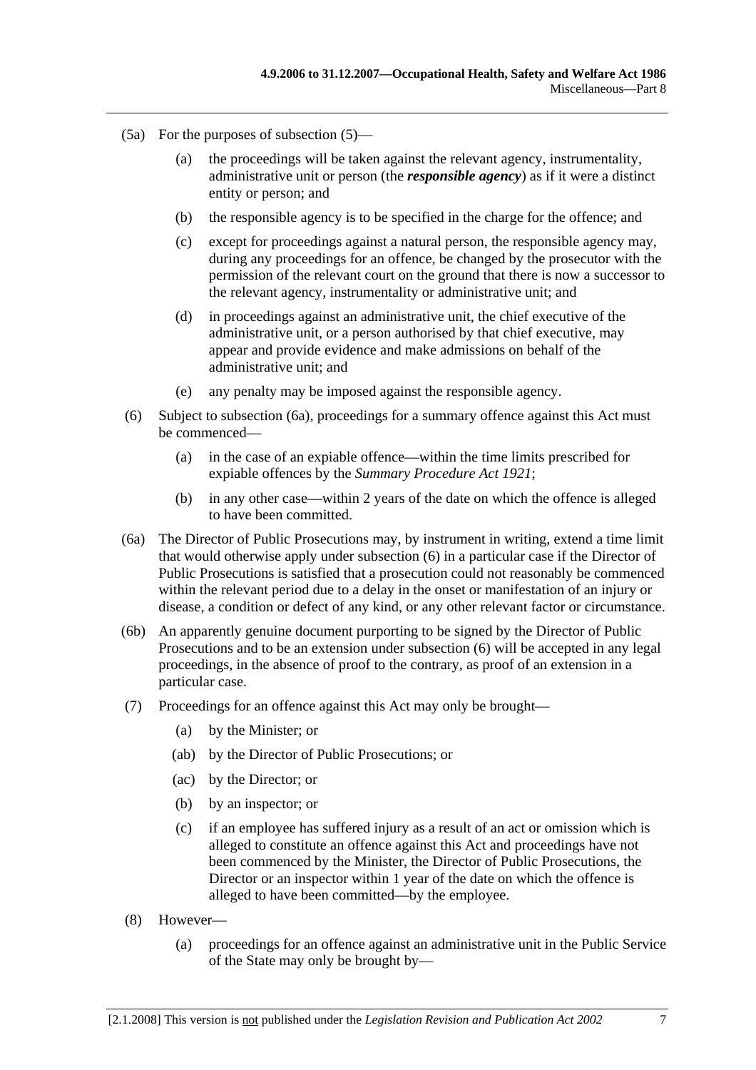(5a) For the purposes of subsection (5)—

(a) the proceedings will be taken against the relevant agency, instrumentality, administrative unit or person (the ***responsible agency***) as if it were a distinct entity or person; and

(b) the responsible agency is to be specified in the charge for the offence; and

(c) except for proceedings against a natural person, the responsible agency may, during any proceedings for an offence, be changed by the prosecutor with the permission of the relevant court on the ground that there is now a successor to the relevant agency, instrumentality or administrative unit; and

(d) in proceedings against an administrative unit, the chief executive of the administrative unit, or a person authorised by that chief executive, may appear and provide evidence and make admissions on behalf of the administrative unit; and

(e) any penalty may be imposed against the responsible agency.

(6) Subject to subsection (6a), proceedings for a summary offence against this Act must be commenced—

(a) in the case of an expiable offence—within the time limits prescribed for expiable offences by the *Summary Procedure Act 1921*;

(b) in any other case—within 2 years of the date on which the offence is alleged to have been committed.

(6a) The Director of Public Prosecutions may, by instrument in writing, extend a time limit that would otherwise apply under subsection (6) in a particular case if the Director of Public Prosecutions is satisfied that a prosecution could not reasonably be commenced within the relevant period due to a delay in the onset or manifestation of an injury or disease, a condition or defect of any kind, or any other relevant factor or circumstance.

(6b) An apparently genuine document purporting to be signed by the Director of Public Prosecutions and to be an extension under subsection (6) will be accepted in any legal proceedings, in the absence of proof to the contrary, as proof of an extension in a particular case.

(7) Proceedings for an offence against this Act may only be brought—

(a) by the Minister; or

(ab) by the Director of Public Prosecutions; or

(ac) by the Director; or

(b) by an inspector; or

(c) if an employee has suffered injury as a result of an act or omission which is alleged to constitute an offence against this Act and proceedings have not been commenced by the Minister, the Director of Public Prosecutions, the Director or an inspector within 1 year of the date on which the offence is alleged to have been committed—by the employee.

(8) However—

(a) proceedings for an offence against an administrative unit in the Public Service of the State may only be brought by—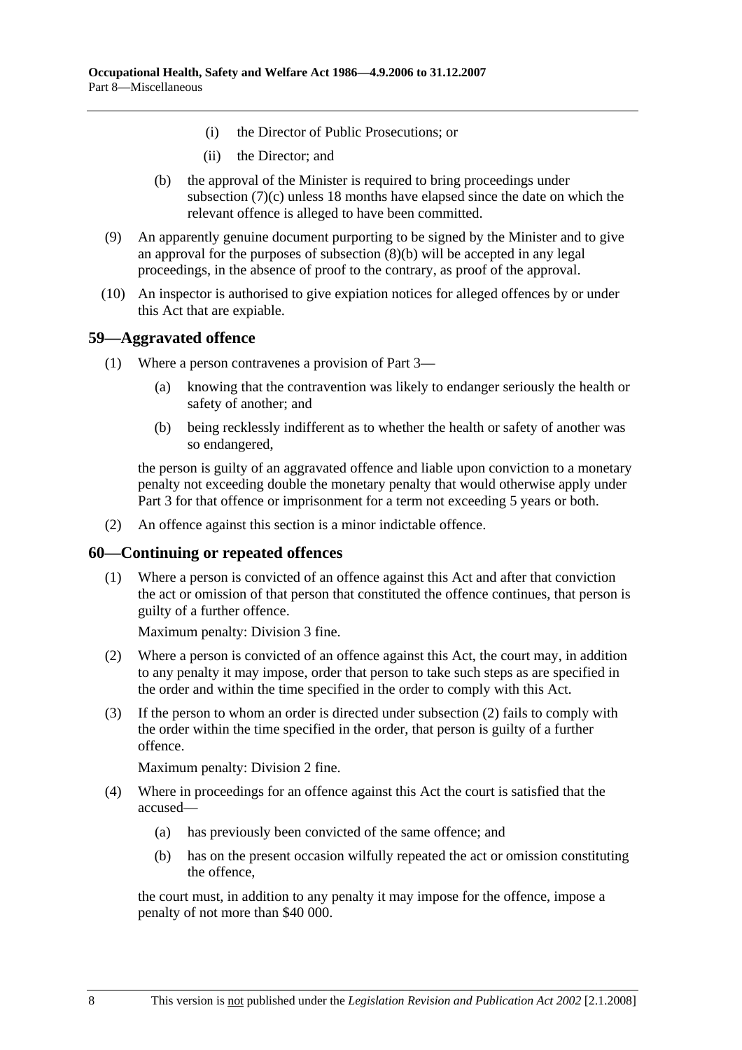(i) the Director of Public Prosecutions; or

(ii) the Director; and

(b) the approval of the Minister is required to bring proceedings under subsection (7)(c) unless 18 months have elapsed since the date on which the relevant offence is alleged to have been committed.

(9) An apparently genuine document purporting to be signed by the Minister and to give an approval for the purposes of subsection (8)(b) will be accepted in any legal proceedings, in the absence of proof to the contrary, as proof of the approval.

(10) An inspector is authorised to give expiation notices for alleged offences by or under this Act that are expiable.

## 59—Aggravated offence

(1) Where a person contravenes a provision of Part 3—

(a) knowing that the contravention was likely to endanger seriously the health or safety of another; and

(b) being recklessly indifferent as to whether the health or safety of another was so endangered,

the person is guilty of an aggravated offence and liable upon conviction to a monetary penalty not exceeding double the monetary penalty that would otherwise apply under Part 3 for that offence or imprisonment for a term not exceeding 5 years or both.

(2) An offence against this section is a minor indictable offence.

## 60—Continuing or repeated offences

(1) Where a person is convicted of an offence against this Act and after that conviction the act or omission of that person that constituted the offence continues, that person is guilty of a further offence.

Maximum penalty: Division 3 fine.

(2) Where a person is convicted of an offence against this Act, the court may, in addition to any penalty it may impose, order that person to take such steps as are specified in the order and within the time specified in the order to comply with this Act.

(3) If the person to whom an order is directed under subsection (2) fails to comply with the order within the time specified in the order, that person is guilty of a further offence.

Maximum penalty: Division 2 fine.

(4) Where in proceedings for an offence against this Act the court is satisfied that the accused—

(a) has previously been convicted of the same offence; and

(b) has on the present occasion wilfully repeated the act or omission constituting the offence,

the court must, in addition to any penalty it may impose for the offence, impose a penalty of not more than $40 000.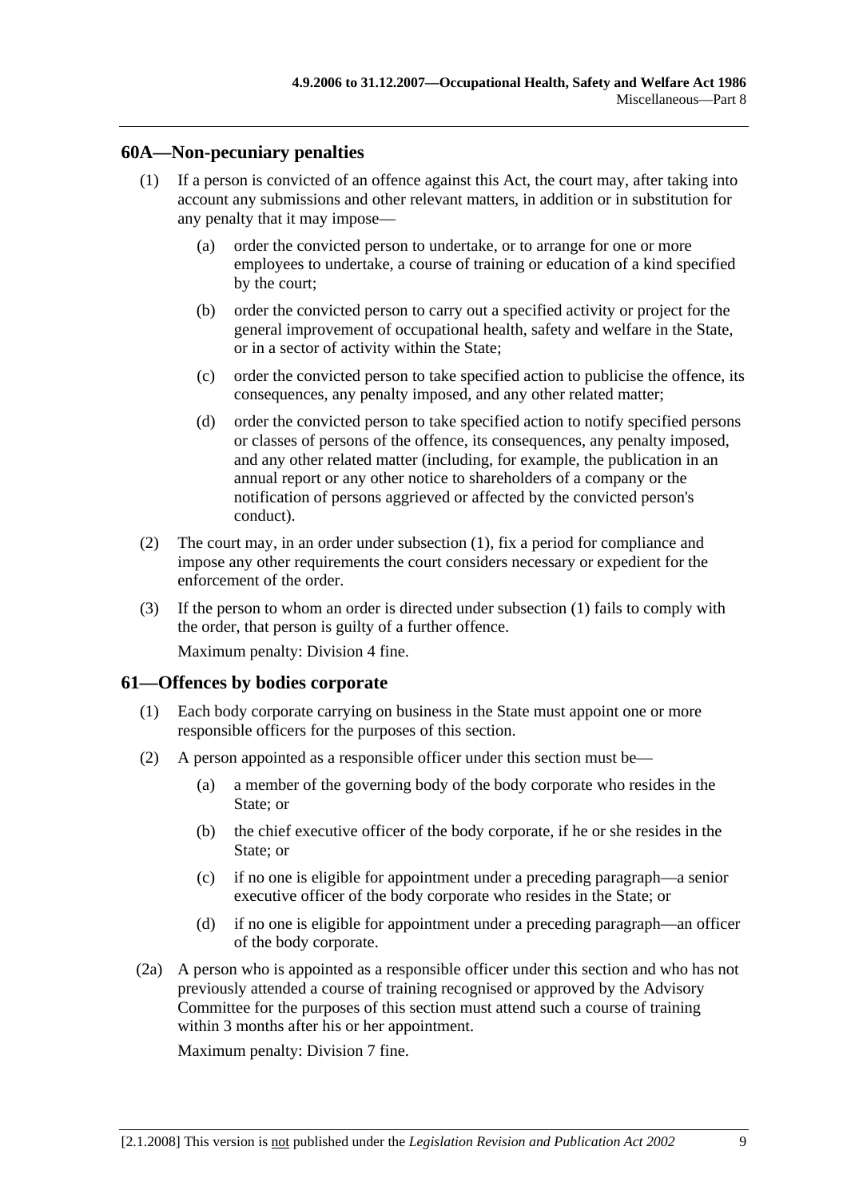## 60A—Non-pecuniary penalties

(1) If a person is convicted of an offence against this Act, the court may, after taking into account any submissions and other relevant matters, in addition or in substitution for any penalty that it may impose—

- (a) order the convicted person to undertake, or to arrange for one or more employees to undertake, a course of training or education of a kind specified by the court;
- (b) order the convicted person to carry out a specified activity or project for the general improvement of occupational health, safety and welfare in the State, or in a sector of activity within the State;
- (c) order the convicted person to take specified action to publicise the offence, its consequences, any penalty imposed, and any other related matter;
- (d) order the convicted person to take specified action to notify specified persons or classes of persons of the offence, its consequences, any penalty imposed, and any other related matter (including, for example, the publication in an annual report or any other notice to shareholders of a company or the notification of persons aggrieved or affected by the convicted person's conduct).

(2) The court may, in an order under subsection (1), fix a period for compliance and impose any other requirements the court considers necessary or expedient for the enforcement of the order.

(3) If the person to whom an order is directed under subsection (1) fails to comply with the order, that person is guilty of a further offence.

Maximum penalty: Division 4 fine.

## 61—Offences by bodies corporate

(1) Each body corporate carrying on business in the State must appoint one or more responsible officers for the purposes of this section.

(2) A person appointed as a responsible officer under this section must be—

- (a) a member of the governing body of the body corporate who resides in the State; or
- (b) the chief executive officer of the body corporate, if he or she resides in the State; or
- (c) if no one is eligible for appointment under a preceding paragraph—a senior executive officer of the body corporate who resides in the State; or
- (d) if no one is eligible for appointment under a preceding paragraph—an officer of the body corporate.

(2a) A person who is appointed as a responsible officer under this section and who has not previously attended a course of training recognised or approved by the Advisory Committee for the purposes of this section must attend such a course of training within 3 months after his or her appointment.

Maximum penalty: Division 7 fine.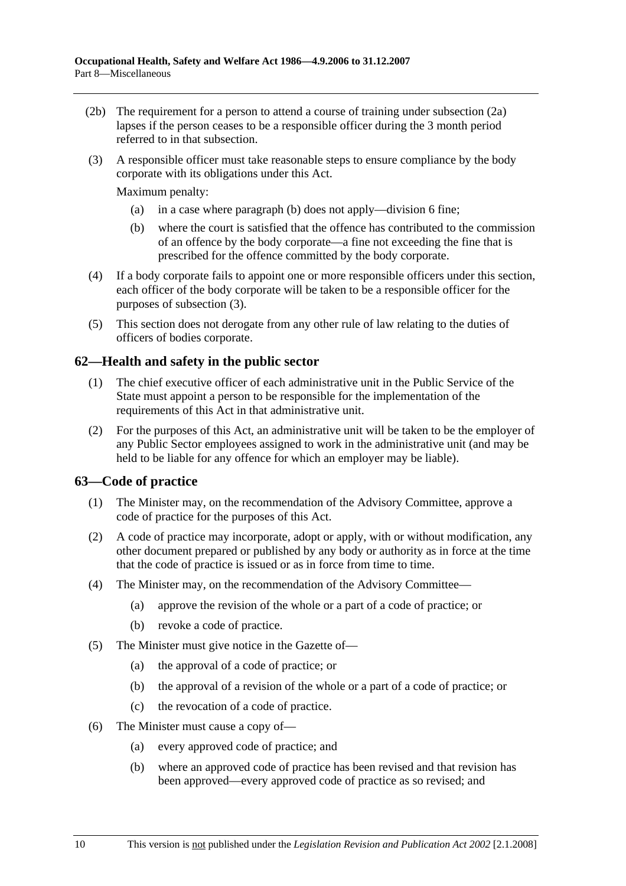(2b) The requirement for a person to attend a course of training under subsection (2a) lapses if the person ceases to be a responsible officer during the 3 month period referred to in that subsection.

(3) A responsible officer must take reasonable steps to ensure compliance by the body corporate with its obligations under this Act.

Maximum penalty:

(a) in a case where paragraph (b) does not apply—division 6 fine;

(b) where the court is satisfied that the offence has contributed to the commission of an offence by the body corporate—a fine not exceeding the fine that is prescribed for the offence committed by the body corporate.

(4) If a body corporate fails to appoint one or more responsible officers under this section, each officer of the body corporate will be taken to be a responsible officer for the purposes of subsection (3).

(5) This section does not derogate from any other rule of law relating to the duties of officers of bodies corporate.

## 62—Health and safety in the public sector

(1) The chief executive officer of each administrative unit in the Public Service of the State must appoint a person to be responsible for the implementation of the requirements of this Act in that administrative unit.

(2) For the purposes of this Act, an administrative unit will be taken to be the employer of any Public Sector employees assigned to work in the administrative unit (and may be held to be liable for any offence for which an employer may be liable).

## 63—Code of practice

(1) The Minister may, on the recommendation of the Advisory Committee, approve a code of practice for the purposes of this Act.

(2) A code of practice may incorporate, adopt or apply, with or without modification, any other document prepared or published by any body or authority as in force at the time that the code of practice is issued or as in force from time to time.

(4) The Minister may, on the recommendation of the Advisory Committee—

(a) approve the revision of the whole or a part of a code of practice; or

(b) revoke a code of practice.

(5) The Minister must give notice in the Gazette of—

(a) the approval of a code of practice; or

(b) the approval of a revision of the whole or a part of a code of practice; or

(c) the revocation of a code of practice.

(6) The Minister must cause a copy of—

(a) every approved code of practice; and

(b) where an approved code of practice has been revised and that revision has been approved—every approved code of practice as so revised; and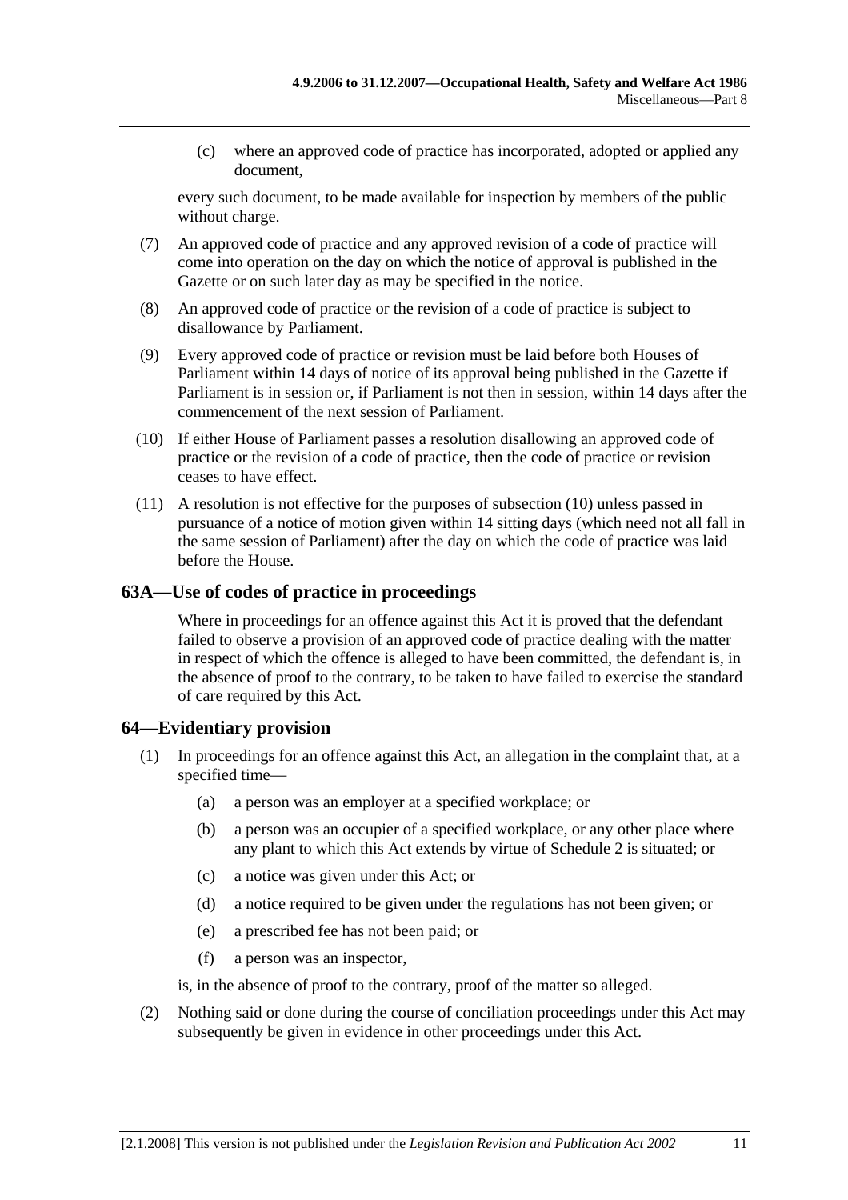(c) where an approved code of practice has incorporated, adopted or applied any document,

every such document, to be made available for inspection by members of the public without charge.

(7) An approved code of practice and any approved revision of a code of practice will come into operation on the day on which the notice of approval is published in the Gazette or on such later day as may be specified in the notice.

(8) An approved code of practice or the revision of a code of practice is subject to disallowance by Parliament.

(9) Every approved code of practice or revision must be laid before both Houses of Parliament within 14 days of notice of its approval being published in the Gazette if Parliament is in session or, if Parliament is not then in session, within 14 days after the commencement of the next session of Parliament.

(10) If either House of Parliament passes a resolution disallowing an approved code of practice or the revision of a code of practice, then the code of practice or revision ceases to have effect.

(11) A resolution is not effective for the purposes of subsection (10) unless passed in pursuance of a notice of motion given within 14 sitting days (which need not all fall in the same session of Parliament) after the day on which the code of practice was laid before the House.

## 63A—Use of codes of practice in proceedings

Where in proceedings for an offence against this Act it is proved that the defendant failed to observe a provision of an approved code of practice dealing with the matter in respect of which the offence is alleged to have been committed, the defendant is, in the absence of proof to the contrary, to be taken to have failed to exercise the standard of care required by this Act.

## 64—Evidentiary provision

(1) In proceedings for an offence against this Act, an allegation in the complaint that, at a specified time—

(a) a person was an employer at a specified workplace; or

(b) a person was an occupier of a specified workplace, or any other place where any plant to which this Act extends by virtue of Schedule 2 is situated; or

(c) a notice was given under this Act; or

(d) a notice required to be given under the regulations has not been given; or

(e) a prescribed fee has not been paid; or

(f) a person was an inspector,

is, in the absence of proof to the contrary, proof of the matter so alleged.

(2) Nothing said or done during the course of conciliation proceedings under this Act may subsequently be given in evidence in other proceedings under this Act.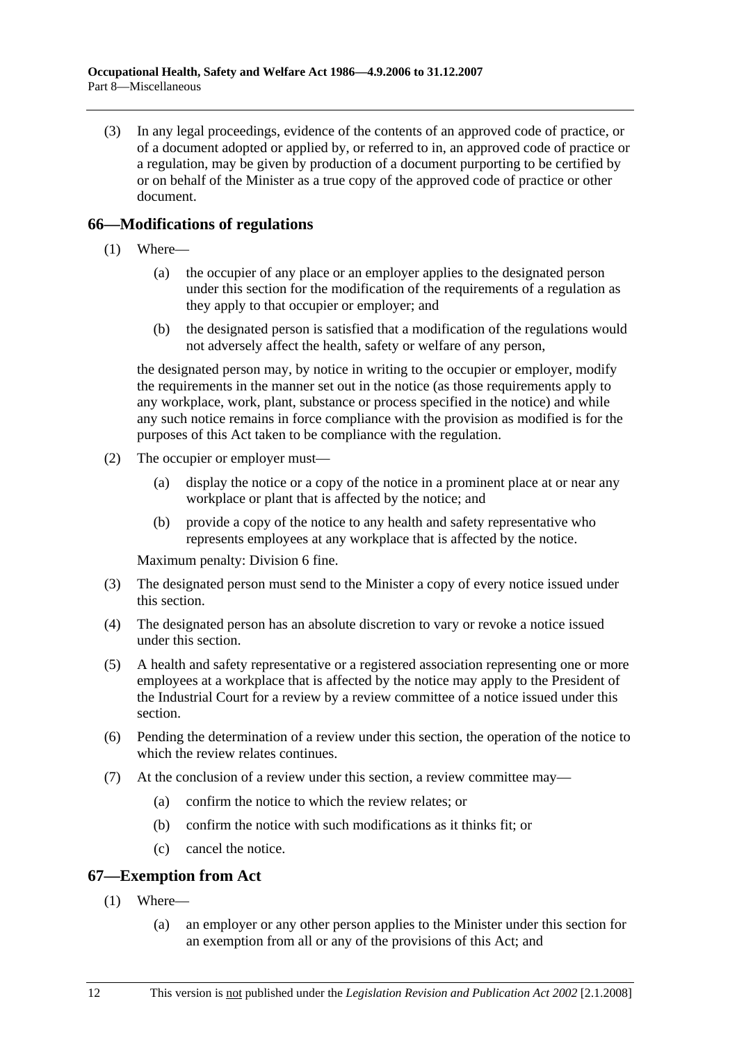(3) In any legal proceedings, evidence of the contents of an approved code of practice, or of a document adopted or applied by, or referred to in, an approved code of practice or a regulation, may be given by production of a document purporting to be certified by or on behalf of the Minister as a true copy of the approved code of practice or other document.

## 66—Modifications of regulations

(1) Where—

(a) the occupier of any place or an employer applies to the designated person under this section for the modification of the requirements of a regulation as they apply to that occupier or employer; and

(b) the designated person is satisfied that a modification of the regulations would not adversely affect the health, safety or welfare of any person,

the designated person may, by notice in writing to the occupier or employer, modify the requirements in the manner set out in the notice (as those requirements apply to any workplace, work, plant, substance or process specified in the notice) and while any such notice remains in force compliance with the provision as modified is for the purposes of this Act taken to be compliance with the regulation.

(2) The occupier or employer must—

(a) display the notice or a copy of the notice in a prominent place at or near any workplace or plant that is affected by the notice; and

(b) provide a copy of the notice to any health and safety representative who represents employees at any workplace that is affected by the notice.

Maximum penalty: Division 6 fine.

(3) The designated person must send to the Minister a copy of every notice issued under this section.

(4) The designated person has an absolute discretion to vary or revoke a notice issued under this section.

(5) A health and safety representative or a registered association representing one or more employees at a workplace that is affected by the notice may apply to the President of the Industrial Court for a review by a review committee of a notice issued under this section.

(6) Pending the determination of a review under this section, the operation of the notice to which the review relates continues.

(7) At the conclusion of a review under this section, a review committee may—

(a) confirm the notice to which the review relates; or

(b) confirm the notice with such modifications as it thinks fit; or

(c) cancel the notice.

## 67—Exemption from Act

(1) Where—

(a) an employer or any other person applies to the Minister under this section for an exemption from all or any of the provisions of this Act; and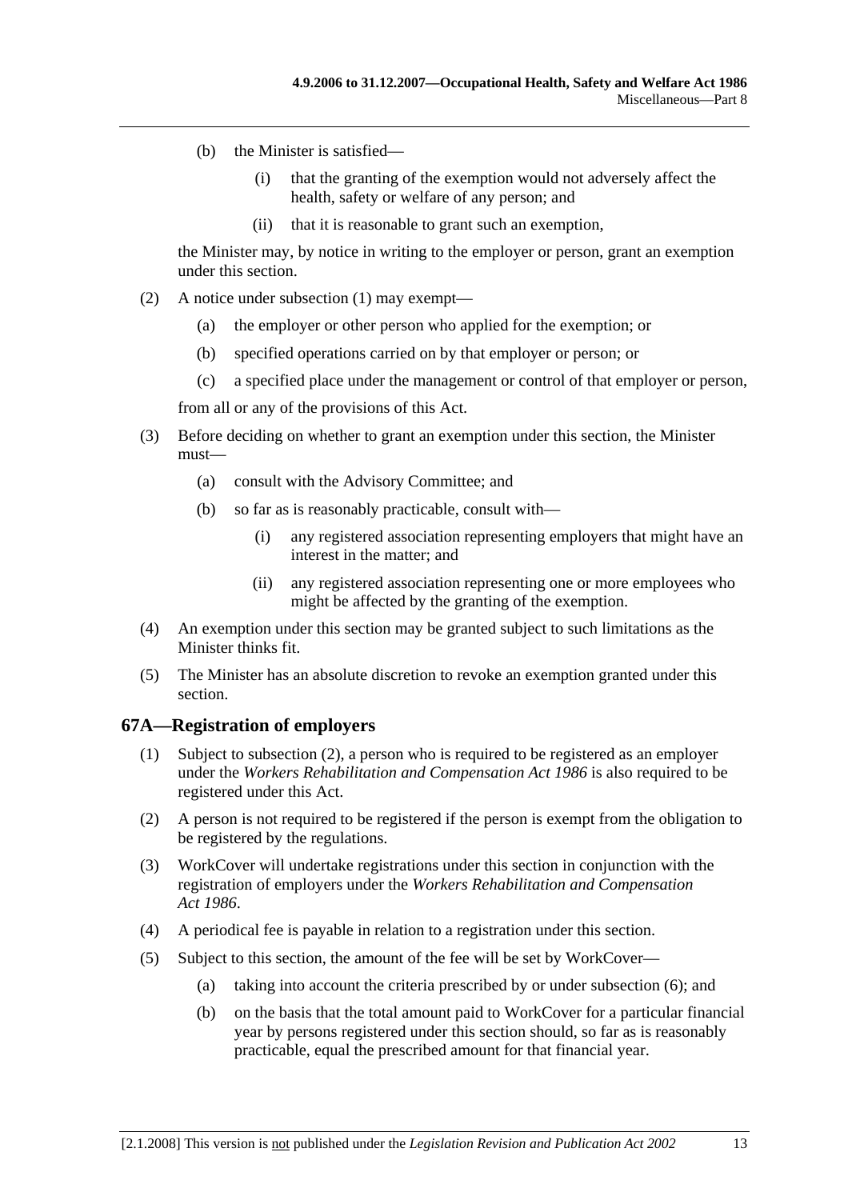(b) the Minister is satisfied—

(i) that the granting of the exemption would not adversely affect the health, safety or welfare of any person; and

(ii) that it is reasonable to grant such an exemption,

the Minister may, by notice in writing to the employer or person, grant an exemption under this section.

(2) A notice under subsection (1) may exempt—

(a) the employer or other person who applied for the exemption; or

(b) specified operations carried on by that employer or person; or

(c) a specified place under the management or control of that employer or person,

from all or any of the provisions of this Act.

(3) Before deciding on whether to grant an exemption under this section, the Minister must—

(a) consult with the Advisory Committee; and

(b) so far as is reasonably practicable, consult with—

(i) any registered association representing employers that might have an interest in the matter; and

(ii) any registered association representing one or more employees who might be affected by the granting of the exemption.

(4) An exemption under this section may be granted subject to such limitations as the Minister thinks fit.

(5) The Minister has an absolute discretion to revoke an exemption granted under this section.

## 67A—Registration of employers

(1) Subject to subsection (2), a person who is required to be registered as an employer under the *Workers Rehabilitation and Compensation Act 1986* is also required to be registered under this Act.

(2) A person is not required to be registered if the person is exempt from the obligation to be registered by the regulations.

(3) WorkCover will undertake registrations under this section in conjunction with the registration of employers under the *Workers Rehabilitation and Compensation Act 1986*.

(4) A periodical fee is payable in relation to a registration under this section.

(5) Subject to this section, the amount of the fee will be set by WorkCover—

(a) taking into account the criteria prescribed by or under subsection (6); and

(b) on the basis that the total amount paid to WorkCover for a particular financial year by persons registered under this section should, so far as is reasonably practicable, equal the prescribed amount for that financial year.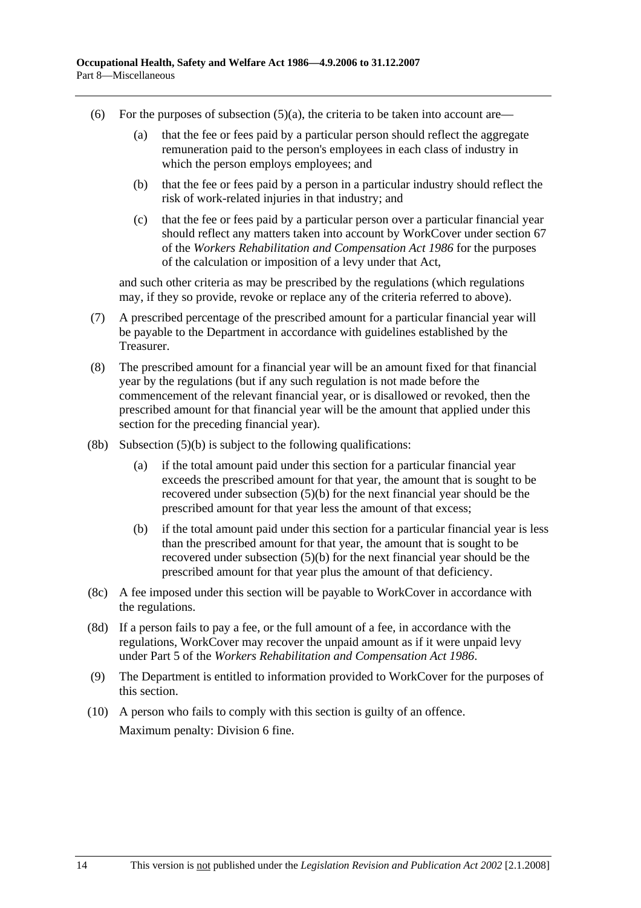(6) For the purposes of subsection (5)(a), the criteria to be taken into account are—

(a) that the fee or fees paid by a particular person should reflect the aggregate remuneration paid to the person's employees in each class of industry in which the person employs employees; and

(b) that the fee or fees paid by a person in a particular industry should reflect the risk of work-related injuries in that industry; and

(c) that the fee or fees paid by a particular person over a particular financial year should reflect any matters taken into account by WorkCover under section 67 of the *Workers Rehabilitation and Compensation Act 1986* for the purposes of the calculation or imposition of a levy under that Act,

and such other criteria as may be prescribed by the regulations (which regulations may, if they so provide, revoke or replace any of the criteria referred to above).

(7) A prescribed percentage of the prescribed amount for a particular financial year will be payable to the Department in accordance with guidelines established by the Treasurer.

(8) The prescribed amount for a financial year will be an amount fixed for that financial year by the regulations (but if any such regulation is not made before the commencement of the relevant financial year, or is disallowed or revoked, then the prescribed amount for that financial year will be the amount that applied under this section for the preceding financial year).

(8b) Subsection (5)(b) is subject to the following qualifications:

(a) if the total amount paid under this section for a particular financial year exceeds the prescribed amount for that year, the amount that is sought to be recovered under subsection (5)(b) for the next financial year should be the prescribed amount for that year less the amount of that excess;

(b) if the total amount paid under this section for a particular financial year is less than the prescribed amount for that year, the amount that is sought to be recovered under subsection (5)(b) for the next financial year should be the prescribed amount for that year plus the amount of that deficiency.

(8c) A fee imposed under this section will be payable to WorkCover in accordance with the regulations.

(8d) If a person fails to pay a fee, or the full amount of a fee, in accordance with the regulations, WorkCover may recover the unpaid amount as if it were unpaid levy under Part 5 of the *Workers Rehabilitation and Compensation Act 1986*.

(9) The Department is entitled to information provided to WorkCover for the purposes of this section.

(10) A person who fails to comply with this section is guilty of an offence.

Maximum penalty: Division 6 fine.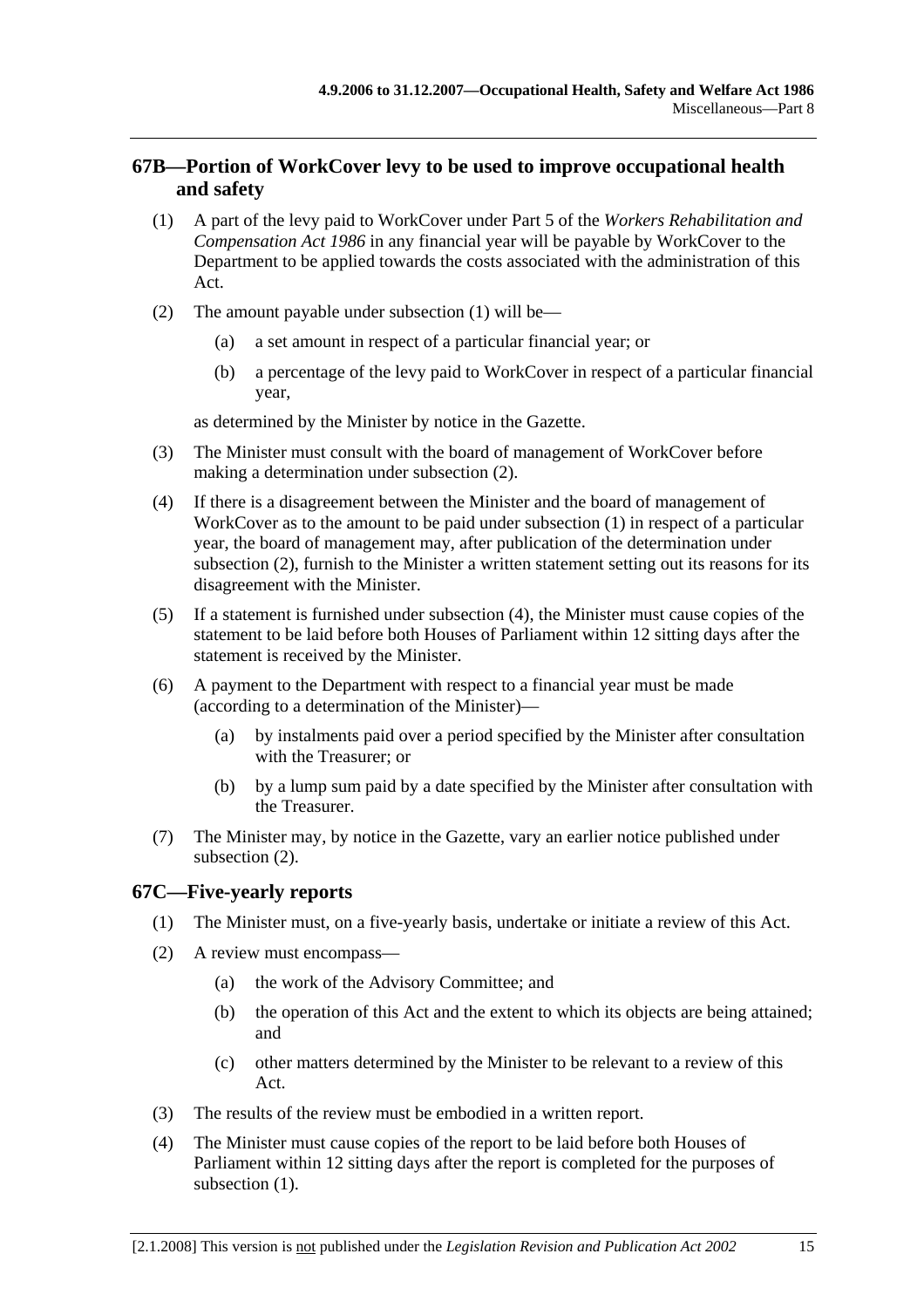## 67B—Portion of WorkCover levy to be used to improve occupational health and safety

(1) A part of the levy paid to WorkCover under Part 5 of the *Workers Rehabilitation and Compensation Act 1986* in any financial year will be payable by WorkCover to the Department to be applied towards the costs associated with the administration of this Act.

(2) The amount payable under subsection (1) will be—

(a) a set amount in respect of a particular financial year; or

(b) a percentage of the levy paid to WorkCover in respect of a particular financial year,

as determined by the Minister by notice in the Gazette.

(3) The Minister must consult with the board of management of WorkCover before making a determination under subsection (2).

(4) If there is a disagreement between the Minister and the board of management of WorkCover as to the amount to be paid under subsection (1) in respect of a particular year, the board of management may, after publication of the determination under subsection (2), furnish to the Minister a written statement setting out its reasons for its disagreement with the Minister.

(5) If a statement is furnished under subsection (4), the Minister must cause copies of the statement to be laid before both Houses of Parliament within 12 sitting days after the statement is received by the Minister.

(6) A payment to the Department with respect to a financial year must be made (according to a determination of the Minister)—

(a) by instalments paid over a period specified by the Minister after consultation with the Treasurer; or

(b) by a lump sum paid by a date specified by the Minister after consultation with the Treasurer.

(7) The Minister may, by notice in the Gazette, vary an earlier notice published under subsection (2).

## 67C—Five-yearly reports

(1) The Minister must, on a five-yearly basis, undertake or initiate a review of this Act.

(2) A review must encompass—

(a) the work of the Advisory Committee; and

(b) the operation of this Act and the extent to which its objects are being attained; and

(c) other matters determined by the Minister to be relevant to a review of this Act.

(3) The results of the review must be embodied in a written report.

(4) The Minister must cause copies of the report to be laid before both Houses of Parliament within 12 sitting days after the report is completed for the purposes of subsection (1).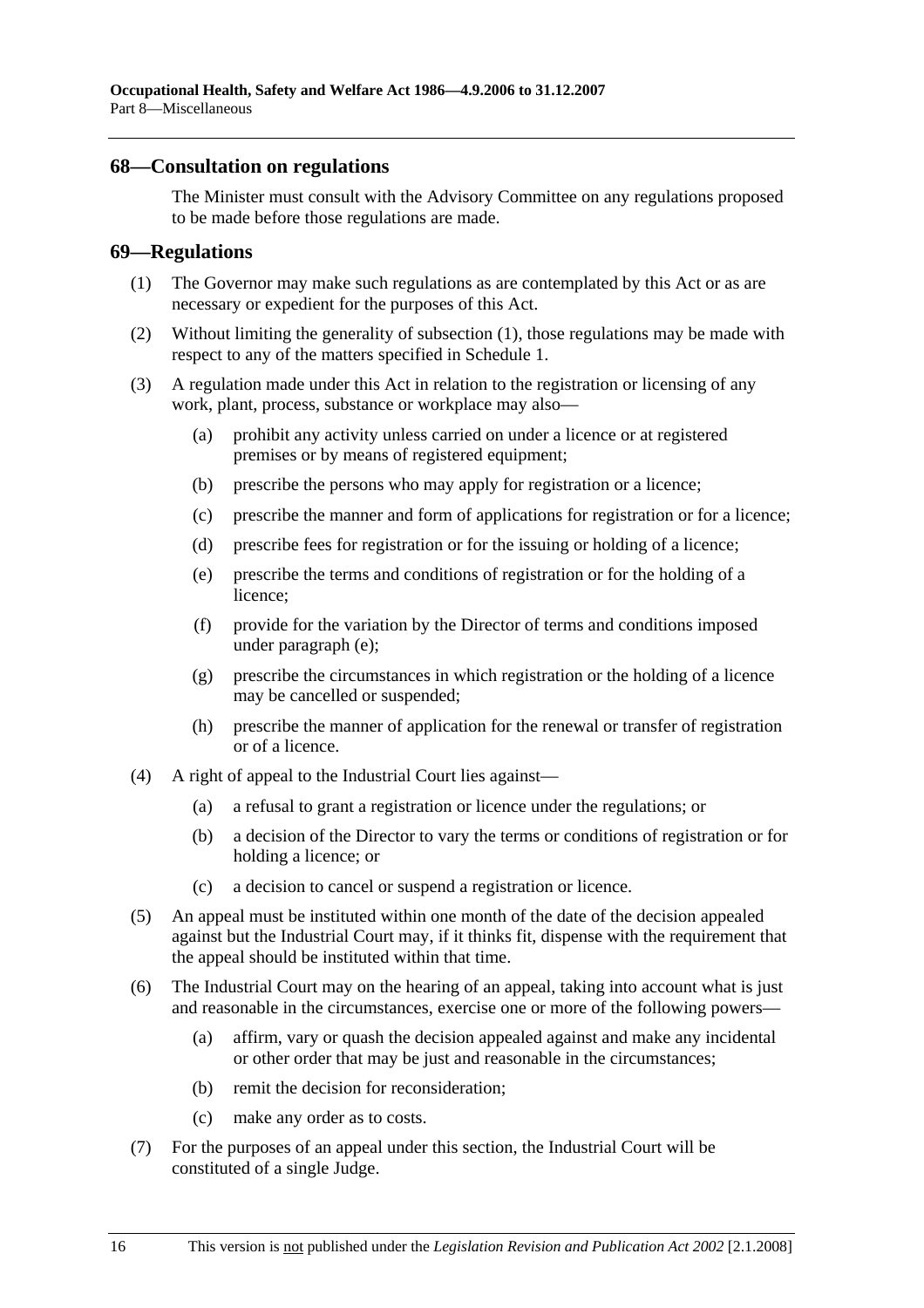## 68—Consultation on regulations

The Minister must consult with the Advisory Committee on any regulations proposed to be made before those regulations are made.

## 69—Regulations

(1) The Governor may make such regulations as are contemplated by this Act or as are necessary or expedient for the purposes of this Act.

(2) Without limiting the generality of subsection (1), those regulations may be made with respect to any of the matters specified in Schedule 1.

(3) A regulation made under this Act in relation to the registration or licensing of any work, plant, process, substance or workplace may also—

- (a) prohibit any activity unless carried on under a licence or at registered premises or by means of registered equipment;
- (b) prescribe the persons who may apply for registration or a licence;
- (c) prescribe the manner and form of applications for registration or for a licence;
- (d) prescribe fees for registration or for the issuing or holding of a licence;
- (e) prescribe the terms and conditions of registration or for the holding of a licence;
- (f) provide for the variation by the Director of terms and conditions imposed under paragraph (e);
- (g) prescribe the circumstances in which registration or the holding of a licence may be cancelled or suspended;
- (h) prescribe the manner of application for the renewal or transfer of registration or of a licence.

(4) A right of appeal to the Industrial Court lies against—

- (a) a refusal to grant a registration or licence under the regulations; or
- (b) a decision of the Director to vary the terms or conditions of registration or for holding a licence; or
- (c) a decision to cancel or suspend a registration or licence.

(5) An appeal must be instituted within one month of the date of the decision appealed against but the Industrial Court may, if it thinks fit, dispense with the requirement that the appeal should be instituted within that time.

(6) The Industrial Court may on the hearing of an appeal, taking into account what is just and reasonable in the circumstances, exercise one or more of the following powers—

- (a) affirm, vary or quash the decision appealed against and make any incidental or other order that may be just and reasonable in the circumstances;
- (b) remit the decision for reconsideration;
- (c) make any order as to costs.

(7) For the purposes of an appeal under this section, the Industrial Court will be constituted of a single Judge.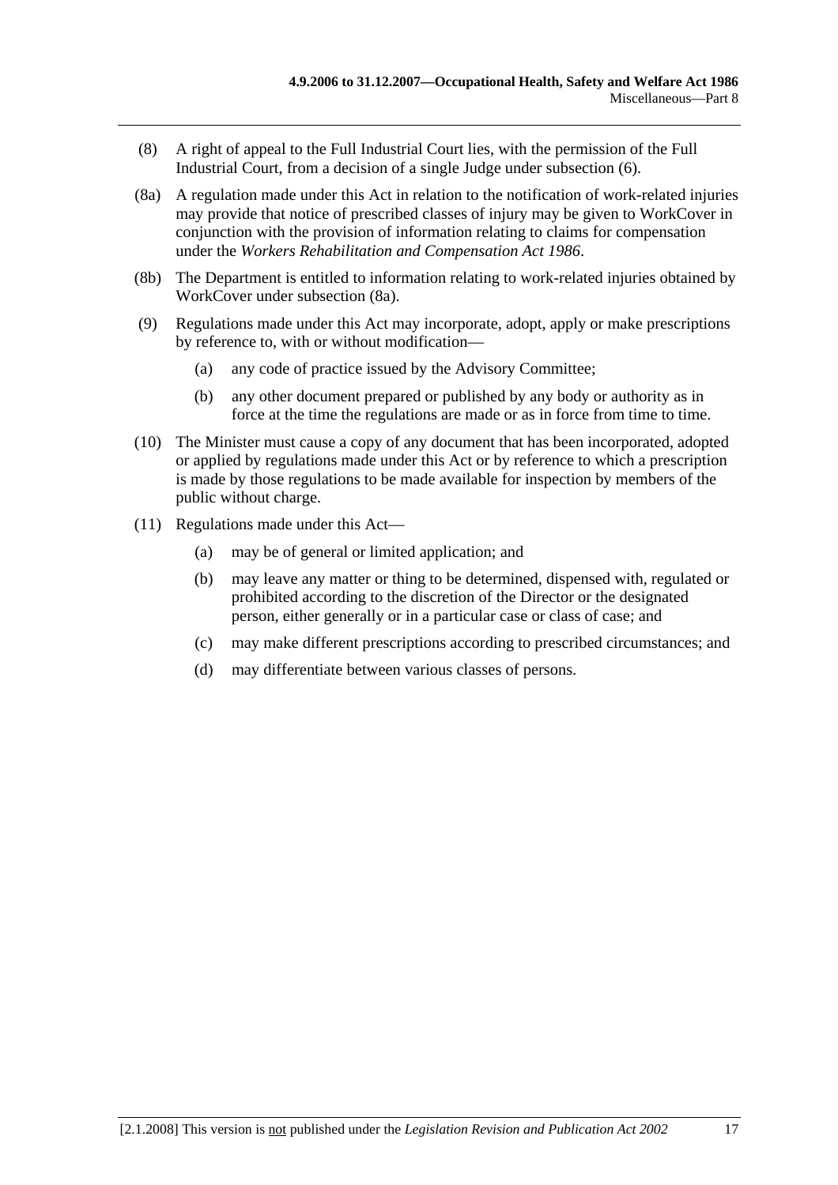(8) A right of appeal to the Full Industrial Court lies, with the permission of the Full Industrial Court, from a decision of a single Judge under subsection (6).

(8a) A regulation made under this Act in relation to the notification of work-related injuries may provide that notice of prescribed classes of injury may be given to WorkCover in conjunction with the provision of information relating to claims for compensation under the *Workers Rehabilitation and Compensation Act 1986*.

(8b) The Department is entitled to information relating to work-related injuries obtained by WorkCover under subsection (8a).

(9) Regulations made under this Act may incorporate, adopt, apply or make prescriptions by reference to, with or without modification—

- (a) any code of practice issued by the Advisory Committee;
- (b) any other document prepared or published by any body or authority as in force at the time the regulations are made or as in force from time to time.

(10) The Minister must cause a copy of any document that has been incorporated, adopted or applied by regulations made under this Act or by reference to which a prescription is made by those regulations to be made available for inspection by members of the public without charge.

(11) Regulations made under this Act—

- (a) may be of general or limited application; and
- (b) may leave any matter or thing to be determined, dispensed with, regulated or prohibited according to the discretion of the Director or the designated person, either generally or in a particular case or class of case; and
- (c) may make different prescriptions according to prescribed circumstances; and
- (d) may differentiate between various classes of persons.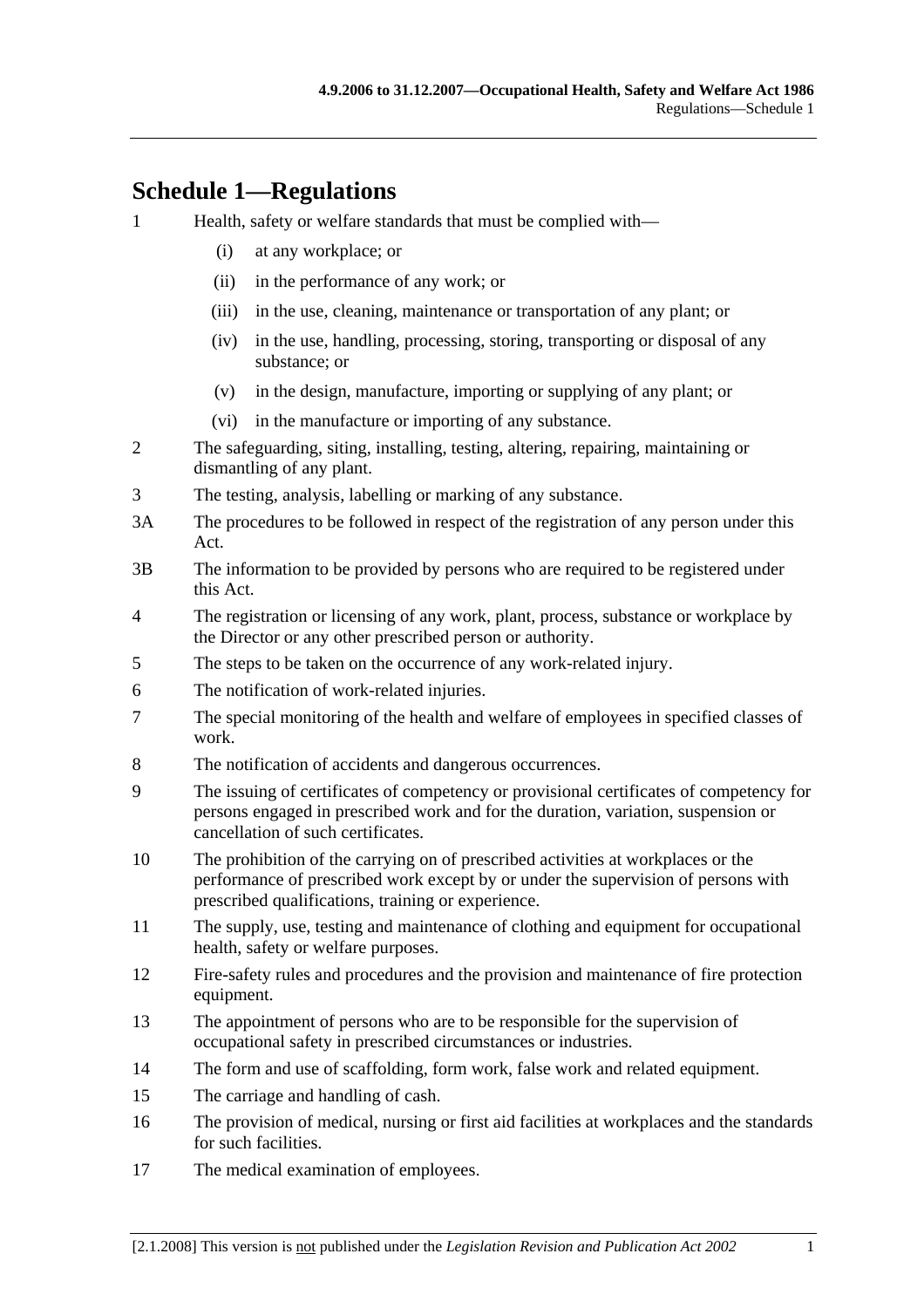## Schedule 1—Regulations

1 Health, safety or welfare standards that must be complied with—

   (i) at any workplace; or

   (ii) in the performance of any work; or

   (iii) in the use, cleaning, maintenance or transportation of any plant; or

   (iv) in the use, handling, processing, storing, transporting or disposal of any substance; or

   (v) in the design, manufacture, importing or supplying of any plant; or

   (vi) in the manufacture or importing of any substance.

2 The safeguarding, siting, installing, testing, altering, repairing, maintaining or dismantling of any plant.

3 The testing, analysis, labelling or marking of any substance.

3A The procedures to be followed in respect of the registration of any person under this Act.

3B The information to be provided by persons who are required to be registered under this Act.

4 The registration or licensing of any work, plant, process, substance or workplace by the Director or any other prescribed person or authority.

5 The steps to be taken on the occurrence of any work-related injury.

6 The notification of work-related injuries.

7 The special monitoring of the health and welfare of employees in specified classes of work.

8 The notification of accidents and dangerous occurrences.

9 The issuing of certificates of competency or provisional certificates of competency for persons engaged in prescribed work and for the duration, variation, suspension or cancellation of such certificates.

10 The prohibition of the carrying on of prescribed activities at workplaces or the performance of prescribed work except by or under the supervision of persons with prescribed qualifications, training or experience.

11 The supply, use, testing and maintenance of clothing and equipment for occupational health, safety or welfare purposes.

12 Fire-safety rules and procedures and the provision and maintenance of fire protection equipment.

13 The appointment of persons who are to be responsible for the supervision of occupational safety in prescribed circumstances or industries.

14 The form and use of scaffolding, form work, false work and related equipment.

15 The carriage and handling of cash.

16 The provision of medical, nursing or first aid facilities at workplaces and the standards for such facilities.

17 The medical examination of employees.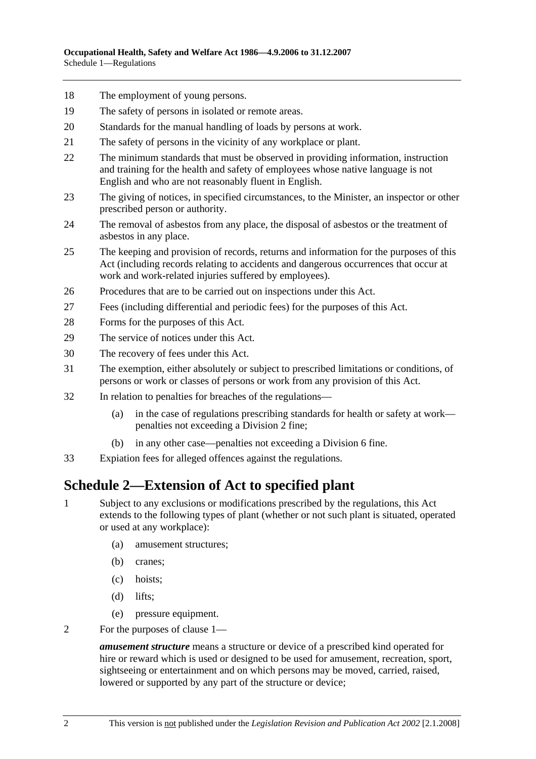18 The employment of young persons.

19 The safety of persons in isolated or remote areas.

20 Standards for the manual handling of loads by persons at work.

21 The safety of persons in the vicinity of any workplace or plant.

22 The minimum standards that must be observed in providing information, instruction and training for the health and safety of employees whose native language is not English and who are not reasonably fluent in English.

23 The giving of notices, in specified circumstances, to the Minister, an inspector or other prescribed person or authority.

24 The removal of asbestos from any place, the disposal of asbestos or the treatment of asbestos in any place.

25 The keeping and provision of records, returns and information for the purposes of this Act (including records relating to accidents and dangerous occurrences that occur at work and work-related injuries suffered by employees).

26 Procedures that are to be carried out on inspections under this Act.

27 Fees (including differential and periodic fees) for the purposes of this Act.

28 Forms for the purposes of this Act.

29 The service of notices under this Act.

30 The recovery of fees under this Act.

31 The exemption, either absolutely or subject to prescribed limitations or conditions, of persons or work or classes of persons or work from any provision of this Act.

32 In relation to penalties for breaches of the regulations—

- (a) in the case of regulations prescribing standards for health or safety at work—penalties not exceeding a Division 2 fine;
- (b) in any other case—penalties not exceeding a Division 6 fine.

33 Expiation fees for alleged offences against the regulations.

## Schedule 2—Extension of Act to specified plant

1 Subject to any exclusions or modifications prescribed by the regulations, this Act extends to the following types of plant (whether or not such plant is situated, operated or used at any workplace):

- (a) amusement structures;
- (b) cranes;
- (c) hoists;
- (d) lifts;
- (e) pressure equipment.

2 For the purposes of clause 1—

***amusement structure*** means a structure or device of a prescribed kind operated for hire or reward which is used or designed to be used for amusement, recreation, sport, sightseeing or entertainment and on which persons may be moved, carried, raised, lowered or supported by any part of the structure or device;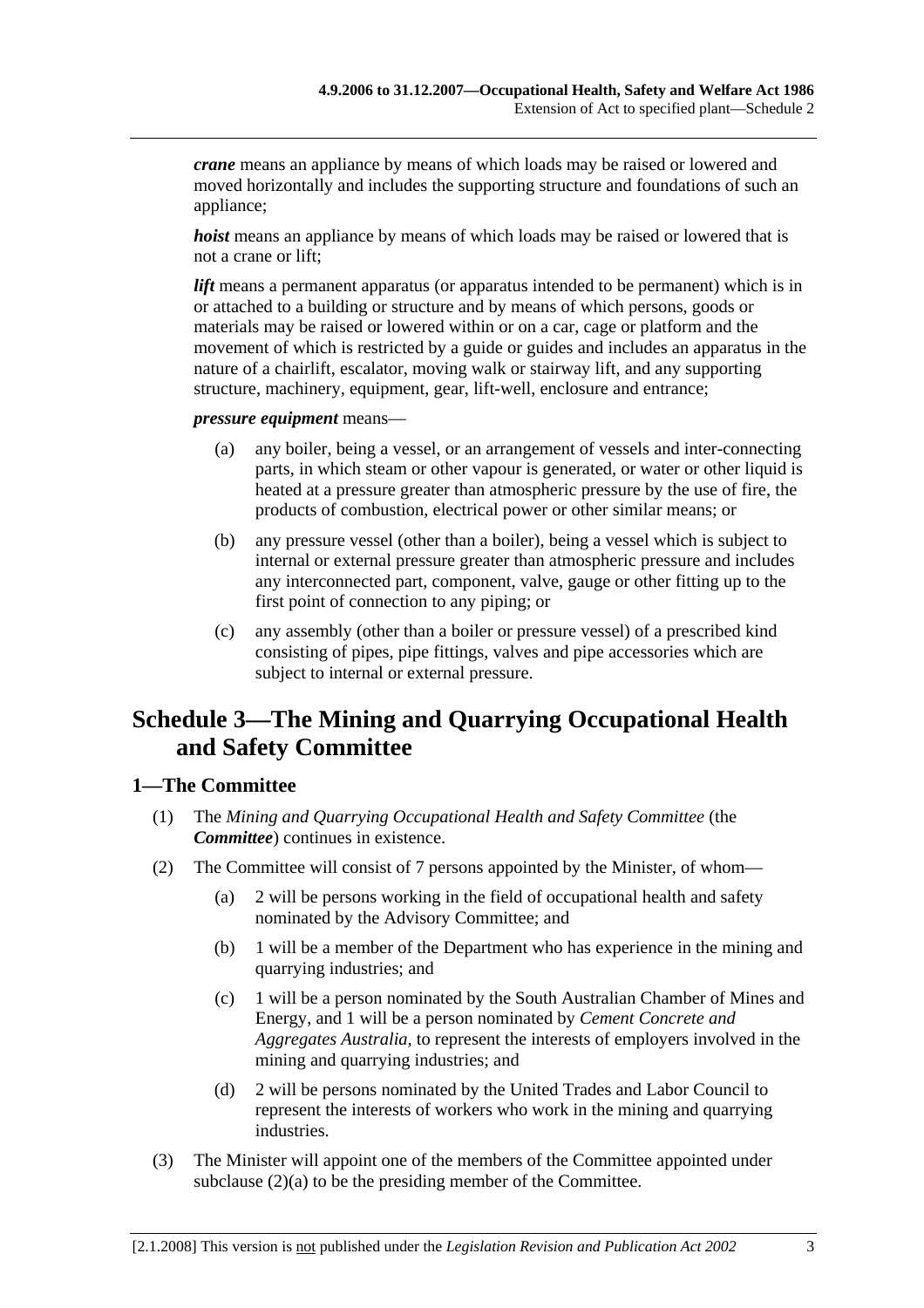***crane*** means an appliance by means of which loads may be raised or lowered and moved horizontally and includes the supporting structure and foundations of such an appliance;

***hoist*** means an appliance by means of which loads may be raised or lowered that is not a crane or lift;

***lift*** means a permanent apparatus (or apparatus intended to be permanent) which is in or attached to a building or structure and by means of which persons, goods or materials may be raised or lowered within or on a car, cage or platform and the movement of which is restricted by a guide or guides and includes an apparatus in the nature of a chairlift, escalator, moving walk or stairway lift, and any supporting structure, machinery, equipment, gear, lift-well, enclosure and entrance;

***pressure equipment*** means—

(a) any boiler, being a vessel, or an arrangement of vessels and inter-connecting parts, in which steam or other vapour is generated, or water or other liquid is heated at a pressure greater than atmospheric pressure by the use of fire, the products of combustion, electrical power or other similar means; or

(b) any pressure vessel (other than a boiler), being a vessel which is subject to internal or external pressure greater than atmospheric pressure and includes any interconnected part, component, valve, gauge or other fitting up to the first point of connection to any piping; or

(c) any assembly (other than a boiler or pressure vessel) of a prescribed kind consisting of pipes, pipe fittings, valves and pipe accessories which are subject to internal or external pressure.

# Schedule 3—The Mining and Quarrying Occupational Health and Safety Committee

## 1—The Committee

(1) The *Mining and Quarrying Occupational Health and Safety Committee* (the ***Committee***) continues in existence.

(2) The Committee will consist of 7 persons appointed by the Minister, of whom—

(a) 2 will be persons working in the field of occupational health and safety nominated by the Advisory Committee; and

(b) 1 will be a member of the Department who has experience in the mining and quarrying industries; and

(c) 1 will be a person nominated by the South Australian Chamber of Mines and Energy, and 1 will be a person nominated by *Cement Concrete and Aggregates Australia*, to represent the interests of employers involved in the mining and quarrying industries; and

(d) 2 will be persons nominated by the United Trades and Labor Council to represent the interests of workers who work in the mining and quarrying industries.

(3) The Minister will appoint one of the members of the Committee appointed under subclause (2)(a) to be the presiding member of the Committee.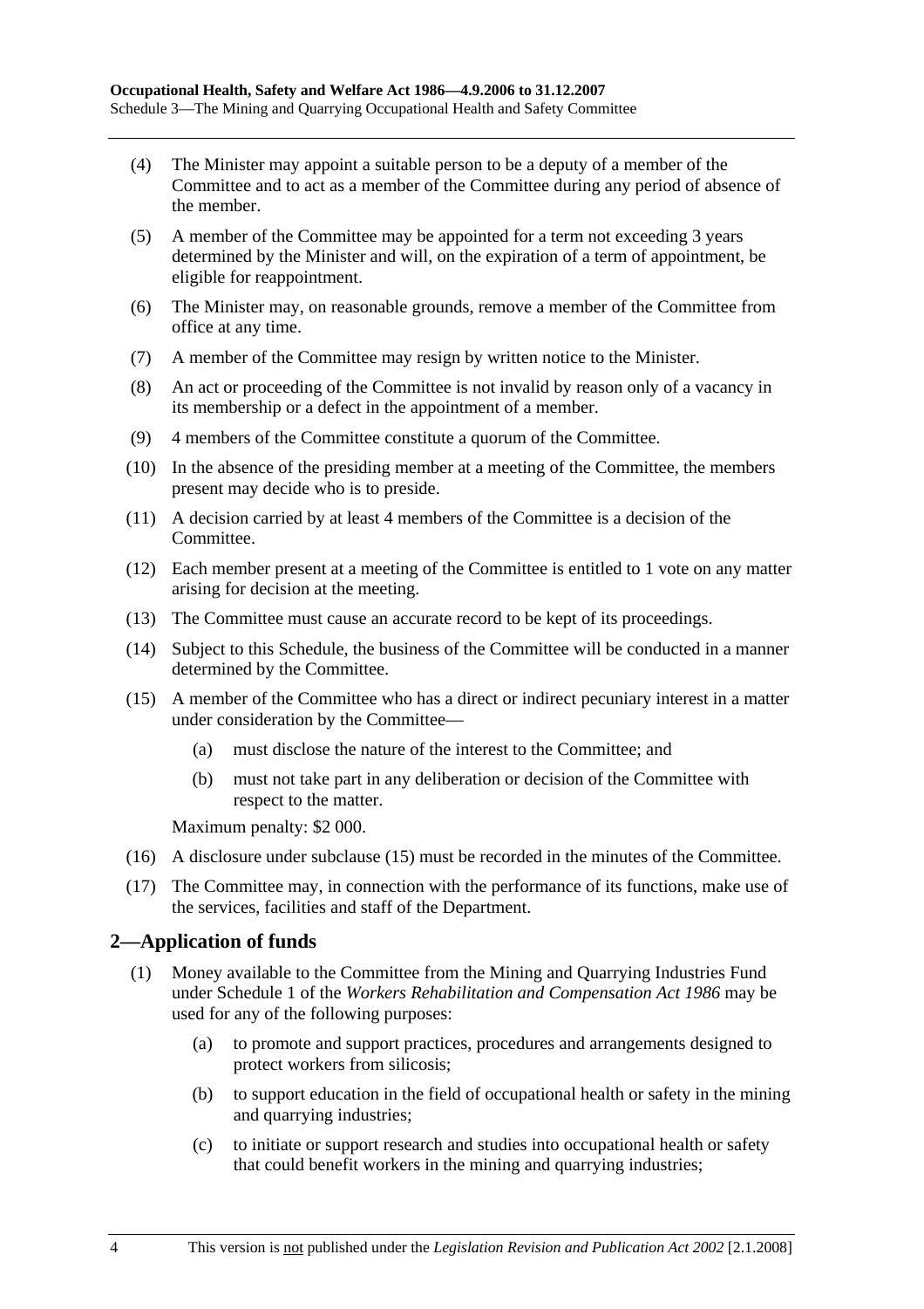(4) The Minister may appoint a suitable person to be a deputy of a member of the Committee and to act as a member of the Committee during any period of absence of the member.

(5) A member of the Committee may be appointed for a term not exceeding 3 years determined by the Minister and will, on the expiration of a term of appointment, be eligible for reappointment.

(6) The Minister may, on reasonable grounds, remove a member of the Committee from office at any time.

(7) A member of the Committee may resign by written notice to the Minister.

(8) An act or proceeding of the Committee is not invalid by reason only of a vacancy in its membership or a defect in the appointment of a member.

(9) 4 members of the Committee constitute a quorum of the Committee.

(10) In the absence of the presiding member at a meeting of the Committee, the members present may decide who is to preside.

(11) A decision carried by at least 4 members of the Committee is a decision of the Committee.

(12) Each member present at a meeting of the Committee is entitled to 1 vote on any matter arising for decision at the meeting.

(13) The Committee must cause an accurate record to be kept of its proceedings.

(14) Subject to this Schedule, the business of the Committee will be conducted in a manner determined by the Committee.

(15) A member of the Committee who has a direct or indirect pecuniary interest in a matter under consideration by the Committee—

(a) must disclose the nature of the interest to the Committee; and

(b) must not take part in any deliberation or decision of the Committee with respect to the matter.

Maximum penalty: $2 000.

(16) A disclosure under subclause (15) must be recorded in the minutes of the Committee.

(17) The Committee may, in connection with the performance of its functions, make use of the services, facilities and staff of the Department.

## 2—Application of funds

(1) Money available to the Committee from the Mining and Quarrying Industries Fund under Schedule 1 of the *Workers Rehabilitation and Compensation Act 1986* may be used for any of the following purposes:

(a) to promote and support practices, procedures and arrangements designed to protect workers from silicosis;

(b) to support education in the field of occupational health or safety in the mining and quarrying industries;

(c) to initiate or support research and studies into occupational health or safety that could benefit workers in the mining and quarrying industries;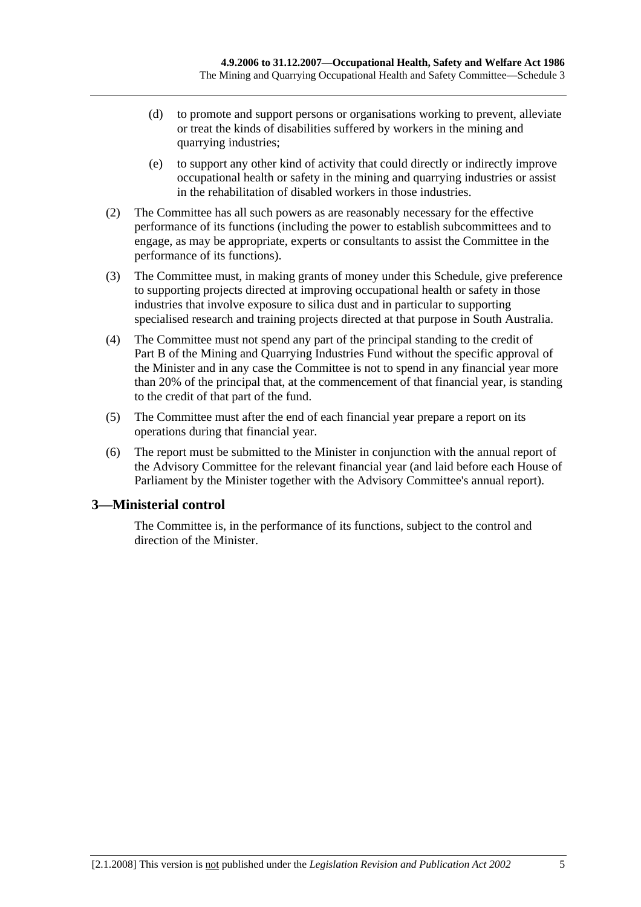(d) to promote and support persons or organisations working to prevent, alleviate or treat the kinds of disabilities suffered by workers in the mining and quarrying industries;

(e) to support any other kind of activity that could directly or indirectly improve occupational health or safety in the mining and quarrying industries or assist in the rehabilitation of disabled workers in those industries.

(2) The Committee has all such powers as are reasonably necessary for the effective performance of its functions (including the power to establish subcommittees and to engage, as may be appropriate, experts or consultants to assist the Committee in the performance of its functions).

(3) The Committee must, in making grants of money under this Schedule, give preference to supporting projects directed at improving occupational health or safety in those industries that involve exposure to silica dust and in particular to supporting specialised research and training projects directed at that purpose in South Australia.

(4) The Committee must not spend any part of the principal standing to the credit of Part B of the Mining and Quarrying Industries Fund without the specific approval of the Minister and in any case the Committee is not to spend in any financial year more than 20% of the principal that, at the commencement of that financial year, is standing to the credit of that part of the fund.

(5) The Committee must after the end of each financial year prepare a report on its operations during that financial year.

(6) The report must be submitted to the Minister in conjunction with the annual report of the Advisory Committee for the relevant financial year (and laid before each House of Parliament by the Minister together with the Advisory Committee's annual report).

## 3—Ministerial control

The Committee is, in the performance of its functions, subject to the control and direction of the Minister.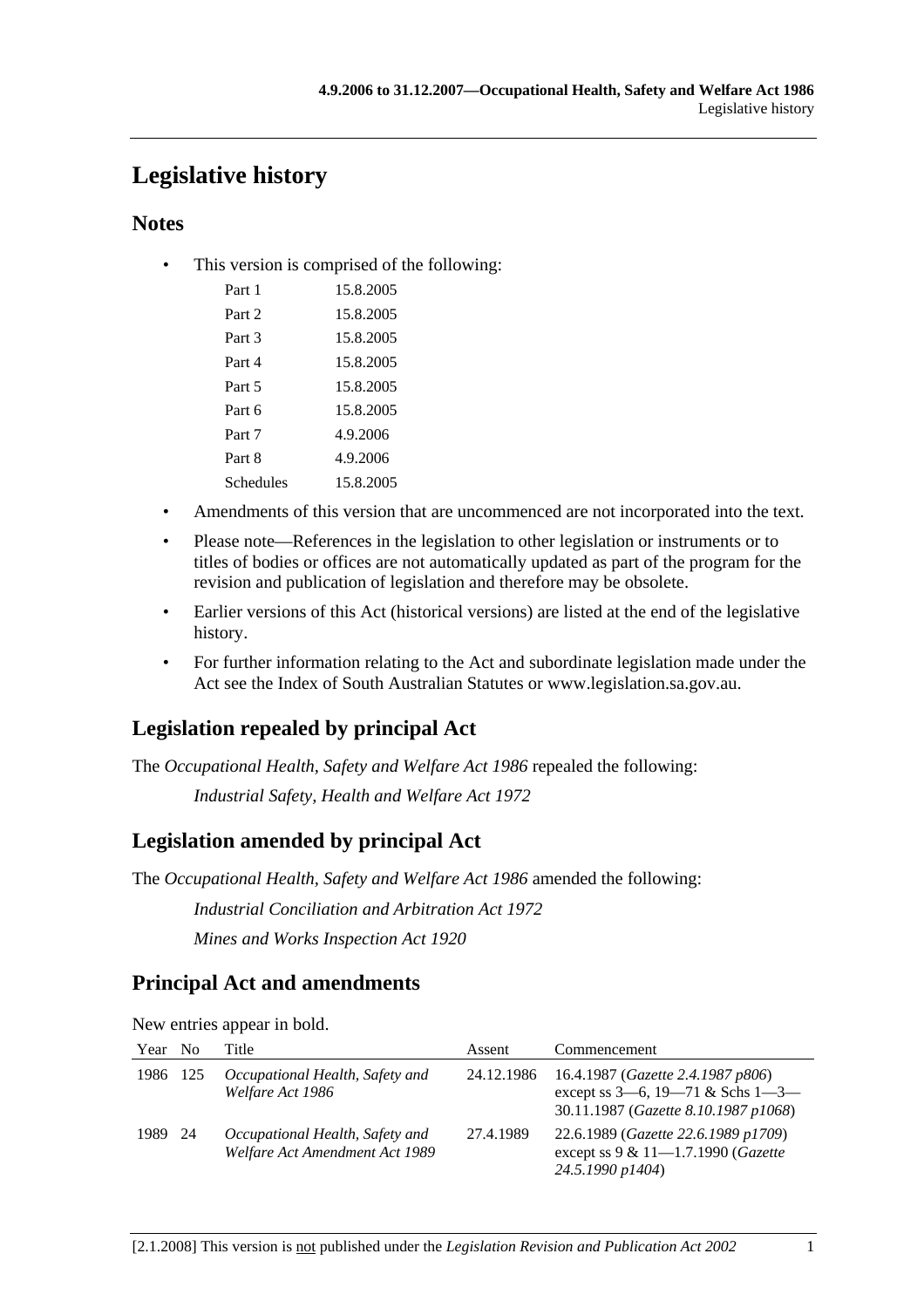# Legislative history

## Notes

- This version is comprised of the following:

| | |
|---|---|
| Part 1 | 15.8.2005 |
| Part 2 | 15.8.2005 |
| Part 3 | 15.8.2005 |
| Part 4 | 15.8.2005 |
| Part 5 | 15.8.2005 |
| Part 6 | 15.8.2005 |
| Part 7 | 4.9.2006 |
| Part 8 | 4.9.2006 |
| Schedules | 15.8.2005 |

- Amendments of this version that are uncommenced are not incorporated into the text.
- Please note—References in the legislation to other legislation or instruments or to titles of bodies or offices are not automatically updated as part of the program for the revision and publication of legislation and therefore may be obsolete.
- Earlier versions of this Act (historical versions) are listed at the end of the legislative history.
- For further information relating to the Act and subordinate legislation made under the Act see the Index of South Australian Statutes or www.legislation.sa.gov.au.

## Legislation repealed by principal Act

The *Occupational Health, Safety and Welfare Act 1986* repealed the following:

*Industrial Safety, Health and Welfare Act 1972*

## Legislation amended by principal Act

The *Occupational Health, Safety and Welfare Act 1986* amended the following:

*Industrial Conciliation and Arbitration Act 1972*

*Mines and Works Inspection Act 1920*

## Principal Act and amendments

New entries appear in bold.

| Year | No | Title | Assent | Commencement |
|---|---|---|---|---|
| 1986 | 125 | *Occupational Health, Safety and Welfare Act 1986* | 24.12.1986 | 16.4.1987 (*Gazette 2.4.1987 p806*) except ss 3—6, 19—71 & Schs 1—3—30.11.1987 (*Gazette 8.10.1987 p1068*) |
| 1989 | 24 | *Occupational Health, Safety and Welfare Act Amendment Act 1989* | 27.4.1989 | 22.6.1989 (*Gazette 22.6.1989 p1709*) except ss 9 & 11—1.7.1990 (*Gazette 24.5.1990 p1404*) |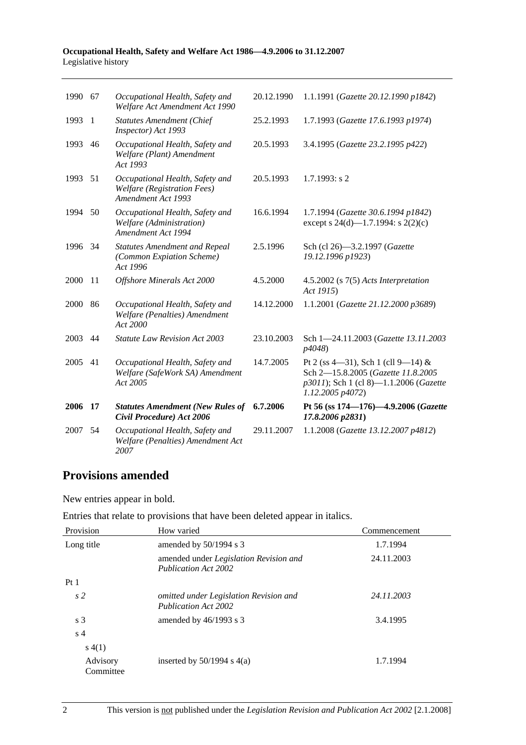| | | | | |
|---|---|---|---|---|
| 1990 | 67 | *Occupational Health, Safety and Welfare Act Amendment Act 1990* | 20.12.1990 | 1.1.1991 (*Gazette 20.12.1990 p1842*) |
| 1993 | 1 | *Statutes Amendment (Chief Inspector) Act 1993* | 25.2.1993 | 1.7.1993 (*Gazette 17.6.1993 p1974*) |
| 1993 | 46 | *Occupational Health, Safety and Welfare (Plant) Amendment Act 1993* | 20.5.1993 | 3.4.1995 (*Gazette 23.2.1995 p422*) |
| 1993 | 51 | *Occupational Health, Safety and Welfare (Registration Fees) Amendment Act 1993* | 20.5.1993 | 1.7.1993: s 2 |
| 1994 | 50 | *Occupational Health, Safety and Welfare (Administration) Amendment Act 1994* | 16.6.1994 | 1.7.1994 (*Gazette 30.6.1994 p1842*) except s 24(d)—1.7.1994: s 2(2)(c) |
| 1996 | 34 | *Statutes Amendment and Repeal (Common Expiation Scheme) Act 1996* | 2.5.1996 | Sch (cl 26)—3.2.1997 (*Gazette 19.12.1996 p1923*) |
| 2000 | 11 | *Offshore Minerals Act 2000* | 4.5.2000 | 4.5.2002 (s 7(5) *Acts Interpretation Act 1915*) |
| 2000 | 86 | *Occupational Health, Safety and Welfare (Penalties) Amendment Act 2000* | 14.12.2000 | 1.1.2001 (*Gazette 21.12.2000 p3689*) |
| 2003 | 44 | *Statute Law Revision Act 2003* | 23.10.2003 | Sch 1—24.11.2003 (*Gazette 13.11.2003 p4048*) |
| 2005 | 41 | *Occupational Health, Safety and Welfare (SafeWork SA) Amendment Act 2005* | 14.7.2005 | Pt 2 (ss 4—31), Sch 1 (cll 9—14) & Sch 2—15.8.2005 (*Gazette 11.8.2005 p3011*); Sch 1 (cl 8)—1.1.2006 (*Gazette 1.12.2005 p4072*) |
| **2006** | **17** | ***Statutes Amendment (New Rules of Civil Procedure) Act 2006*** | **6.7.2006** | **Pt 56 (ss 174—176)—4.9.2006 (*Gazette 17.8.2006 p2831*)** |
| 2007 | 54 | *Occupational Health, Safety and Welfare (Penalties) Amendment Act 2007* | 29.11.2007 | 1.1.2008 (*Gazette 13.12.2007 p4812*) |

## Provisions amended

New entries appear in bold.

Entries that relate to provisions that have been deleted appear in italics.

| Provision | How varied | Commencement |
|---|---|---|
| Long title | amended by 50/1994 s 3 | 1.7.1994 |
| | amended under *Legislation Revision and Publication Act 2002* | 24.11.2003 |
| Pt 1 | | |
| *s 2* | *omitted under Legislation Revision and Publication Act 2002* | *24.11.2003* |
| s 3 | amended by 46/1993 s 3 | 3.4.1995 |
| s 4 | | |
| s 4(1) | | |
| Advisory Committee | inserted by 50/1994 s 4(a) | 1.7.1994 |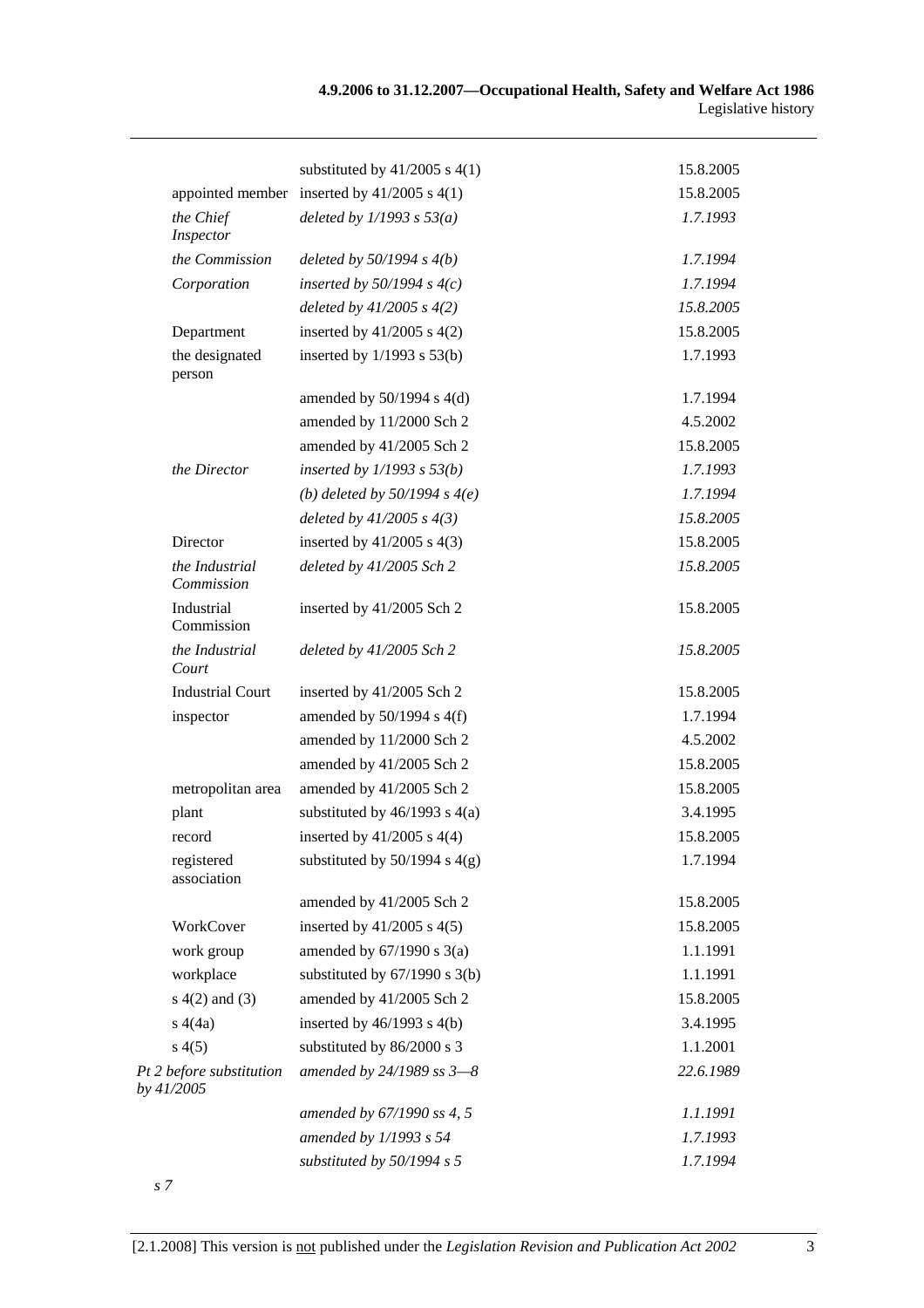| | | |
|---|---|---|
| | substituted by 41/2005 s 4(1) | 15.8.2005 |
| appointed member | inserted by 41/2005 s 4(1) | 15.8.2005 |
| *the Chief Inspector* | *deleted by 1/1993 s 53(a)* | *1.7.1993* |
| *the Commission* | *deleted by 50/1994 s 4(b)* | *1.7.1994* |
| *Corporation* | *inserted by 50/1994 s 4(c)* | *1.7.1994* |
| | *deleted by 41/2005 s 4(2)* | *15.8.2005* |
| Department | inserted by 41/2005 s 4(2) | 15.8.2005 |
| the designated person | inserted by 1/1993 s 53(b) | 1.7.1993 |
| | amended by 50/1994 s 4(d) | 1.7.1994 |
| | amended by 11/2000 Sch 2 | 4.5.2002 |
| | amended by 41/2005 Sch 2 | 15.8.2005 |
| *the Director* | *inserted by 1/1993 s 53(b)* | *1.7.1993* |
| | *(b) deleted by 50/1994 s 4(e)* | *1.7.1994* |
| | *deleted by 41/2005 s 4(3)* | *15.8.2005* |
| Director | inserted by 41/2005 s 4(3) | 15.8.2005 |
| *the Industrial Commission* | *deleted by 41/2005 Sch 2* | *15.8.2005* |
| Industrial Commission | inserted by 41/2005 Sch 2 | 15.8.2005 |
| *the Industrial Court* | *deleted by 41/2005 Sch 2* | *15.8.2005* |
| Industrial Court | inserted by 41/2005 Sch 2 | 15.8.2005 |
| inspector | amended by 50/1994 s 4(f) | 1.7.1994 |
| | amended by 11/2000 Sch 2 | 4.5.2002 |
| | amended by 41/2005 Sch 2 | 15.8.2005 |
| metropolitan area | amended by 41/2005 Sch 2 | 15.8.2005 |
| plant | substituted by 46/1993 s 4(a) | 3.4.1995 |
| record | inserted by 41/2005 s 4(4) | 15.8.2005 |
| registered association | substituted by 50/1994 s 4(g) | 1.7.1994 |
| | amended by 41/2005 Sch 2 | 15.8.2005 |
| WorkCover | inserted by 41/2005 s 4(5) | 15.8.2005 |
| work group | amended by 67/1990 s 3(a) | 1.1.1991 |
| workplace | substituted by 67/1990 s 3(b) | 1.1.1991 |
| s 4(2) and (3) | amended by 41/2005 Sch 2 | 15.8.2005 |
| s 4(4a) | inserted by 46/1993 s 4(b) | 3.4.1995 |
| s 4(5) | substituted by 86/2000 s 3 | 1.1.2001 |
| *Pt 2 before substitution by 41/2005* | *amended by 24/1989 ss 3—8* | *22.6.1989* |
| | *amended by 67/1990 ss 4, 5* | *1.1.1991* |
| | *amended by 1/1993 s 54* | *1.7.1993* |
| | *substituted by 50/1994 s 5* | *1.7.1994* |

*s 7*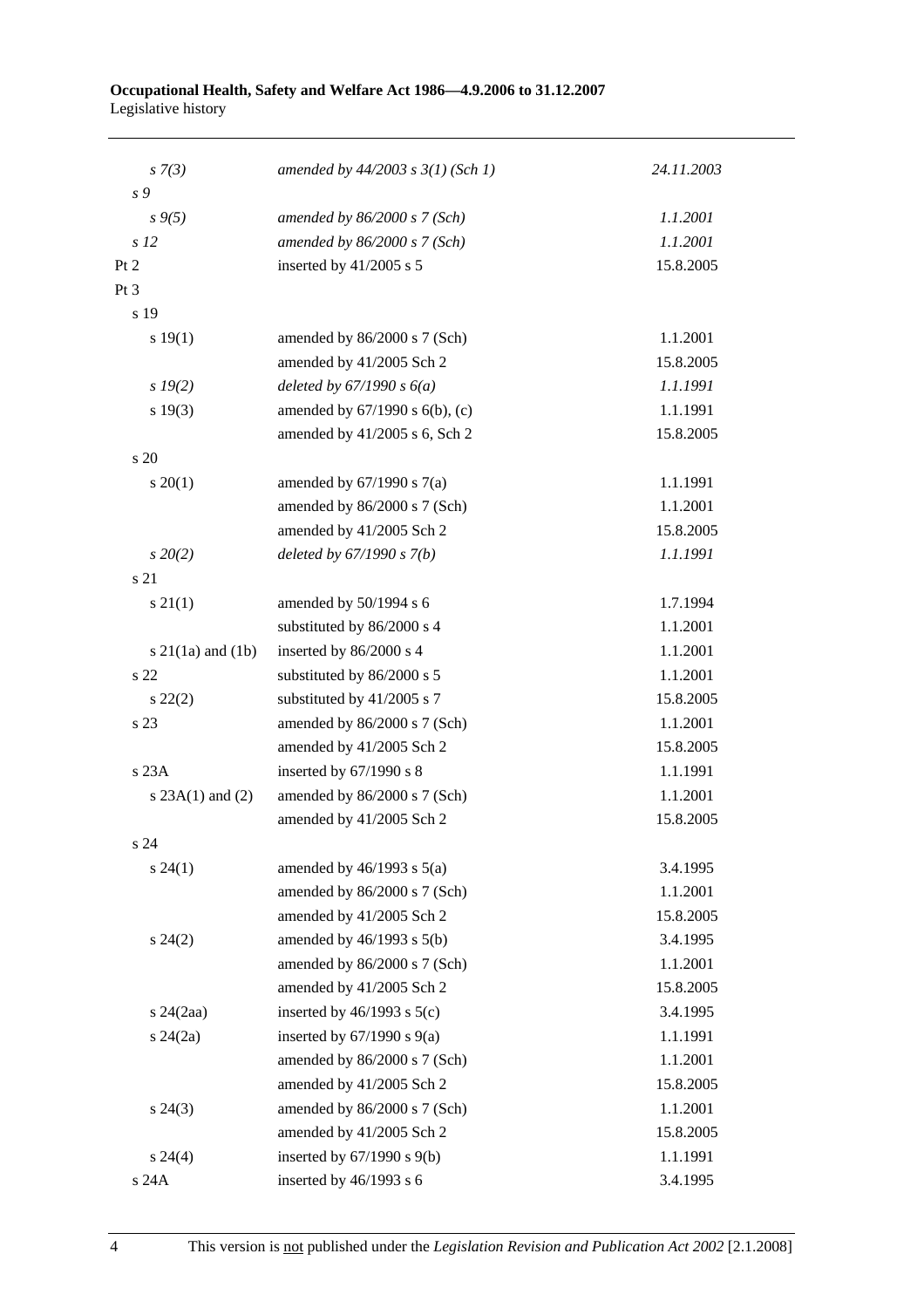| | | |
|---|---|---|
| *s 7(3)* | *amended by 44/2003 s 3(1) (Sch 1)* | *24.11.2003* |
| *s 9* | | |
| *s 9(5)* | *amended by 86/2000 s 7 (Sch)* | *1.1.2001* |
| *s 12* | *amended by 86/2000 s 7 (Sch)* | *1.1.2001* |
| Pt 2 | inserted by 41/2005 s 5 | 15.8.2005 |
| Pt 3 | | |
| s 19 | | |
| s 19(1) | amended by 86/2000 s 7 (Sch) | 1.1.2001 |
| | amended by 41/2005 Sch 2 | 15.8.2005 |
| *s 19(2)* | *deleted by 67/1990 s 6(a)* | *1.1.1991* |
| s 19(3) | amended by 67/1990 s 6(b), (c) | 1.1.1991 |
| | amended by 41/2005 s 6, Sch 2 | 15.8.2005 |
| s 20 | | |
| s 20(1) | amended by 67/1990 s 7(a) | 1.1.1991 |
| | amended by 86/2000 s 7 (Sch) | 1.1.2001 |
| | amended by 41/2005 Sch 2 | 15.8.2005 |
| *s 20(2)* | *deleted by 67/1990 s 7(b)* | *1.1.1991* |
| s 21 | | |
| s 21(1) | amended by 50/1994 s 6 | 1.7.1994 |
| | substituted by 86/2000 s 4 | 1.1.2001 |
| s 21(1a) and (1b) | inserted by 86/2000 s 4 | 1.1.2001 |
| s 22 | substituted by 86/2000 s 5 | 1.1.2001 |
| s 22(2) | substituted by 41/2005 s 7 | 15.8.2005 |
| s 23 | amended by 86/2000 s 7 (Sch) | 1.1.2001 |
| | amended by 41/2005 Sch 2 | 15.8.2005 |
| s 23A | inserted by 67/1990 s 8 | 1.1.1991 |
| s 23A(1) and (2) | amended by 86/2000 s 7 (Sch) | 1.1.2001 |
| | amended by 41/2005 Sch 2 | 15.8.2005 |
| s 24 | | |
| s 24(1) | amended by 46/1993 s 5(a) | 3.4.1995 |
| | amended by 86/2000 s 7 (Sch) | 1.1.2001 |
| | amended by 41/2005 Sch 2 | 15.8.2005 |
| s 24(2) | amended by 46/1993 s 5(b) | 3.4.1995 |
| | amended by 86/2000 s 7 (Sch) | 1.1.2001 |
| | amended by 41/2005 Sch 2 | 15.8.2005 |
| s 24(2aa) | inserted by 46/1993 s 5(c) | 3.4.1995 |
| s 24(2a) | inserted by 67/1990 s 9(a) | 1.1.1991 |
| | amended by 86/2000 s 7 (Sch) | 1.1.2001 |
| | amended by 41/2005 Sch 2 | 15.8.2005 |
| s 24(3) | amended by 86/2000 s 7 (Sch) | 1.1.2001 |
| | amended by 41/2005 Sch 2 | 15.8.2005 |
| s 24(4) | inserted by 67/1990 s 9(b) | 1.1.1991 |
| s 24A | inserted by 46/1993 s 6 | 3.4.1995 |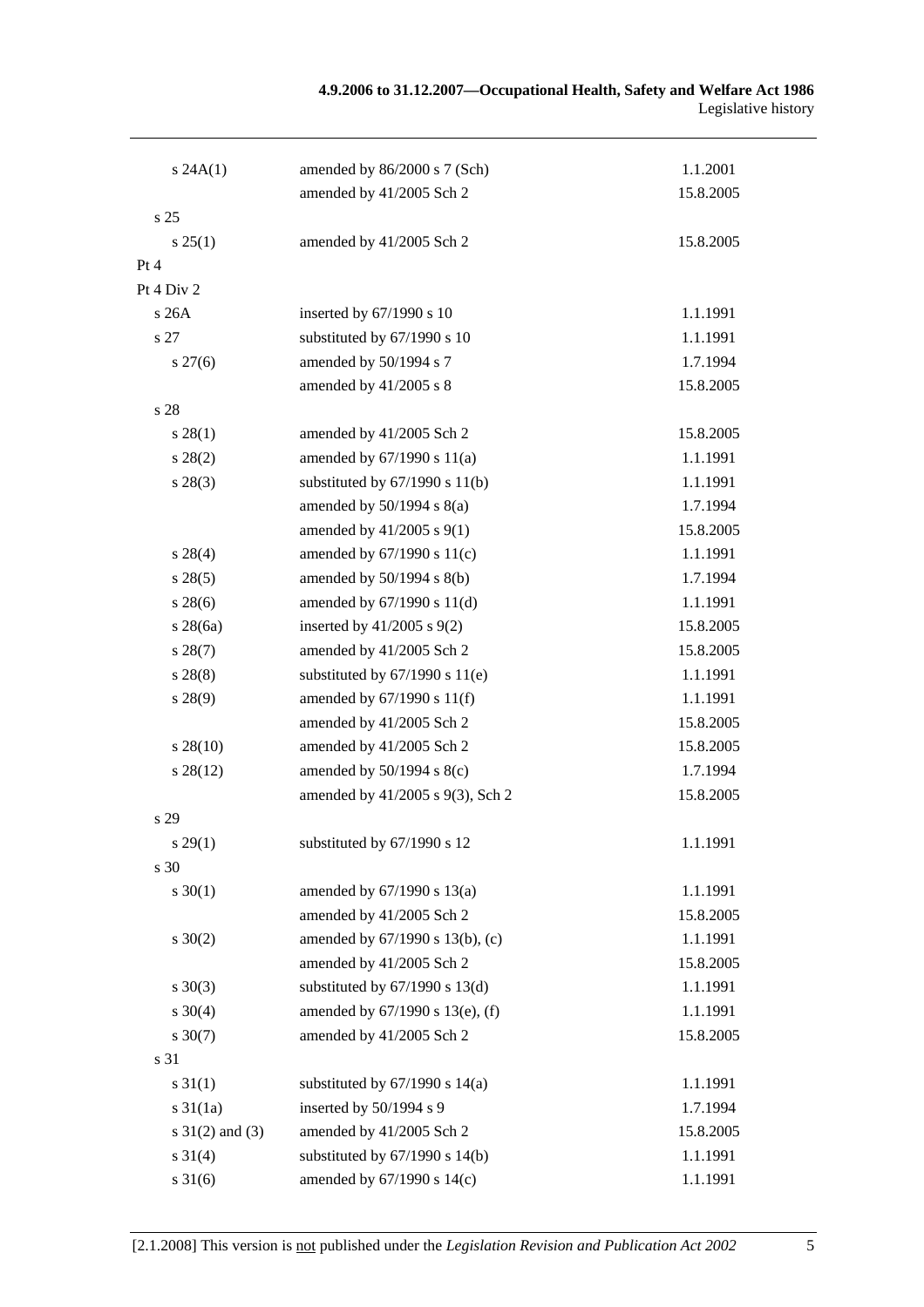| | | |
|---|---|---|
| s 24A(1) | amended by 86/2000 s 7 (Sch) | 1.1.2001 |
| | amended by 41/2005 Sch 2 | 15.8.2005 |
| s 25 | | |
| s 25(1) | amended by 41/2005 Sch 2 | 15.8.2005 |
| Pt 4 | | |
| Pt 4 Div 2 | | |
| s 26A | inserted by 67/1990 s 10 | 1.1.1991 |
| s 27 | substituted by 67/1990 s 10 | 1.1.1991 |
| s 27(6) | amended by 50/1994 s 7 | 1.7.1994 |
| | amended by 41/2005 s 8 | 15.8.2005 |
| s 28 | | |
| s 28(1) | amended by 41/2005 Sch 2 | 15.8.2005 |
| s 28(2) | amended by 67/1990 s 11(a) | 1.1.1991 |
| s 28(3) | substituted by 67/1990 s 11(b) | 1.1.1991 |
| | amended by 50/1994 s 8(a) | 1.7.1994 |
| | amended by 41/2005 s 9(1) | 15.8.2005 |
| s 28(4) | amended by 67/1990 s 11(c) | 1.1.1991 |
| s 28(5) | amended by 50/1994 s 8(b) | 1.7.1994 |
| s 28(6) | amended by 67/1990 s 11(d) | 1.1.1991 |
| s 28(6a) | inserted by 41/2005 s 9(2) | 15.8.2005 |
| s 28(7) | amended by 41/2005 Sch 2 | 15.8.2005 |
| s 28(8) | substituted by 67/1990 s 11(e) | 1.1.1991 |
| s 28(9) | amended by 67/1990 s 11(f) | 1.1.1991 |
| | amended by 41/2005 Sch 2 | 15.8.2005 |
| s 28(10) | amended by 41/2005 Sch 2 | 15.8.2005 |
| s 28(12) | amended by 50/1994 s 8(c) | 1.7.1994 |
| | amended by 41/2005 s 9(3), Sch 2 | 15.8.2005 |
| s 29 | | |
| s 29(1) | substituted by 67/1990 s 12 | 1.1.1991 |
| s 30 | | |
| s 30(1) | amended by 67/1990 s 13(a) | 1.1.1991 |
| | amended by 41/2005 Sch 2 | 15.8.2005 |
| s 30(2) | amended by 67/1990 s 13(b), (c) | 1.1.1991 |
| | amended by 41/2005 Sch 2 | 15.8.2005 |
| s 30(3) | substituted by 67/1990 s 13(d) | 1.1.1991 |
| s 30(4) | amended by 67/1990 s 13(e), (f) | 1.1.1991 |
| s 30(7) | amended by 41/2005 Sch 2 | 15.8.2005 |
| s 31 | | |
| s 31(1) | substituted by 67/1990 s 14(a) | 1.1.1991 |
| s 31(1a) | inserted by 50/1994 s 9 | 1.7.1994 |
| s 31(2) and (3) | amended by 41/2005 Sch 2 | 15.8.2005 |
| s 31(4) | substituted by 67/1990 s 14(b) | 1.1.1991 |
| s 31(6) | amended by 67/1990 s 14(c) | 1.1.1991 |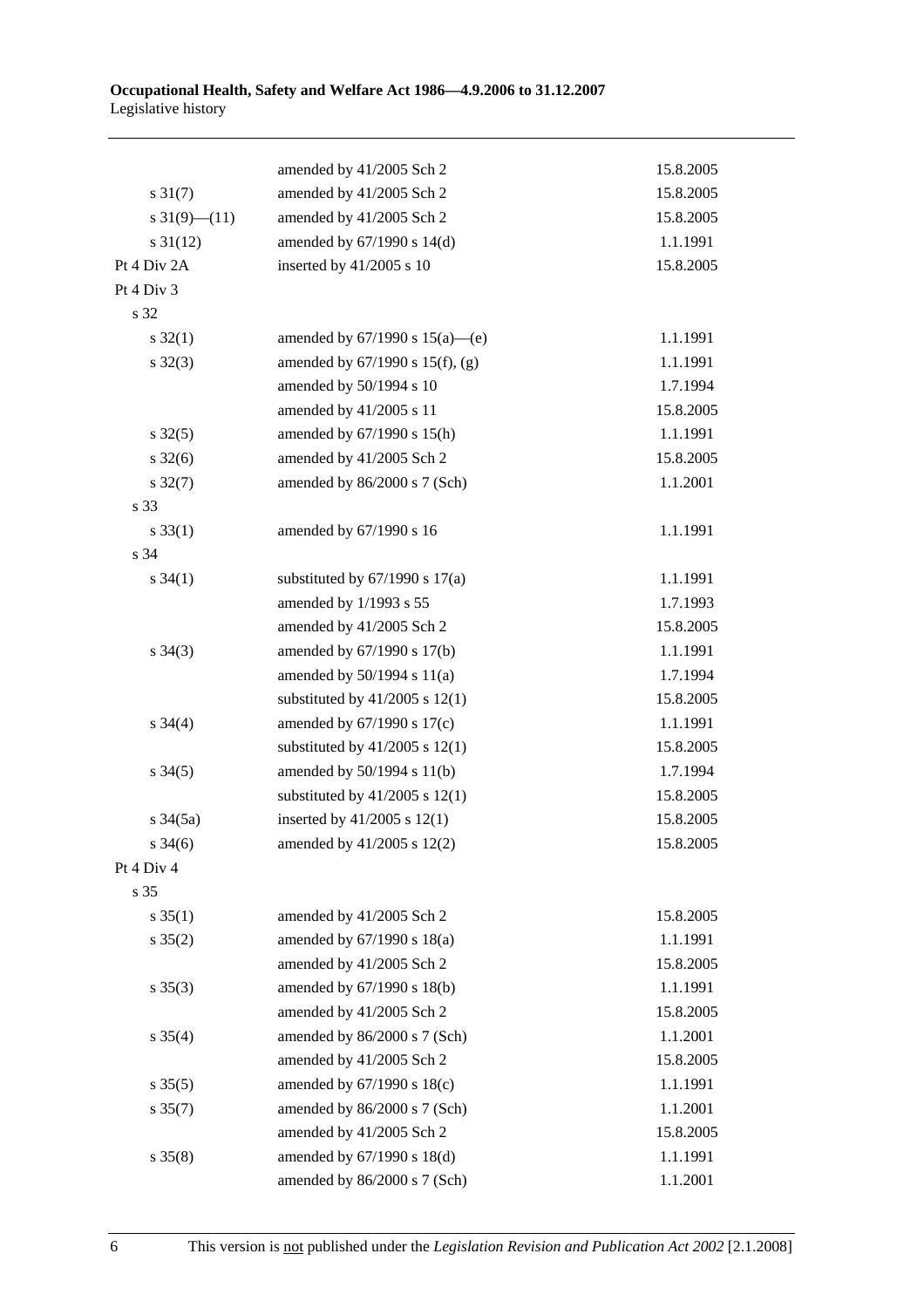| | | |
|---|---|---|
| | amended by 41/2005 Sch 2 | 15.8.2005 |
| s 31(7) | amended by 41/2005 Sch 2 | 15.8.2005 |
| s 31(9)—(11) | amended by 41/2005 Sch 2 | 15.8.2005 |
| s 31(12) | amended by 67/1990 s 14(d) | 1.1.1991 |
| Pt 4 Div 2A | inserted by 41/2005 s 10 | 15.8.2005 |
| Pt 4 Div 3 | | |
| s 32 | | |
| s 32(1) | amended by 67/1990 s 15(a)—(e) | 1.1.1991 |
| s 32(3) | amended by 67/1990 s 15(f), (g) | 1.1.1991 |
| | amended by 50/1994 s 10 | 1.7.1994 |
| | amended by 41/2005 s 11 | 15.8.2005 |
| s 32(5) | amended by 67/1990 s 15(h) | 1.1.1991 |
| s 32(6) | amended by 41/2005 Sch 2 | 15.8.2005 |
| s 32(7) | amended by 86/2000 s 7 (Sch) | 1.1.2001 |
| s 33 | | |
| s 33(1) | amended by 67/1990 s 16 | 1.1.1991 |
| s 34 | | |
| s 34(1) | substituted by 67/1990 s 17(a) | 1.1.1991 |
| | amended by 1/1993 s 55 | 1.7.1993 |
| | amended by 41/2005 Sch 2 | 15.8.2005 |
| s 34(3) | amended by 67/1990 s 17(b) | 1.1.1991 |
| | amended by 50/1994 s 11(a) | 1.7.1994 |
| | substituted by 41/2005 s 12(1) | 15.8.2005 |
| s 34(4) | amended by 67/1990 s 17(c) | 1.1.1991 |
| | substituted by 41/2005 s 12(1) | 15.8.2005 |
| s 34(5) | amended by 50/1994 s 11(b) | 1.7.1994 |
| | substituted by 41/2005 s 12(1) | 15.8.2005 |
| s 34(5a) | inserted by 41/2005 s 12(1) | 15.8.2005 |
| s 34(6) | amended by 41/2005 s 12(2) | 15.8.2005 |
| Pt 4 Div 4 | | |
| s 35 | | |
| s 35(1) | amended by 41/2005 Sch 2 | 15.8.2005 |
| s 35(2) | amended by 67/1990 s 18(a) | 1.1.1991 |
| | amended by 41/2005 Sch 2 | 15.8.2005 |
| s 35(3) | amended by 67/1990 s 18(b) | 1.1.1991 |
| | amended by 41/2005 Sch 2 | 15.8.2005 |
| s 35(4) | amended by 86/2000 s 7 (Sch) | 1.1.2001 |
| | amended by 41/2005 Sch 2 | 15.8.2005 |
| s 35(5) | amended by 67/1990 s 18(c) | 1.1.1991 |
| s 35(7) | amended by 86/2000 s 7 (Sch) | 1.1.2001 |
| | amended by 41/2005 Sch 2 | 15.8.2005 |
| s 35(8) | amended by 67/1990 s 18(d) | 1.1.1991 |
| | amended by 86/2000 s 7 (Sch) | 1.1.2001 |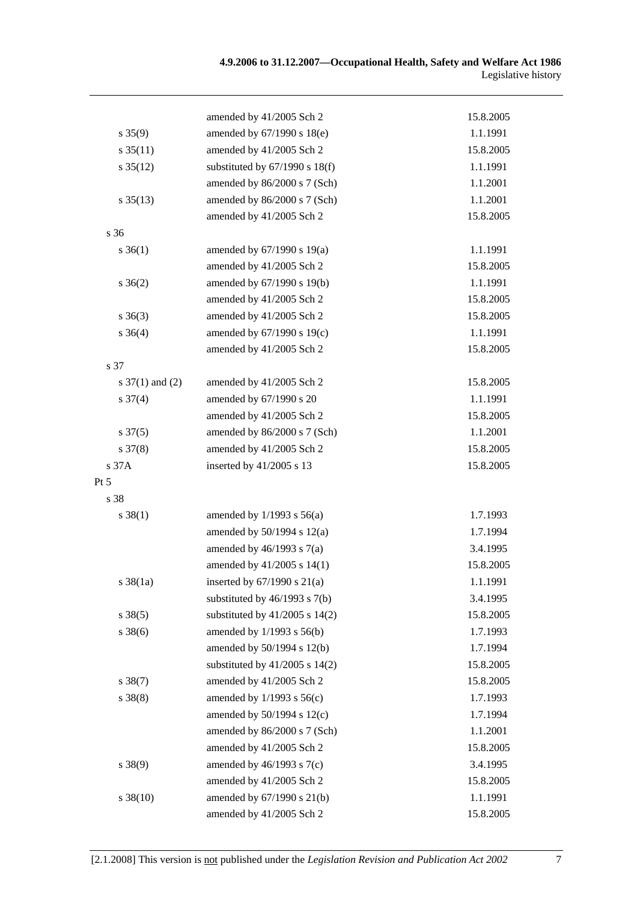| | | |
|---|---|---|
| | amended by 41/2005 Sch 2 | 15.8.2005 |
| s 35(9) | amended by 67/1990 s 18(e) | 1.1.1991 |
| s 35(11) | amended by 41/2005 Sch 2 | 15.8.2005 |
| s 35(12) | substituted by 67/1990 s 18(f) | 1.1.1991 |
| | amended by 86/2000 s 7 (Sch) | 1.1.2001 |
| s 35(13) | amended by 86/2000 s 7 (Sch) | 1.1.2001 |
| | amended by 41/2005 Sch 2 | 15.8.2005 |
| s 36 | | |
| s 36(1) | amended by 67/1990 s 19(a) | 1.1.1991 |
| | amended by 41/2005 Sch 2 | 15.8.2005 |
| s 36(2) | amended by 67/1990 s 19(b) | 1.1.1991 |
| | amended by 41/2005 Sch 2 | 15.8.2005 |
| s 36(3) | amended by 41/2005 Sch 2 | 15.8.2005 |
| s 36(4) | amended by 67/1990 s 19(c) | 1.1.1991 |
| | amended by 41/2005 Sch 2 | 15.8.2005 |
| s 37 | | |
| s 37(1) and (2) | amended by 41/2005 Sch 2 | 15.8.2005 |
| s 37(4) | amended by 67/1990 s 20 | 1.1.1991 |
| | amended by 41/2005 Sch 2 | 15.8.2005 |
| s 37(5) | amended by 86/2000 s 7 (Sch) | 1.1.2001 |
| s 37(8) | amended by 41/2005 Sch 2 | 15.8.2005 |
| s 37A | inserted by 41/2005 s 13 | 15.8.2005 |
| Pt 5 | | |
| s 38 | | |
| s 38(1) | amended by 1/1993 s 56(a) | 1.7.1993 |
| | amended by 50/1994 s 12(a) | 1.7.1994 |
| | amended by 46/1993 s 7(a) | 3.4.1995 |
| | amended by 41/2005 s 14(1) | 15.8.2005 |
| s 38(1a) | inserted by 67/1990 s 21(a) | 1.1.1991 |
| | substituted by 46/1993 s 7(b) | 3.4.1995 |
| s 38(5) | substituted by 41/2005 s 14(2) | 15.8.2005 |
| s 38(6) | amended by 1/1993 s 56(b) | 1.7.1993 |
| | amended by 50/1994 s 12(b) | 1.7.1994 |
| | substituted by 41/2005 s 14(2) | 15.8.2005 |
| s 38(7) | amended by 41/2005 Sch 2 | 15.8.2005 |
| s 38(8) | amended by 1/1993 s 56(c) | 1.7.1993 |
| | amended by 50/1994 s 12(c) | 1.7.1994 |
| | amended by 86/2000 s 7 (Sch) | 1.1.2001 |
| | amended by 41/2005 Sch 2 | 15.8.2005 |
| s 38(9) | amended by 46/1993 s 7(c) | 3.4.1995 |
| | amended by 41/2005 Sch 2 | 15.8.2005 |
| s 38(10) | amended by 67/1990 s 21(b) | 1.1.1991 |
| | amended by 41/2005 Sch 2 | 15.8.2005 |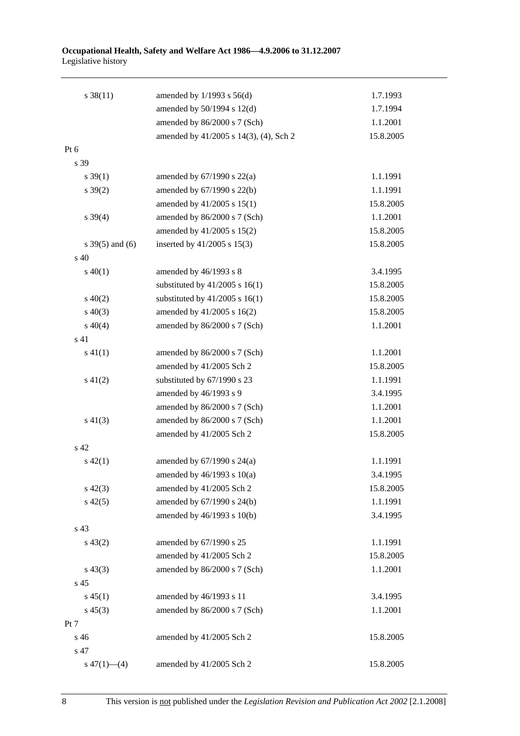| | | |
|---|---|---|
| s 38(11) | amended by 1/1993 s 56(d) | 1.7.1993 |
| | amended by 50/1994 s 12(d) | 1.7.1994 |
| | amended by 86/2000 s 7 (Sch) | 1.1.2001 |
| | amended by 41/2005 s 14(3), (4), Sch 2 | 15.8.2005 |
| Pt 6 | | |
| s 39 | | |
| s 39(1) | amended by 67/1990 s 22(a) | 1.1.1991 |
| s 39(2) | amended by 67/1990 s 22(b) | 1.1.1991 |
| | amended by 41/2005 s 15(1) | 15.8.2005 |
| s 39(4) | amended by 86/2000 s 7 (Sch) | 1.1.2001 |
| | amended by 41/2005 s 15(2) | 15.8.2005 |
| s 39(5) and (6) | inserted by 41/2005 s 15(3) | 15.8.2005 |
| s 40 | | |
| s 40(1) | amended by 46/1993 s 8 | 3.4.1995 |
| | substituted by 41/2005 s 16(1) | 15.8.2005 |
| s 40(2) | substituted by 41/2005 s 16(1) | 15.8.2005 |
| s 40(3) | amended by 41/2005 s 16(2) | 15.8.2005 |
| s 40(4) | amended by 86/2000 s 7 (Sch) | 1.1.2001 |
| s 41 | | |
| s 41(1) | amended by 86/2000 s 7 (Sch) | 1.1.2001 |
| | amended by 41/2005 Sch 2 | 15.8.2005 |
| s 41(2) | substituted by 67/1990 s 23 | 1.1.1991 |
| | amended by 46/1993 s 9 | 3.4.1995 |
| | amended by 86/2000 s 7 (Sch) | 1.1.2001 |
| s 41(3) | amended by 86/2000 s 7 (Sch) | 1.1.2001 |
| | amended by 41/2005 Sch 2 | 15.8.2005 |
| s 42 | | |
| s 42(1) | amended by 67/1990 s 24(a) | 1.1.1991 |
| | amended by 46/1993 s 10(a) | 3.4.1995 |
| s 42(3) | amended by 41/2005 Sch 2 | 15.8.2005 |
| s 42(5) | amended by 67/1990 s 24(b) | 1.1.1991 |
| | amended by 46/1993 s 10(b) | 3.4.1995 |
| s 43 | | |
| s 43(2) | amended by 67/1990 s 25 | 1.1.1991 |
| | amended by 41/2005 Sch 2 | 15.8.2005 |
| s 43(3) | amended by 86/2000 s 7 (Sch) | 1.1.2001 |
| s 45 | | |
| s 45(1) | amended by 46/1993 s 11 | 3.4.1995 |
| s 45(3) | amended by 86/2000 s 7 (Sch) | 1.1.2001 |
| Pt 7 | | |
| s 46 | amended by 41/2005 Sch 2 | 15.8.2005 |
| s 47 | | |
| s 47(1)—(4) | amended by 41/2005 Sch 2 | 15.8.2005 |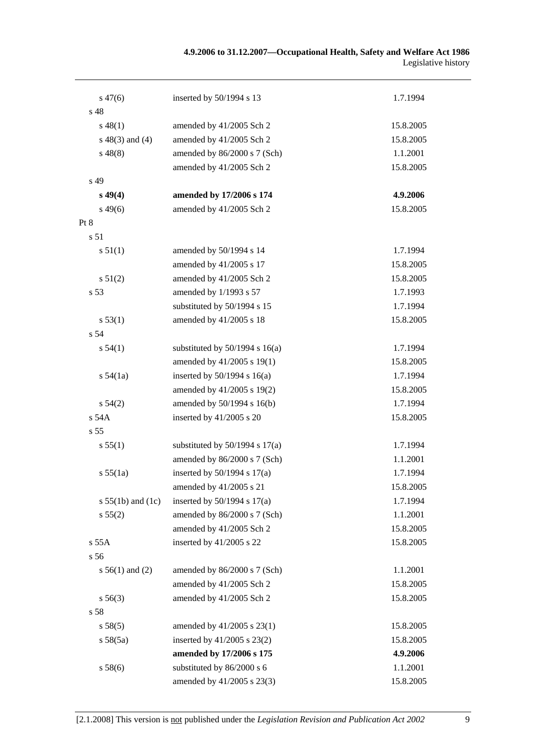| | | |
|---|---|---|
| s 47(6) | inserted by 50/1994 s 13 | 1.7.1994 |
| s 48 | | |
| s 48(1) | amended by 41/2005 Sch 2 | 15.8.2005 |
| s 48(3) and (4) | amended by 41/2005 Sch 2 | 15.8.2005 |
| s 48(8) | amended by 86/2000 s 7 (Sch) | 1.1.2001 |
| | amended by 41/2005 Sch 2 | 15.8.2005 |
| s 49 | | |
| **s 49(4)** | **amended by 17/2006 s 174** | **4.9.2006** |
| s 49(6) | amended by 41/2005 Sch 2 | 15.8.2005 |
| Pt 8 | | |
| s 51 | | |
| s 51(1) | amended by 50/1994 s 14 | 1.7.1994 |
| | amended by 41/2005 s 17 | 15.8.2005 |
| s 51(2) | amended by 41/2005 Sch 2 | 15.8.2005 |
| s 53 | amended by 1/1993 s 57 | 1.7.1993 |
| | substituted by 50/1994 s 15 | 1.7.1994 |
| s 53(1) | amended by 41/2005 s 18 | 15.8.2005 |
| s 54 | | |
| s 54(1) | substituted by 50/1994 s 16(a) | 1.7.1994 |
| | amended by 41/2005 s 19(1) | 15.8.2005 |
| s 54(1a) | inserted by 50/1994 s 16(a) | 1.7.1994 |
| | amended by 41/2005 s 19(2) | 15.8.2005 |
| s 54(2) | amended by 50/1994 s 16(b) | 1.7.1994 |
| s 54A | inserted by 41/2005 s 20 | 15.8.2005 |
| s 55 | | |
| s 55(1) | substituted by 50/1994 s 17(a) | 1.7.1994 |
| | amended by 86/2000 s 7 (Sch) | 1.1.2001 |
| s 55(1a) | inserted by 50/1994 s 17(a) | 1.7.1994 |
| | amended by 41/2005 s 21 | 15.8.2005 |
| s 55(1b) and (1c) | inserted by 50/1994 s 17(a) | 1.7.1994 |
| s 55(2) | amended by 86/2000 s 7 (Sch) | 1.1.2001 |
| | amended by 41/2005 Sch 2 | 15.8.2005 |
| s 55A | inserted by 41/2005 s 22 | 15.8.2005 |
| s 56 | | |
| s 56(1) and (2) | amended by 86/2000 s 7 (Sch) | 1.1.2001 |
| | amended by 41/2005 Sch 2 | 15.8.2005 |
| s 56(3) | amended by 41/2005 Sch 2 | 15.8.2005 |
| s 58 | | |
| s 58(5) | amended by 41/2005 s 23(1) | 15.8.2005 |
| s 58(5a) | inserted by 41/2005 s 23(2) | 15.8.2005 |
| | **amended by 17/2006 s 175** | **4.9.2006** |
| s 58(6) | substituted by 86/2000 s 6 | 1.1.2001 |
| | amended by 41/2005 s 23(3) | 15.8.2005 |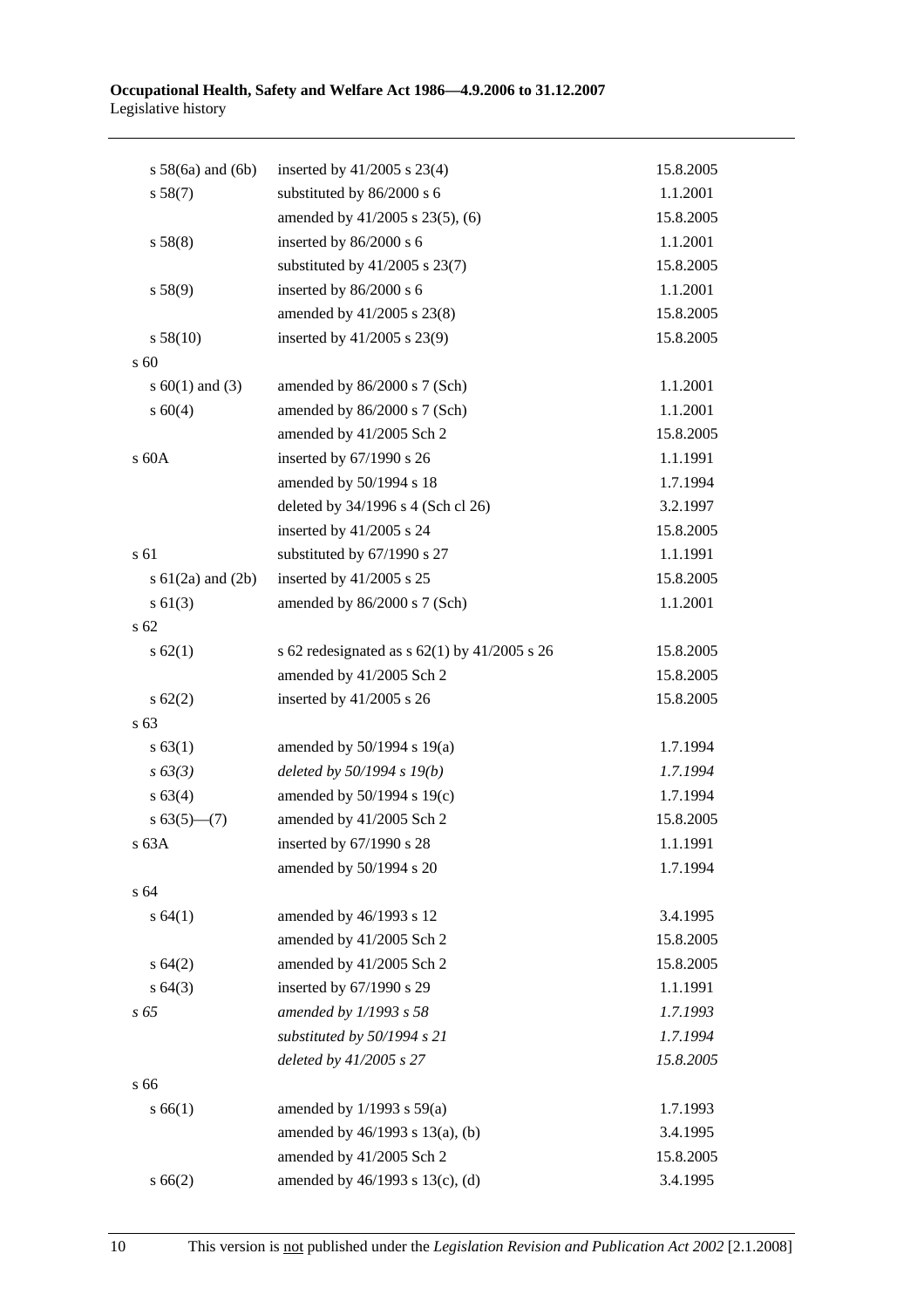| | | |
|---|---|---|
| s 58(6a) and (6b) | inserted by 41/2005 s 23(4) | 15.8.2005 |
| s 58(7) | substituted by 86/2000 s 6 | 1.1.2001 |
| | amended by 41/2005 s 23(5), (6) | 15.8.2005 |
| s 58(8) | inserted by 86/2000 s 6 | 1.1.2001 |
| | substituted by 41/2005 s 23(7) | 15.8.2005 |
| s 58(9) | inserted by 86/2000 s 6 | 1.1.2001 |
| | amended by 41/2005 s 23(8) | 15.8.2005 |
| s 58(10) | inserted by 41/2005 s 23(9) | 15.8.2005 |
| s 60 | | |
| s 60(1) and (3) | amended by 86/2000 s 7 (Sch) | 1.1.2001 |
| s 60(4) | amended by 86/2000 s 7 (Sch) | 1.1.2001 |
| | amended by 41/2005 Sch 2 | 15.8.2005 |
| s 60A | inserted by 67/1990 s 26 | 1.1.1991 |
| | amended by 50/1994 s 18 | 1.7.1994 |
| | deleted by 34/1996 s 4 (Sch cl 26) | 3.2.1997 |
| | inserted by 41/2005 s 24 | 15.8.2005 |
| s 61 | substituted by 67/1990 s 27 | 1.1.1991 |
| s 61(2a) and (2b) | inserted by 41/2005 s 25 | 15.8.2005 |
| s 61(3) | amended by 86/2000 s 7 (Sch) | 1.1.2001 |
| s 62 | | |
| s 62(1) | s 62 redesignated as s 62(1) by 41/2005 s 26 | 15.8.2005 |
| | amended by 41/2005 Sch 2 | 15.8.2005 |
| s 62(2) | inserted by 41/2005 s 26 | 15.8.2005 |
| s 63 | | |
| s 63(1) | amended by 50/1994 s 19(a) | 1.7.1994 |
| *s 63(3)* | *deleted by 50/1994 s 19(b)* | *1.7.1994* |
| s 63(4) | amended by 50/1994 s 19(c) | 1.7.1994 |
| s 63(5)—(7) | amended by 41/2005 Sch 2 | 15.8.2005 |
| s 63A | inserted by 67/1990 s 28 | 1.1.1991 |
| | amended by 50/1994 s 20 | 1.7.1994 |
| s 64 | | |
| s 64(1) | amended by 46/1993 s 12 | 3.4.1995 |
| | amended by 41/2005 Sch 2 | 15.8.2005 |
| s 64(2) | amended by 41/2005 Sch 2 | 15.8.2005 |
| s 64(3) | inserted by 67/1990 s 29 | 1.1.1991 |
| *s 65* | *amended by 1/1993 s 58* | *1.7.1993* |
| | *substituted by 50/1994 s 21* | *1.7.1994* |
| | *deleted by 41/2005 s 27* | *15.8.2005* |
| s 66 | | |
| s 66(1) | amended by 1/1993 s 59(a) | 1.7.1993 |
| | amended by 46/1993 s 13(a), (b) | 3.4.1995 |
| | amended by 41/2005 Sch 2 | 15.8.2005 |
| s 66(2) | amended by 46/1993 s 13(c), (d) | 3.4.1995 |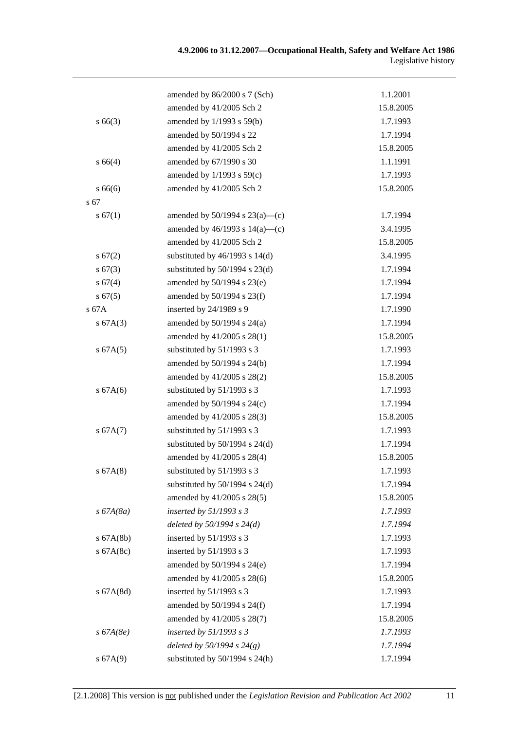| | | |
|---|---|---|
| | amended by 86/2000 s 7 (Sch) | 1.1.2001 |
| | amended by 41/2005 Sch 2 | 15.8.2005 |
| s 66(3) | amended by 1/1993 s 59(b) | 1.7.1993 |
| | amended by 50/1994 s 22 | 1.7.1994 |
| | amended by 41/2005 Sch 2 | 15.8.2005 |
| s 66(4) | amended by 67/1990 s 30 | 1.1.1991 |
| | amended by 1/1993 s 59(c) | 1.7.1993 |
| s 66(6) | amended by 41/2005 Sch 2 | 15.8.2005 |
| s 67 | | |
| s 67(1) | amended by 50/1994 s 23(a)—(c) | 1.7.1994 |
| | amended by 46/1993 s 14(a)—(c) | 3.4.1995 |
| | amended by 41/2005 Sch 2 | 15.8.2005 |
| s 67(2) | substituted by 46/1993 s 14(d) | 3.4.1995 |
| s 67(3) | substituted by 50/1994 s 23(d) | 1.7.1994 |
| s 67(4) | amended by 50/1994 s 23(e) | 1.7.1994 |
| s 67(5) | amended by 50/1994 s 23(f) | 1.7.1994 |
| s 67A | inserted by 24/1989 s 9 | 1.7.1990 |
| s 67A(3) | amended by 50/1994 s 24(a) | 1.7.1994 |
| | amended by 41/2005 s 28(1) | 15.8.2005 |
| s 67A(5) | substituted by 51/1993 s 3 | 1.7.1993 |
| | amended by 50/1994 s 24(b) | 1.7.1994 |
| | amended by 41/2005 s 28(2) | 15.8.2005 |
| s 67A(6) | substituted by 51/1993 s 3 | 1.7.1993 |
| | amended by 50/1994 s 24(c) | 1.7.1994 |
| | amended by 41/2005 s 28(3) | 15.8.2005 |
| s 67A(7) | substituted by 51/1993 s 3 | 1.7.1993 |
| | substituted by 50/1994 s 24(d) | 1.7.1994 |
| | amended by 41/2005 s 28(4) | 15.8.2005 |
| s 67A(8) | substituted by 51/1993 s 3 | 1.7.1993 |
| | substituted by 50/1994 s 24(d) | 1.7.1994 |
| | amended by 41/2005 s 28(5) | 15.8.2005 |
| *s 67A(8a)* | *inserted by 51/1993 s 3* | *1.7.1993* |
| | *deleted by 50/1994 s 24(d)* | *1.7.1994* |
| s 67A(8b) | inserted by 51/1993 s 3 | 1.7.1993 |
| s 67A(8c) | inserted by 51/1993 s 3 | 1.7.1993 |
| | amended by 50/1994 s 24(e) | 1.7.1994 |
| | amended by 41/2005 s 28(6) | 15.8.2005 |
| s 67A(8d) | inserted by 51/1993 s 3 | 1.7.1993 |
| | amended by 50/1994 s 24(f) | 1.7.1994 |
| | amended by 41/2005 s 28(7) | 15.8.2005 |
| *s 67A(8e)* | *inserted by 51/1993 s 3* | *1.7.1993* |
| | *deleted by 50/1994 s 24(g)* | *1.7.1994* |
| s 67A(9) | substituted by 50/1994 s 24(h) | 1.7.1994 |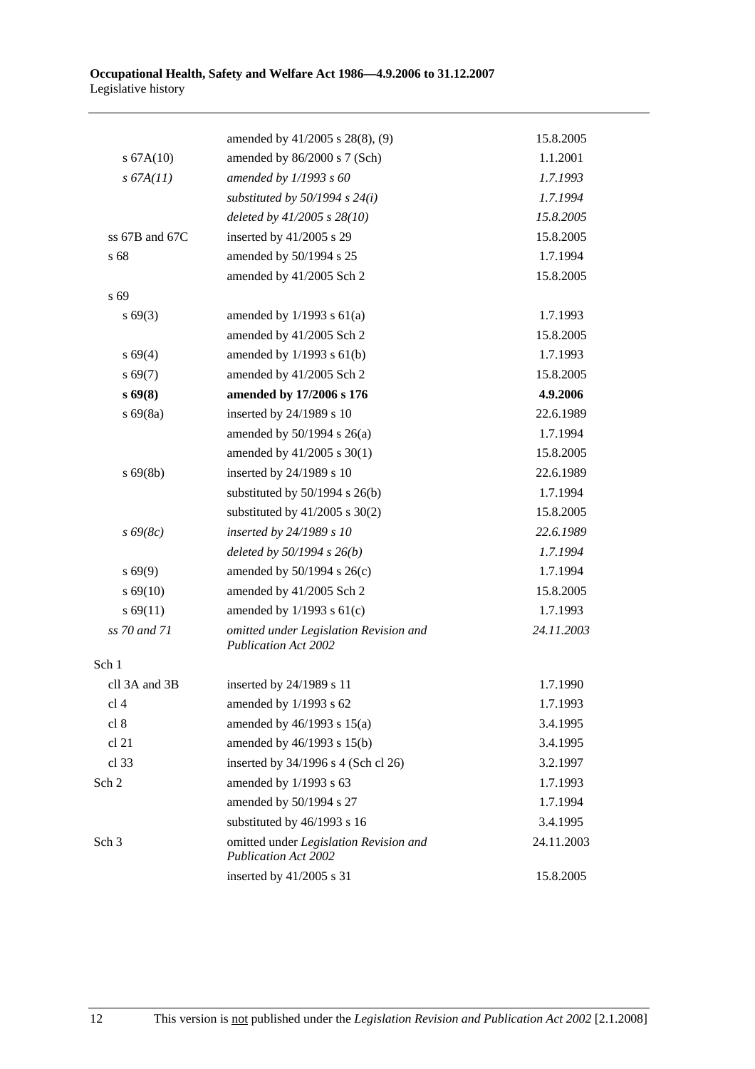| | | |
|---|---|---|
| | amended by 41/2005 s 28(8), (9) | 15.8.2005 |
| s 67A(10) | amended by 86/2000 s 7 (Sch) | 1.1.2001 |
| *s 67A(11)* | *amended by 1/1993 s 60* | *1.7.1993* |
| | *substituted by 50/1994 s 24(i)* | *1.7.1994* |
| | *deleted by 41/2005 s 28(10)* | *15.8.2005* |
| ss 67B and 67C | inserted by 41/2005 s 29 | 15.8.2005 |
| s 68 | amended by 50/1994 s 25 | 1.7.1994 |
| | amended by 41/2005 Sch 2 | 15.8.2005 |
| s 69 | | |
| s 69(3) | amended by 1/1993 s 61(a) | 1.7.1993 |
| | amended by 41/2005 Sch 2 | 15.8.2005 |
| s 69(4) | amended by 1/1993 s 61(b) | 1.7.1993 |
| s 69(7) | amended by 41/2005 Sch 2 | 15.8.2005 |
| **s 69(8)** | **amended by 17/2006 s 176** | **4.9.2006** |
| s 69(8a) | inserted by 24/1989 s 10 | 22.6.1989 |
| | amended by 50/1994 s 26(a) | 1.7.1994 |
| | amended by 41/2005 s 30(1) | 15.8.2005 |
| s 69(8b) | inserted by 24/1989 s 10 | 22.6.1989 |
| | substituted by 50/1994 s 26(b) | 1.7.1994 |
| | substituted by 41/2005 s 30(2) | 15.8.2005 |
| *s 69(8c)* | *inserted by 24/1989 s 10* | *22.6.1989* |
| | *deleted by 50/1994 s 26(b)* | *1.7.1994* |
| s 69(9) | amended by 50/1994 s 26(c) | 1.7.1994 |
| s 69(10) | amended by 41/2005 Sch 2 | 15.8.2005 |
| s 69(11) | amended by 1/1993 s 61(c) | 1.7.1993 |
| *ss 70 and 71* | *omitted under Legislation Revision and Publication Act 2002* | *24.11.2003* |
| Sch 1 | | |
| cll 3A and 3B | inserted by 24/1989 s 11 | 1.7.1990 |
| cl 4 | amended by 1/1993 s 62 | 1.7.1993 |
| cl 8 | amended by 46/1993 s 15(a) | 3.4.1995 |
| cl 21 | amended by 46/1993 s 15(b) | 3.4.1995 |
| cl 33 | inserted by 34/1996 s 4 (Sch cl 26) | 3.2.1997 |
| Sch 2 | amended by 1/1993 s 63 | 1.7.1993 |
| | amended by 50/1994 s 27 | 1.7.1994 |
| | substituted by 46/1993 s 16 | 3.4.1995 |
| Sch 3 | omitted under *Legislation Revision and Publication Act 2002* | 24.11.2003 |
| | inserted by 41/2005 s 31 | 15.8.2005 |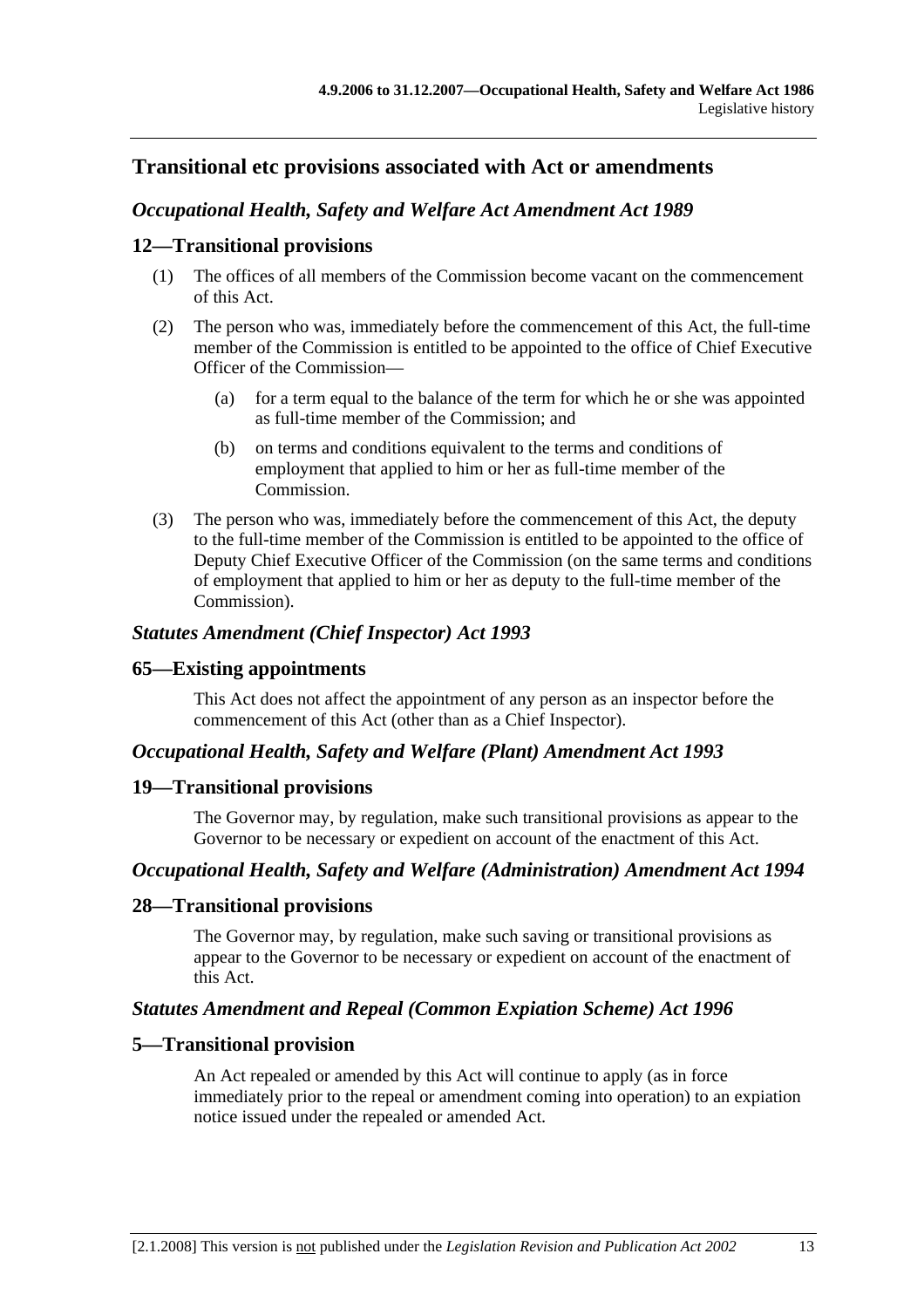## Transitional etc provisions associated with Act or amendments

### *Occupational Health, Safety and Welfare Act Amendment Act 1989*

### 12—Transitional provisions

(1) The offices of all members of the Commission become vacant on the commencement of this Act.

(2) The person who was, immediately before the commencement of this Act, the full-time member of the Commission is entitled to be appointed to the office of Chief Executive Officer of the Commission—

   (a) for a term equal to the balance of the term for which he or she was appointed as full-time member of the Commission; and

   (b) on terms and conditions equivalent to the terms and conditions of employment that applied to him or her as full-time member of the Commission.

(3) The person who was, immediately before the commencement of this Act, the deputy to the full-time member of the Commission is entitled to be appointed to the office of Deputy Chief Executive Officer of the Commission (on the same terms and conditions of employment that applied to him or her as deputy to the full-time member of the Commission).

### *Statutes Amendment (Chief Inspector) Act 1993*

### 65—Existing appointments

This Act does not affect the appointment of any person as an inspector before the commencement of this Act (other than as a Chief Inspector).

### *Occupational Health, Safety and Welfare (Plant) Amendment Act 1993*

### 19—Transitional provisions

The Governor may, by regulation, make such transitional provisions as appear to the Governor to be necessary or expedient on account of the enactment of this Act.

### *Occupational Health, Safety and Welfare (Administration) Amendment Act 1994*

### 28—Transitional provisions

The Governor may, by regulation, make such saving or transitional provisions as appear to the Governor to be necessary or expedient on account of the enactment of this Act.

### *Statutes Amendment and Repeal (Common Expiation Scheme) Act 1996*

### 5—Transitional provision

An Act repealed or amended by this Act will continue to apply (as in force immediately prior to the repeal or amendment coming into operation) to an expiation notice issued under the repealed or amended Act.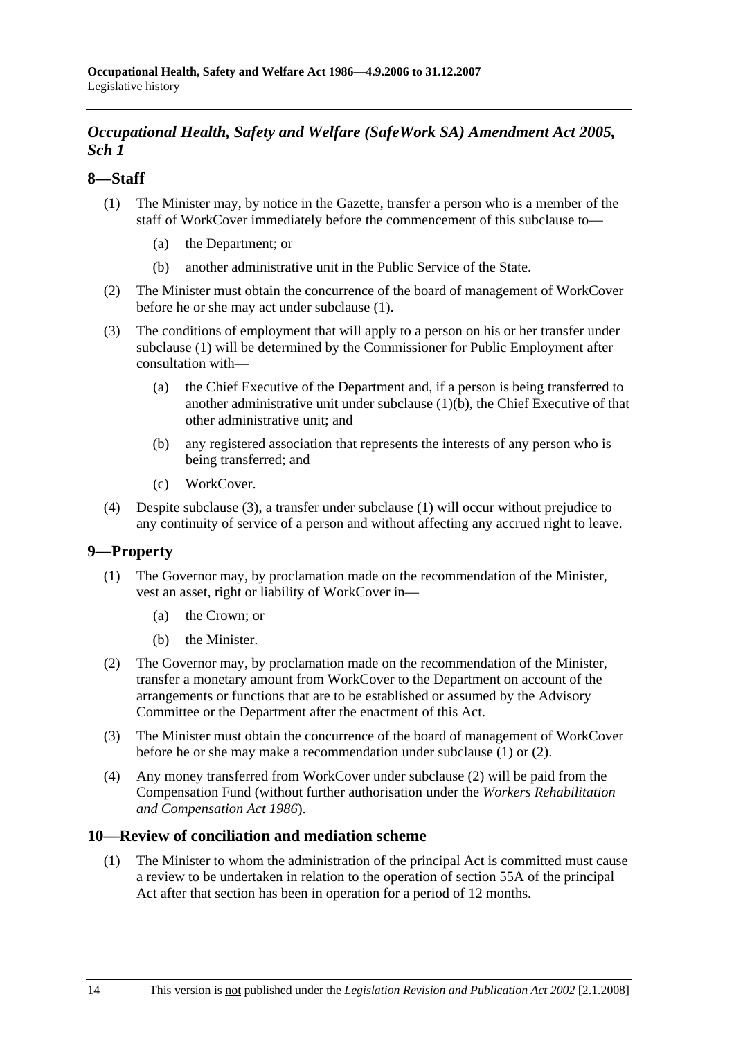## *Occupational Health, Safety and Welfare (SafeWork SA) Amendment Act 2005, Sch 1*

### 8—Staff

(1) The Minister may, by notice in the Gazette, transfer a person who is a member of the staff of WorkCover immediately before the commencement of this subclause to—

(a) the Department; or

(b) another administrative unit in the Public Service of the State.

(2) The Minister must obtain the concurrence of the board of management of WorkCover before he or she may act under subclause (1).

(3) The conditions of employment that will apply to a person on his or her transfer under subclause (1) will be determined by the Commissioner for Public Employment after consultation with—

(a) the Chief Executive of the Department and, if a person is being transferred to another administrative unit under subclause (1)(b), the Chief Executive of that other administrative unit; and

(b) any registered association that represents the interests of any person who is being transferred; and

(c) WorkCover.

(4) Despite subclause (3), a transfer under subclause (1) will occur without prejudice to any continuity of service of a person and without affecting any accrued right to leave.

### 9—Property

(1) The Governor may, by proclamation made on the recommendation of the Minister, vest an asset, right or liability of WorkCover in—

(a) the Crown; or

(b) the Minister.

(2) The Governor may, by proclamation made on the recommendation of the Minister, transfer a monetary amount from WorkCover to the Department on account of the arrangements or functions that are to be established or assumed by the Advisory Committee or the Department after the enactment of this Act.

(3) The Minister must obtain the concurrence of the board of management of WorkCover before he or she may make a recommendation under subclause (1) or (2).

(4) Any money transferred from WorkCover under subclause (2) will be paid from the Compensation Fund (without further authorisation under the *Workers Rehabilitation and Compensation Act 1986*).

### 10—Review of conciliation and mediation scheme

(1) The Minister to whom the administration of the principal Act is committed must cause a review to be undertaken in relation to the operation of section 55A of the principal Act after that section has been in operation for a period of 12 months.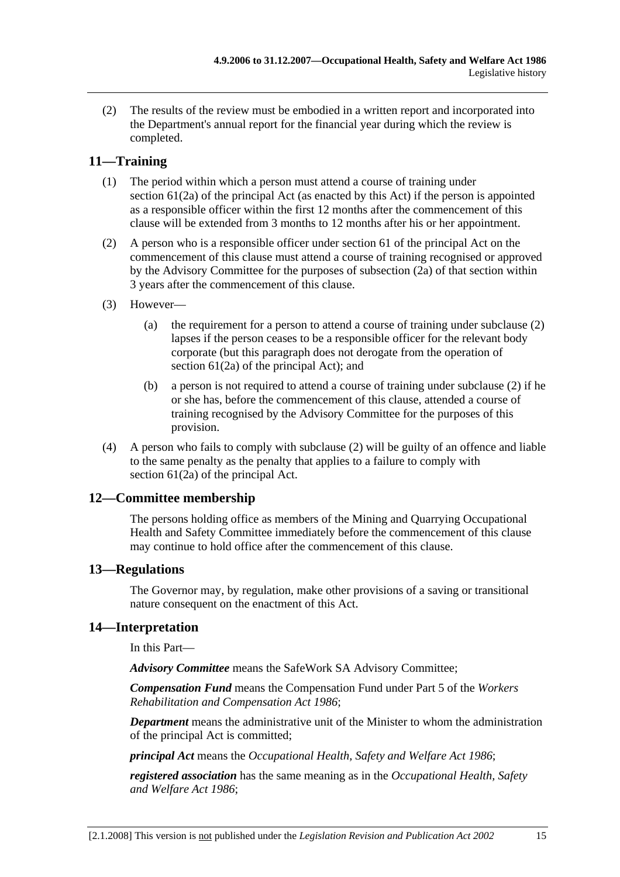(2) The results of the review must be embodied in a written report and incorporated into the Department's annual report for the financial year during which the review is completed.

## 11—Training

(1) The period within which a person must attend a course of training under section 61(2a) of the principal Act (as enacted by this Act) if the person is appointed as a responsible officer within the first 12 months after the commencement of this clause will be extended from 3 months to 12 months after his or her appointment.

(2) A person who is a responsible officer under section 61 of the principal Act on the commencement of this clause must attend a course of training recognised or approved by the Advisory Committee for the purposes of subsection (2a) of that section within 3 years after the commencement of this clause.

(3) However—

(a) the requirement for a person to attend a course of training under subclause (2) lapses if the person ceases to be a responsible officer for the relevant body corporate (but this paragraph does not derogate from the operation of section 61(2a) of the principal Act); and

(b) a person is not required to attend a course of training under subclause (2) if he or she has, before the commencement of this clause, attended a course of training recognised by the Advisory Committee for the purposes of this provision.

(4) A person who fails to comply with subclause (2) will be guilty of an offence and liable to the same penalty as the penalty that applies to a failure to comply with section 61(2a) of the principal Act.

## 12—Committee membership

The persons holding office as members of the Mining and Quarrying Occupational Health and Safety Committee immediately before the commencement of this clause may continue to hold office after the commencement of this clause.

## 13—Regulations

The Governor may, by regulation, make other provisions of a saving or transitional nature consequent on the enactment of this Act.

## 14—Interpretation

In this Part—

***Advisory Committee*** means the SafeWork SA Advisory Committee;

***Compensation Fund*** means the Compensation Fund under Part 5 of the *Workers Rehabilitation and Compensation Act 1986*;

***Department*** means the administrative unit of the Minister to whom the administration of the principal Act is committed;

***principal Act*** means the *Occupational Health, Safety and Welfare Act 1986*;

***registered association*** has the same meaning as in the *Occupational Health, Safety and Welfare Act 1986*;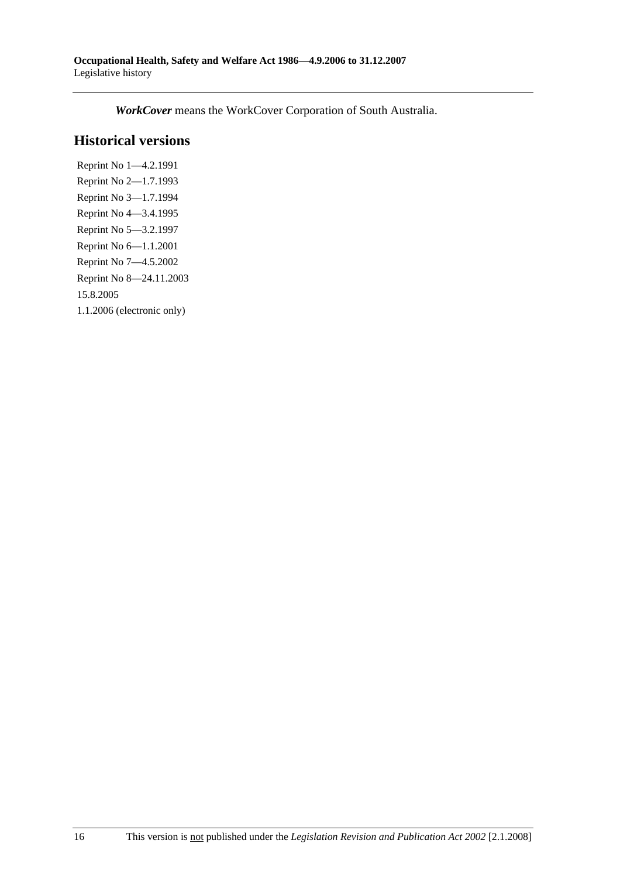***WorkCover*** means the WorkCover Corporation of South Australia.

## Historical versions

Reprint No 1—4.2.1991

Reprint No 2—1.7.1993

Reprint No 3—1.7.1994

Reprint No 4—3.4.1995

Reprint No 5—3.2.1997

Reprint No 6—1.1.2001

Reprint No 7—4.5.2002

Reprint No 8—24.11.2003

15.8.2005

1.1.2006 (electronic only)